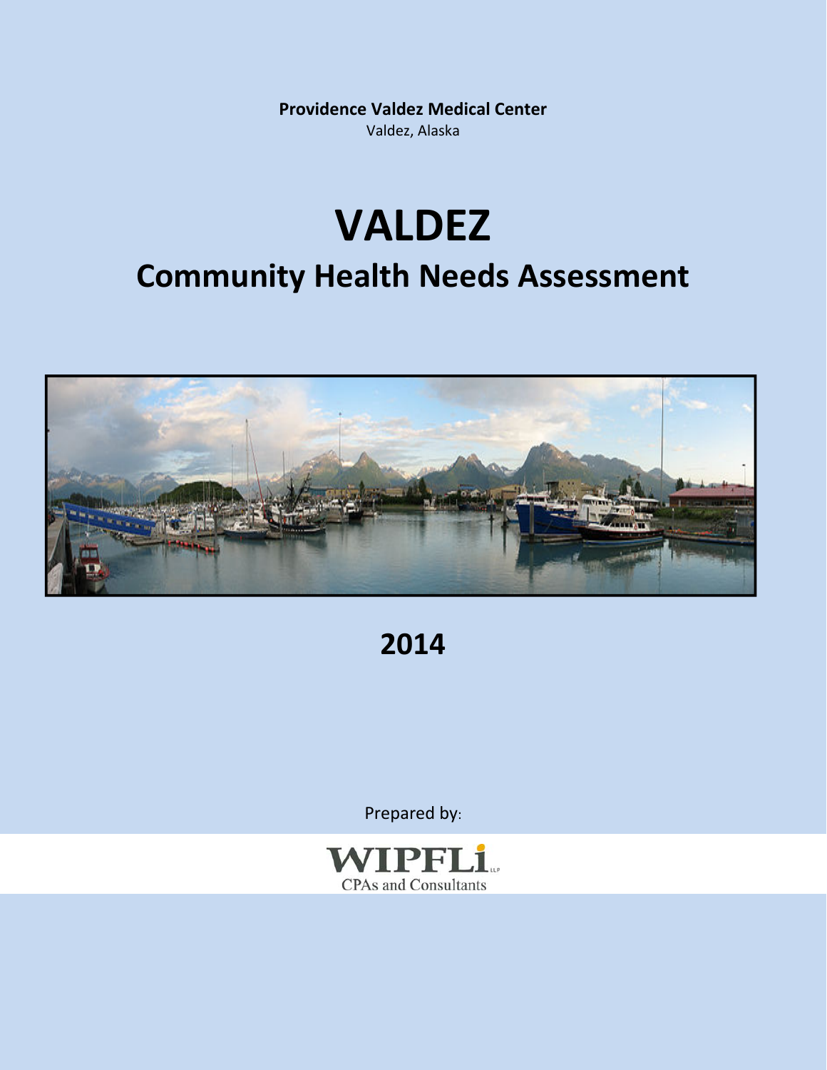**Providence Valdez Medical Center**
Valdez, Alaska

# VALDEZ

## Community Health Needs Assessment

## 2014

Prepared by:

WIPFLi LLP
CPAs and Consultants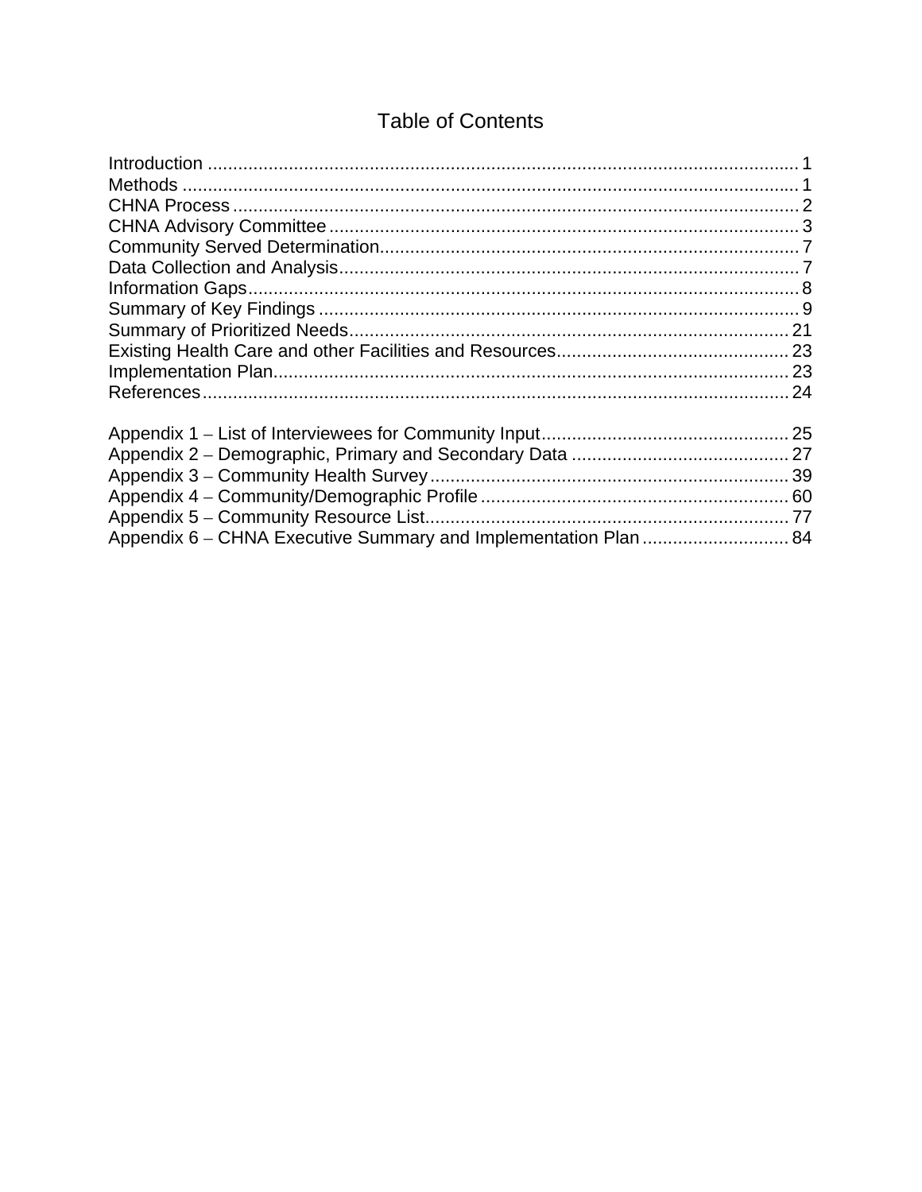# Table of Contents

| | |
|---|---|
| Introduction | 1 |
| Methods | 1 |
| CHNA Process | 2 |
| CHNA Advisory Committee | 3 |
| Community Served Determination | 7 |
| Data Collection and Analysis | 7 |
| Information Gaps | 8 |
| Summary of Key Findings | 9 |
| Summary of Prioritized Needs | 21 |
| Existing Health Care and other Facilities and Resources | 23 |
| Implementation Plan | 23 |
| References | 24 |
| Appendix 1 – List of Interviewees for Community Input | 25 |
| Appendix 2 – Demographic, Primary and Secondary Data | 27 |
| Appendix 3 – Community Health Survey | 39 |
| Appendix 4 – Community/Demographic Profile | 60 |
| Appendix 5 – Community Resource List | 77 |
| Appendix 6 – CHNA Executive Summary and Implementation Plan | 84 |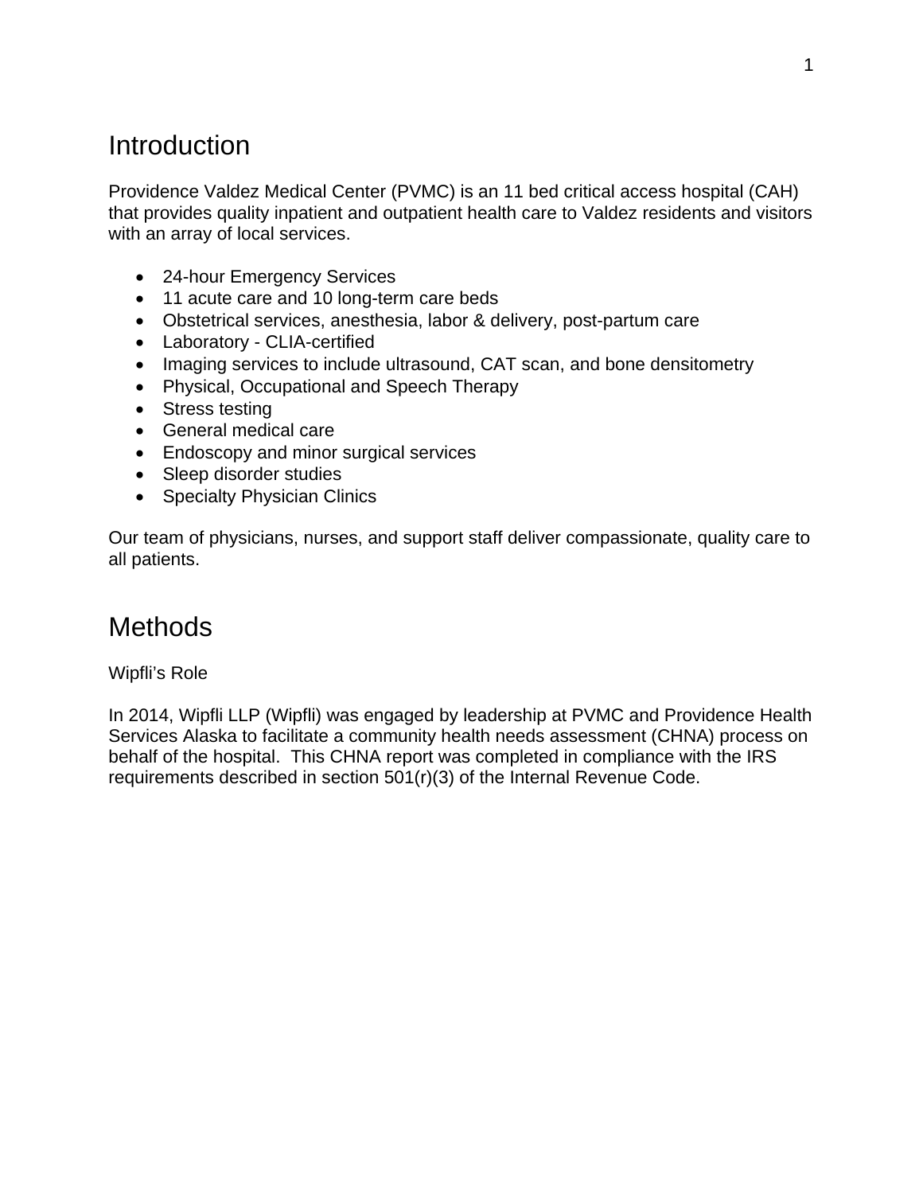# Introduction

Providence Valdez Medical Center (PVMC) is an 11 bed critical access hospital (CAH) that provides quality inpatient and outpatient health care to Valdez residents and visitors with an array of local services.

- 24-hour Emergency Services
- 11 acute care and 10 long-term care beds
- Obstetrical services, anesthesia, labor & delivery, post-partum care
- Laboratory - CLIA-certified
- Imaging services to include ultrasound, CAT scan, and bone densitometry
- Physical, Occupational and Speech Therapy
- Stress testing
- General medical care
- Endoscopy and minor surgical services
- Sleep disorder studies
- Specialty Physician Clinics

Our team of physicians, nurses, and support staff deliver compassionate, quality care to all patients.

# Methods

Wipfli's Role

In 2014, Wipfli LLP (Wipfli) was engaged by leadership at PVMC and Providence Health Services Alaska to facilitate a community health needs assessment (CHNA) process on behalf of the hospital. This CHNA report was completed in compliance with the IRS requirements described in section 501(r)(3) of the Internal Revenue Code.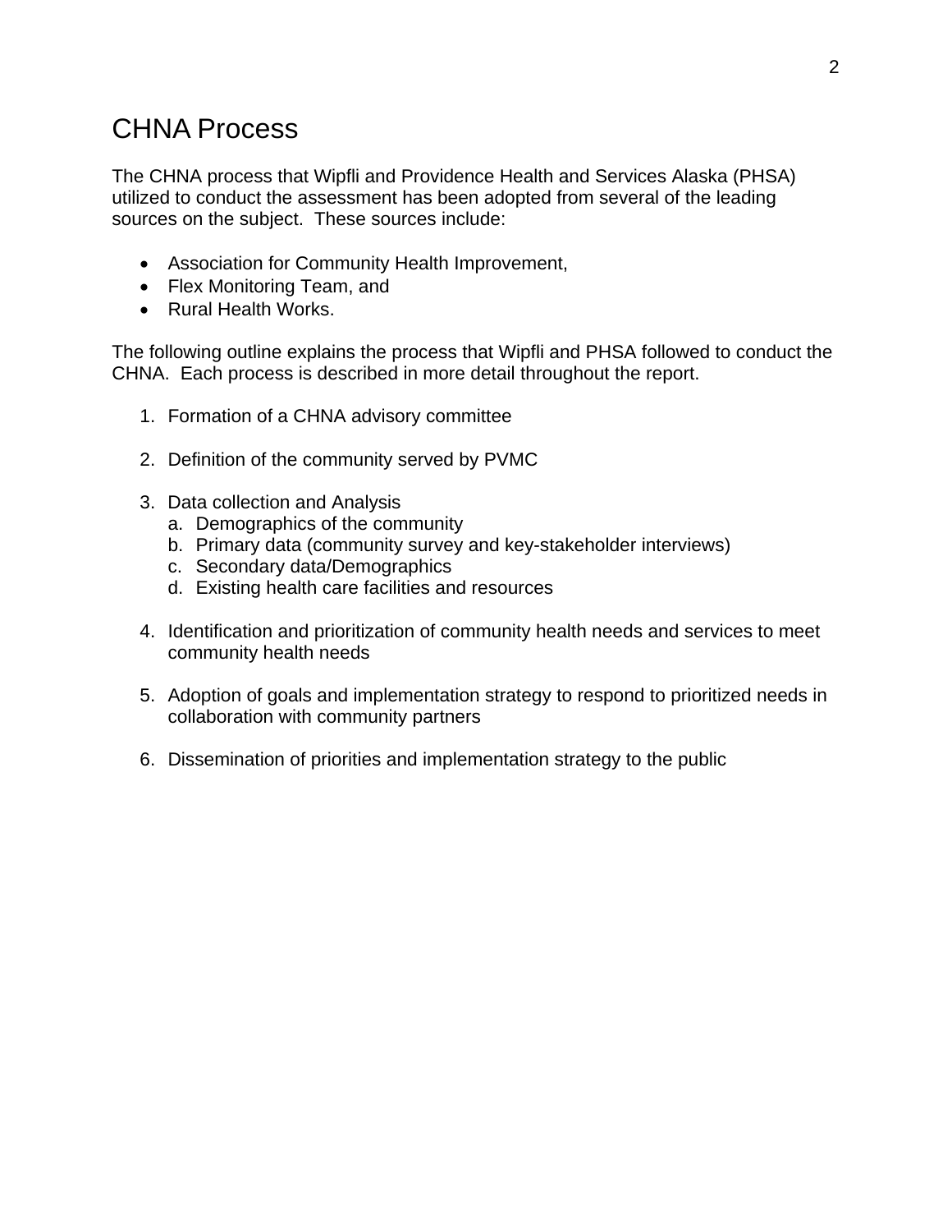# CHNA Process

The CHNA process that Wipfli and Providence Health and Services Alaska (PHSA) utilized to conduct the assessment has been adopted from several of the leading sources on the subject. These sources include:

- Association for Community Health Improvement,
- Flex Monitoring Team, and
- Rural Health Works.

The following outline explains the process that Wipfli and PHSA followed to conduct the CHNA. Each process is described in more detail throughout the report.

1. Formation of a CHNA advisory committee

2. Definition of the community served by PVMC

3. Data collection and Analysis
   a. Demographics of the community
   b. Primary data (community survey and key-stakeholder interviews)
   c. Secondary data/Demographics
   d. Existing health care facilities and resources

4. Identification and prioritization of community health needs and services to meet community health needs

5. Adoption of goals and implementation strategy to respond to prioritized needs in collaboration with community partners

6. Dissemination of priorities and implementation strategy to the public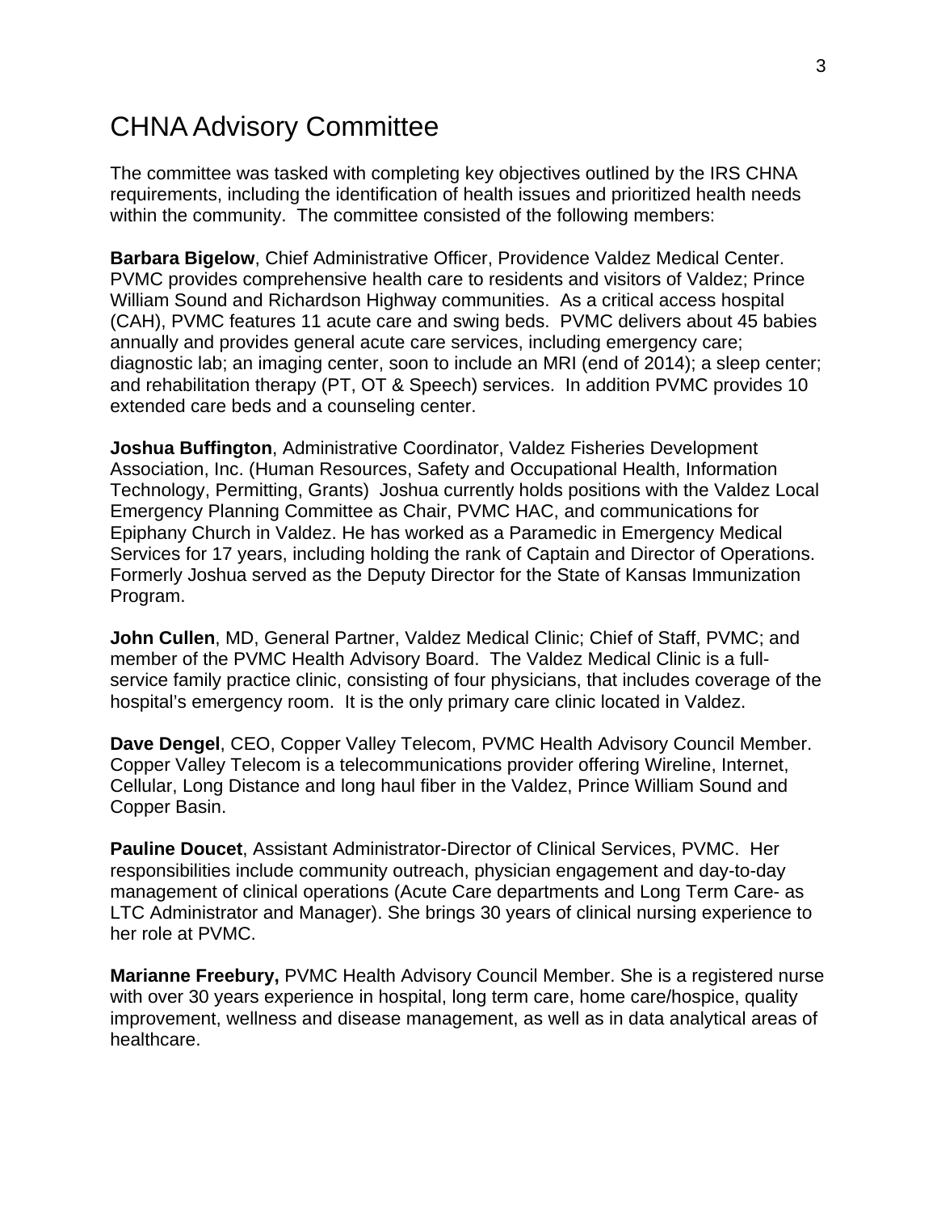# CHNA Advisory Committee

The committee was tasked with completing key objectives outlined by the IRS CHNA requirements, including the identification of health issues and prioritized health needs within the community. The committee consisted of the following members:

**Barbara Bigelow**, Chief Administrative Officer, Providence Valdez Medical Center. PVMC provides comprehensive health care to residents and visitors of Valdez; Prince William Sound and Richardson Highway communities. As a critical access hospital (CAH), PVMC features 11 acute care and swing beds. PVMC delivers about 45 babies annually and provides general acute care services, including emergency care; diagnostic lab; an imaging center, soon to include an MRI (end of 2014); a sleep center; and rehabilitation therapy (PT, OT & Speech) services. In addition PVMC provides 10 extended care beds and a counseling center.

**Joshua Buffington**, Administrative Coordinator, Valdez Fisheries Development Association, Inc. (Human Resources, Safety and Occupational Health, Information Technology, Permitting, Grants) Joshua currently holds positions with the Valdez Local Emergency Planning Committee as Chair, PVMC HAC, and communications for Epiphany Church in Valdez. He has worked as a Paramedic in Emergency Medical Services for 17 years, including holding the rank of Captain and Director of Operations. Formerly Joshua served as the Deputy Director for the State of Kansas Immunization Program.

**John Cullen**, MD, General Partner, Valdez Medical Clinic; Chief of Staff, PVMC; and member of the PVMC Health Advisory Board. The Valdez Medical Clinic is a full-service family practice clinic, consisting of four physicians, that includes coverage of the hospital's emergency room. It is the only primary care clinic located in Valdez.

**Dave Dengel**, CEO, Copper Valley Telecom, PVMC Health Advisory Council Member. Copper Valley Telecom is a telecommunications provider offering Wireline, Internet, Cellular, Long Distance and long haul fiber in the Valdez, Prince William Sound and Copper Basin.

**Pauline Doucet**, Assistant Administrator-Director of Clinical Services, PVMC. Her responsibilities include community outreach, physician engagement and day-to-day management of clinical operations (Acute Care departments and Long Term Care- as LTC Administrator and Manager). She brings 30 years of clinical nursing experience to her role at PVMC.

**Marianne Freebury,** PVMC Health Advisory Council Member. She is a registered nurse with over 30 years experience in hospital, long term care, home care/hospice, quality improvement, wellness and disease management, as well as in data analytical areas of healthcare.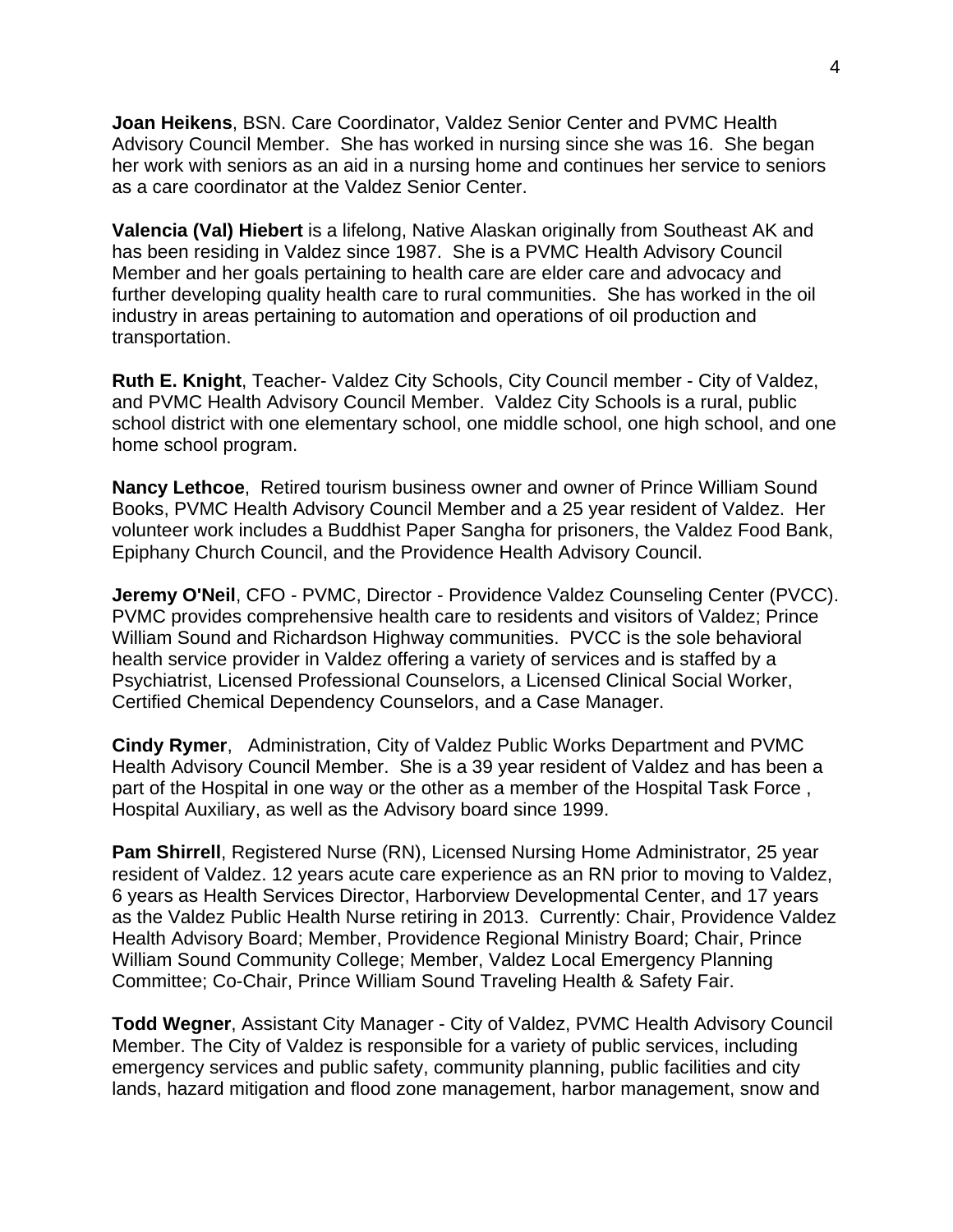**Joan Heikens**, BSN. Care Coordinator, Valdez Senior Center and PVMC Health Advisory Council Member. She has worked in nursing since she was 16. She began her work with seniors as an aid in a nursing home and continues her service to seniors as a care coordinator at the Valdez Senior Center.

**Valencia (Val) Hiebert** is a lifelong, Native Alaskan originally from Southeast AK and has been residing in Valdez since 1987. She is a PVMC Health Advisory Council Member and her goals pertaining to health care are elder care and advocacy and further developing quality health care to rural communities. She has worked in the oil industry in areas pertaining to automation and operations of oil production and transportation.

**Ruth E. Knight**, Teacher- Valdez City Schools, City Council member - City of Valdez, and PVMC Health Advisory Council Member. Valdez City Schools is a rural, public school district with one elementary school, one middle school, one high school, and one home school program.

**Nancy Lethcoe**, Retired tourism business owner and owner of Prince William Sound Books, PVMC Health Advisory Council Member and a 25 year resident of Valdez. Her volunteer work includes a Buddhist Paper Sangha for prisoners, the Valdez Food Bank, Epiphany Church Council, and the Providence Health Advisory Council.

**Jeremy O'Neil**, CFO - PVMC, Director - Providence Valdez Counseling Center (PVCC). PVMC provides comprehensive health care to residents and visitors of Valdez; Prince William Sound and Richardson Highway communities. PVCC is the sole behavioral health service provider in Valdez offering a variety of services and is staffed by a Psychiatrist, Licensed Professional Counselors, a Licensed Clinical Social Worker, Certified Chemical Dependency Counselors, and a Case Manager.

**Cindy Rymer**, Administration, City of Valdez Public Works Department and PVMC Health Advisory Council Member. She is a 39 year resident of Valdez and has been a part of the Hospital in one way or the other as a member of the Hospital Task Force , Hospital Auxiliary, as well as the Advisory board since 1999.

**Pam Shirrell**, Registered Nurse (RN), Licensed Nursing Home Administrator, 25 year resident of Valdez. 12 years acute care experience as an RN prior to moving to Valdez, 6 years as Health Services Director, Harborview Developmental Center, and 17 years as the Valdez Public Health Nurse retiring in 2013. Currently: Chair, Providence Valdez Health Advisory Board; Member, Providence Regional Ministry Board; Chair, Prince William Sound Community College; Member, Valdez Local Emergency Planning Committee; Co-Chair, Prince William Sound Traveling Health & Safety Fair.

**Todd Wegner**, Assistant City Manager - City of Valdez, PVMC Health Advisory Council Member. The City of Valdez is responsible for a variety of public services, including emergency services and public safety, community planning, public facilities and city lands, hazard mitigation and flood zone management, harbor management, snow and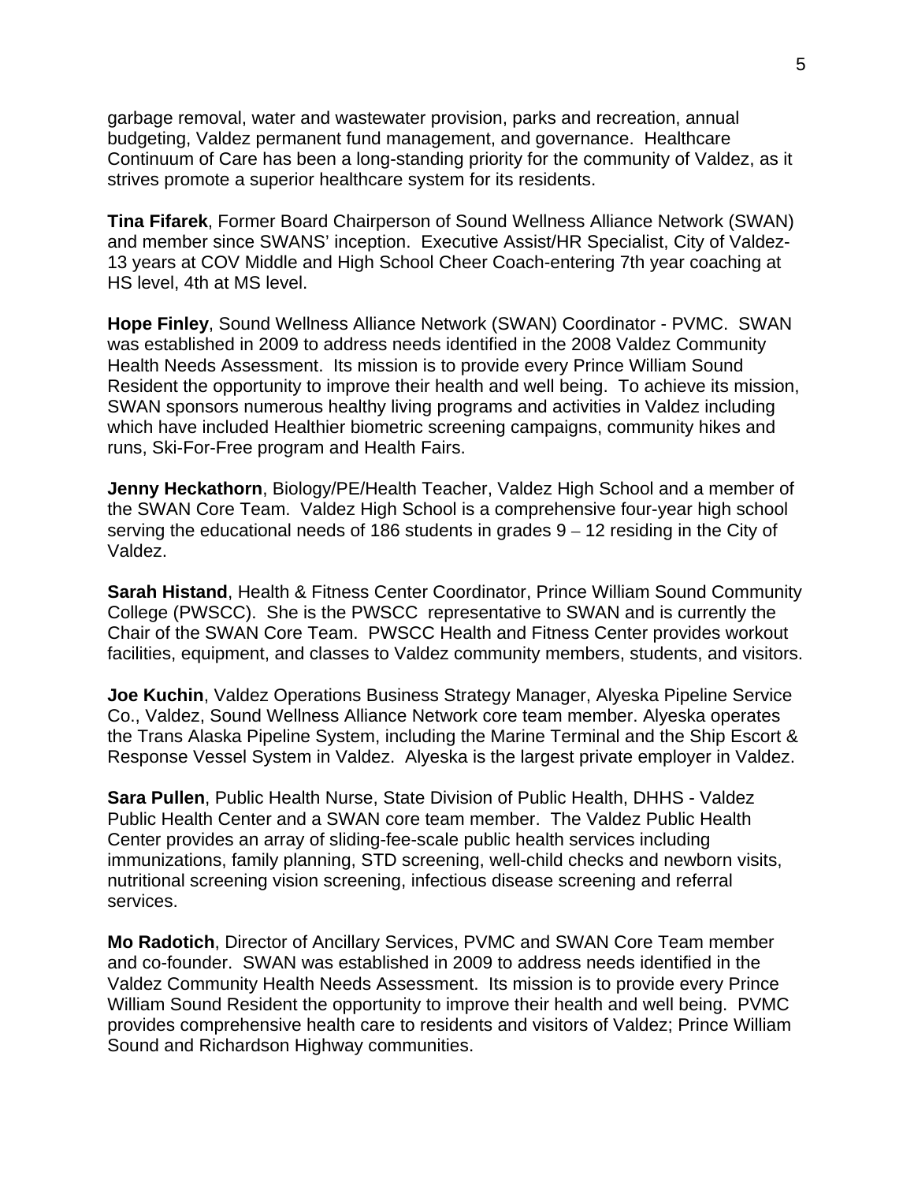garbage removal, water and wastewater provision, parks and recreation, annual budgeting, Valdez permanent fund management, and governance. Healthcare Continuum of Care has been a long-standing priority for the community of Valdez, as it strives promote a superior healthcare system for its residents.

**Tina Fifarek**, Former Board Chairperson of Sound Wellness Alliance Network (SWAN) and member since SWANS' inception. Executive Assist/HR Specialist, City of Valdez-13 years at COV Middle and High School Cheer Coach-entering 7th year coaching at HS level, 4th at MS level.

**Hope Finley**, Sound Wellness Alliance Network (SWAN) Coordinator - PVMC. SWAN was established in 2009 to address needs identified in the 2008 Valdez Community Health Needs Assessment. Its mission is to provide every Prince William Sound Resident the opportunity to improve their health and well being. To achieve its mission, SWAN sponsors numerous healthy living programs and activities in Valdez including which have included Healthier biometric screening campaigns, community hikes and runs, Ski-For-Free program and Health Fairs.

**Jenny Heckathorn**, Biology/PE/Health Teacher, Valdez High School and a member of the SWAN Core Team. Valdez High School is a comprehensive four-year high school serving the educational needs of 186 students in grades 9 – 12 residing in the City of Valdez.

**Sarah Histand**, Health & Fitness Center Coordinator, Prince William Sound Community College (PWSCC). She is the PWSCC representative to SWAN and is currently the Chair of the SWAN Core Team. PWSCC Health and Fitness Center provides workout facilities, equipment, and classes to Valdez community members, students, and visitors.

**Joe Kuchin**, Valdez Operations Business Strategy Manager, Alyeska Pipeline Service Co., Valdez, Sound Wellness Alliance Network core team member. Alyeska operates the Trans Alaska Pipeline System, including the Marine Terminal and the Ship Escort & Response Vessel System in Valdez. Alyeska is the largest private employer in Valdez.

**Sara Pullen**, Public Health Nurse, State Division of Public Health, DHHS - Valdez Public Health Center and a SWAN core team member. The Valdez Public Health Center provides an array of sliding-fee-scale public health services including immunizations, family planning, STD screening, well-child checks and newborn visits, nutritional screening vision screening, infectious disease screening and referral services.

**Mo Radotich**, Director of Ancillary Services, PVMC and SWAN Core Team member and co-founder. SWAN was established in 2009 to address needs identified in the Valdez Community Health Needs Assessment. Its mission is to provide every Prince William Sound Resident the opportunity to improve their health and well being. PVMC provides comprehensive health care to residents and visitors of Valdez; Prince William Sound and Richardson Highway communities.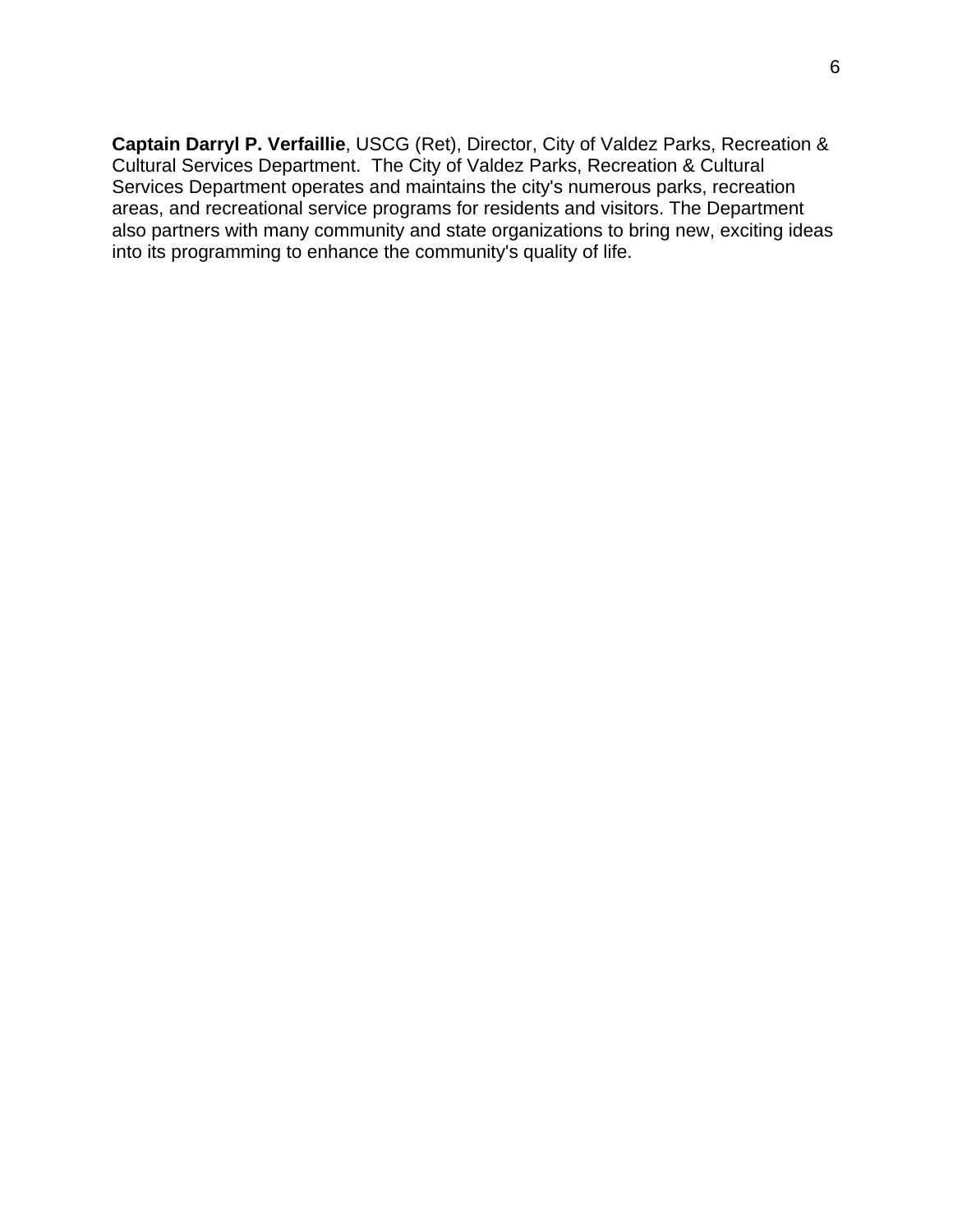**Captain Darryl P. Verfaillie**, USCG (Ret), Director, City of Valdez Parks, Recreation & Cultural Services Department. The City of Valdez Parks, Recreation & Cultural Services Department operates and maintains the city's numerous parks, recreation areas, and recreational service programs for residents and visitors. The Department also partners with many community and state organizations to bring new, exciting ideas into its programming to enhance the community's quality of life.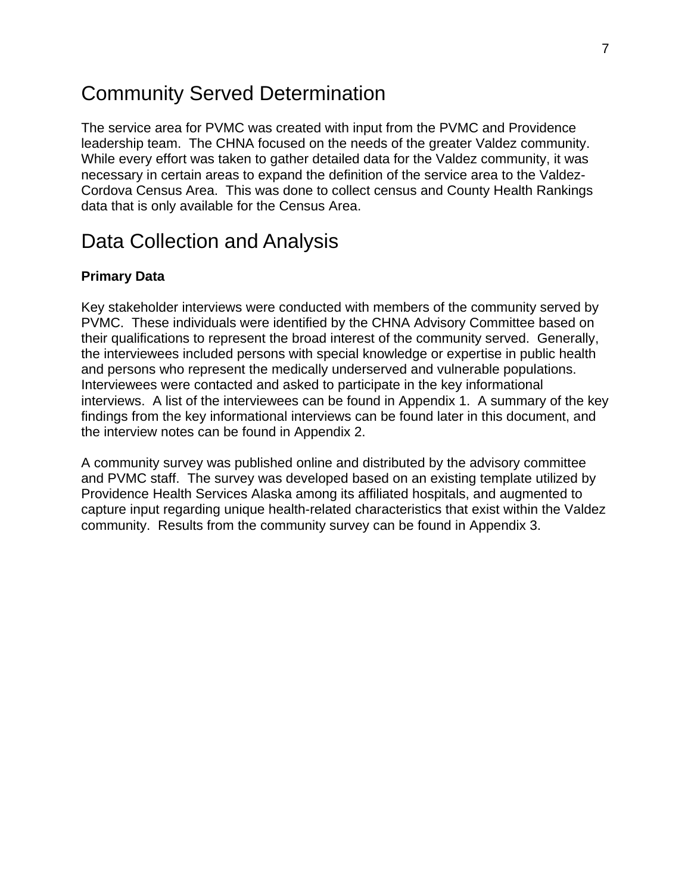# Community Served Determination

The service area for PVMC was created with input from the PVMC and Providence leadership team. The CHNA focused on the needs of the greater Valdez community. While every effort was taken to gather detailed data for the Valdez community, it was necessary in certain areas to expand the definition of the service area to the Valdez-Cordova Census Area. This was done to collect census and County Health Rankings data that is only available for the Census Area.

# Data Collection and Analysis

**Primary Data**

Key stakeholder interviews were conducted with members of the community served by PVMC. These individuals were identified by the CHNA Advisory Committee based on their qualifications to represent the broad interest of the community served. Generally, the interviewees included persons with special knowledge or expertise in public health and persons who represent the medically underserved and vulnerable populations. Interviewees were contacted and asked to participate in the key informational interviews. A list of the interviewees can be found in Appendix 1. A summary of the key findings from the key informational interviews can be found later in this document, and the interview notes can be found in Appendix 2.

A community survey was published online and distributed by the advisory committee and PVMC staff. The survey was developed based on an existing template utilized by Providence Health Services Alaska among its affiliated hospitals, and augmented to capture input regarding unique health-related characteristics that exist within the Valdez community. Results from the community survey can be found in Appendix 3.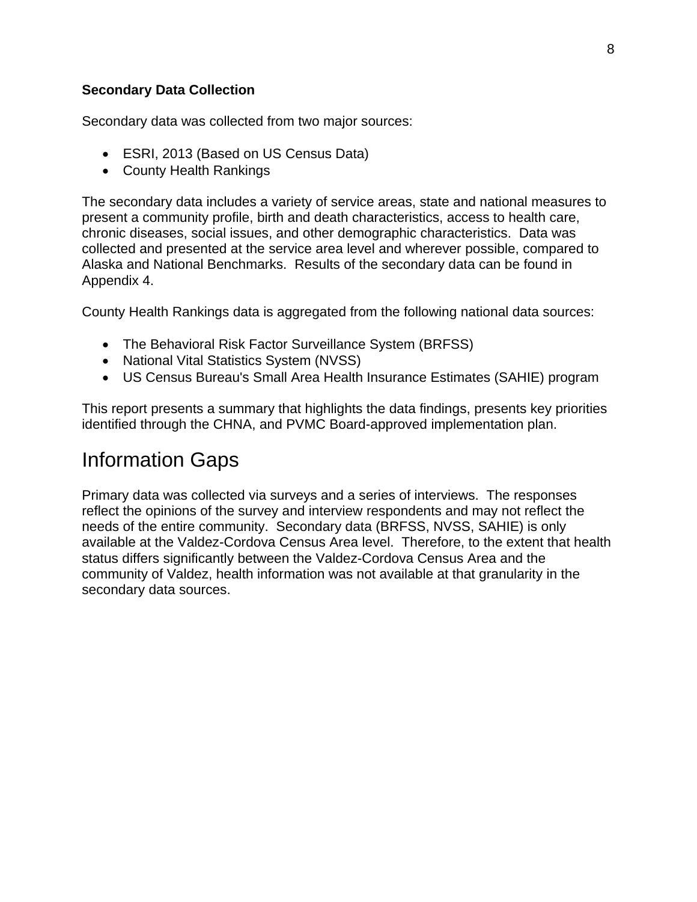**Secondary Data Collection**

Secondary data was collected from two major sources:

- ESRI, 2013 (Based on US Census Data)
- County Health Rankings

The secondary data includes a variety of service areas, state and national measures to present a community profile, birth and death characteristics, access to health care, chronic diseases, social issues, and other demographic characteristics. Data was collected and presented at the service area level and wherever possible, compared to Alaska and National Benchmarks. Results of the secondary data can be found in Appendix 4.

County Health Rankings data is aggregated from the following national data sources:

- The Behavioral Risk Factor Surveillance System (BRFSS)
- National Vital Statistics System (NVSS)
- US Census Bureau's Small Area Health Insurance Estimates (SAHIE) program

This report presents a summary that highlights the data findings, presents key priorities identified through the CHNA, and PVMC Board-approved implementation plan.

## Information Gaps

Primary data was collected via surveys and a series of interviews. The responses reflect the opinions of the survey and interview respondents and may not reflect the needs of the entire community. Secondary data (BRFSS, NVSS, SAHIE) is only available at the Valdez-Cordova Census Area level. Therefore, to the extent that health status differs significantly between the Valdez-Cordova Census Area and the community of Valdez, health information was not available at that granularity in the secondary data sources.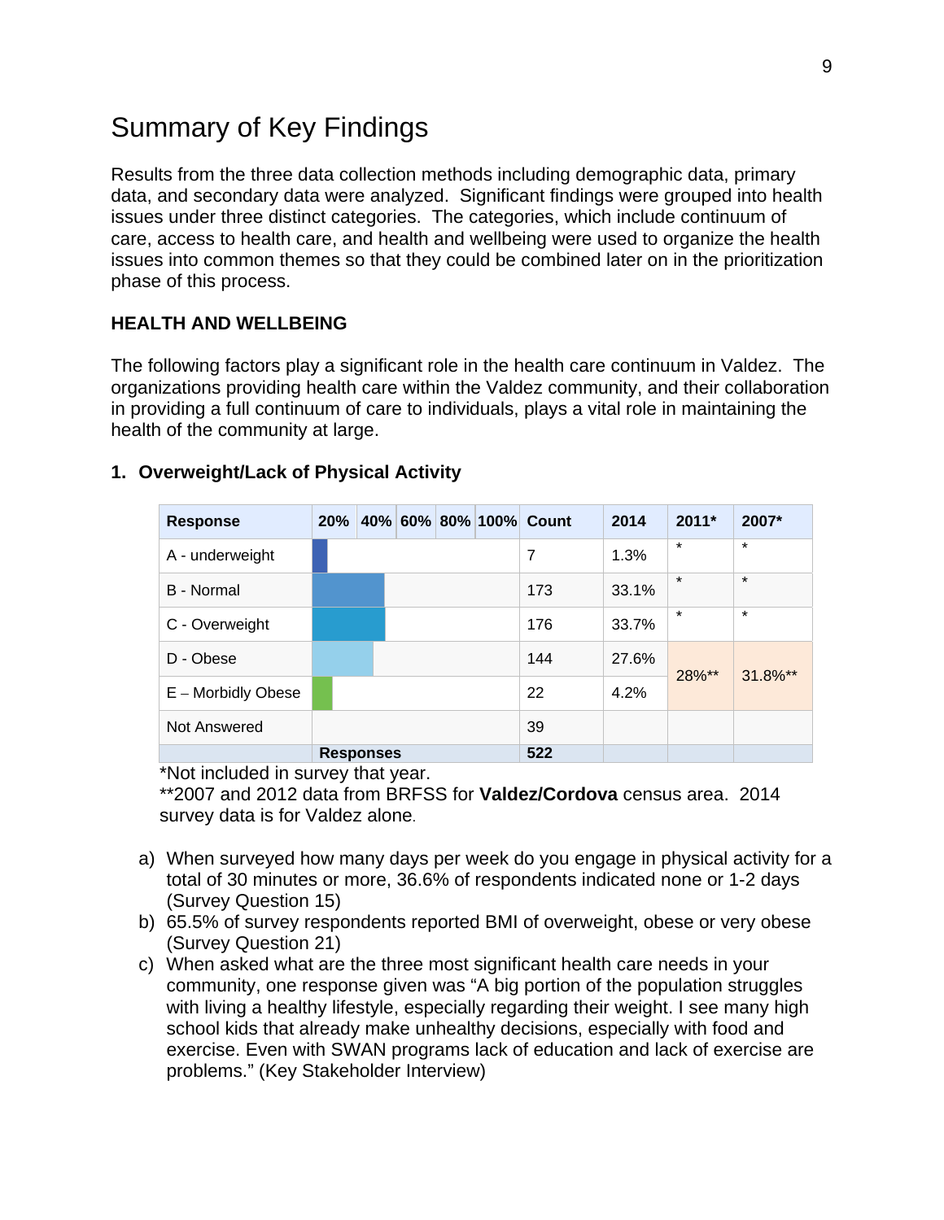# Summary of Key Findings

Results from the three data collection methods including demographic data, primary data, and secondary data were analyzed. Significant findings were grouped into health issues under three distinct categories. The categories, which include continuum of care, access to health care, and health and wellbeing were used to organize the health issues into common themes so that they could be combined later on in the prioritization phase of this process.

**HEALTH AND WELLBEING**

The following factors play a significant role in the health care continuum in Valdez. The organizations providing health care within the Valdez community, and their collaboration in providing a full continuum of care to individuals, plays a vital role in maintaining the health of the community at large.

**1. Overweight/Lack of Physical Activity**

| Response | 20% 40% 60% 80% 100% | Count | 2014 | 2011* | 2007* |
|---|---|---|---|---|---|
| A - underweight | | 7 | 1.3% | * | * |
| B - Normal | | 173 | 33.1% | * | * |
| C - Overweight | | 176 | 33.7% | * | * |
| D - Obese | | 144 | 27.6% | 28%** | 31.8%** |
| E – Morbidly Obese | | 22 | 4.2% | | |
| Not Answered | | 39 | | | |
| | **Responses** | **522** | | | |

*Not included in survey that year.
**2007 and 2012 data from BRFSS for **Valdez/Cordova** census area. 2014 survey data is for Valdez alone.

a) When surveyed how many days per week do you engage in physical activity for a total of 30 minutes or more, 36.6% of respondents indicated none or 1-2 days (Survey Question 15)
b) 65.5% of survey respondents reported BMI of overweight, obese or very obese (Survey Question 21)
c) When asked what are the three most significant health care needs in your community, one response given was "A big portion of the population struggles with living a healthy lifestyle, especially regarding their weight. I see many high school kids that already make unhealthy decisions, especially with food and exercise. Even with SWAN programs lack of education and lack of exercise are problems." (Key Stakeholder Interview)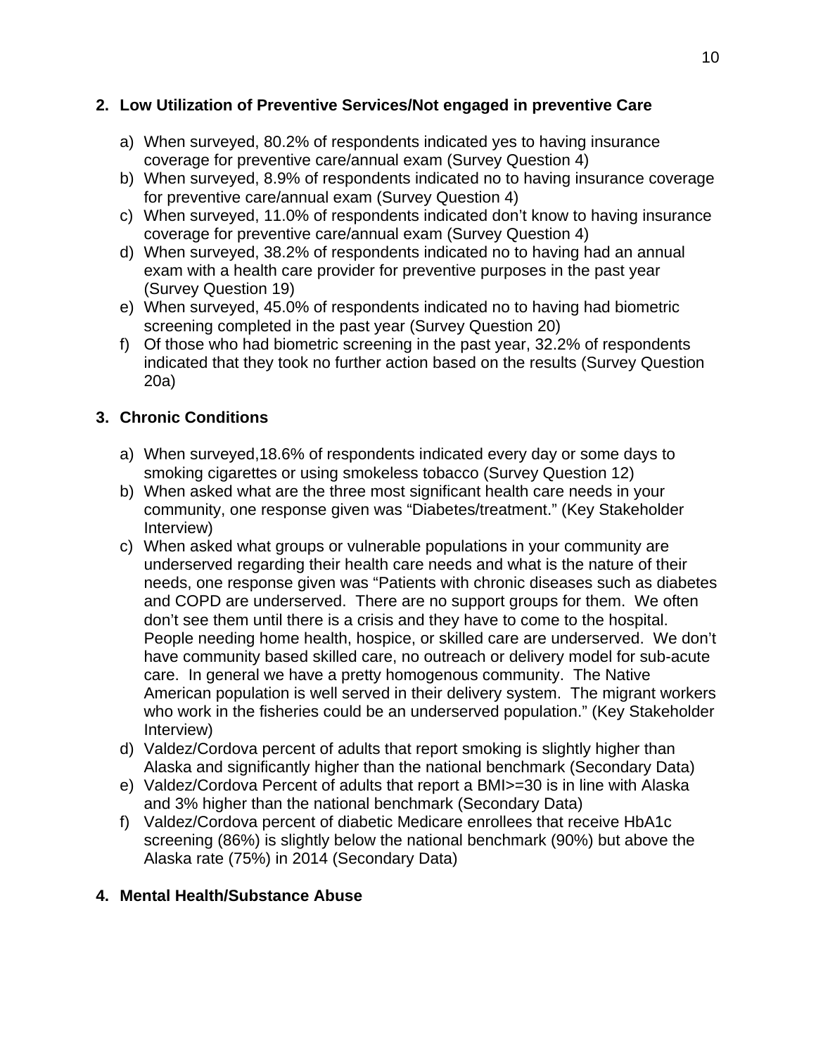2. **Low Utilization of Preventive Services/Not engaged in preventive Care**

    a) When surveyed, 80.2% of respondents indicated yes to having insurance coverage for preventive care/annual exam (Survey Question 4)
    b) When surveyed, 8.9% of respondents indicated no to having insurance coverage for preventive care/annual exam (Survey Question 4)
    c) When surveyed, 11.0% of respondents indicated don't know to having insurance coverage for preventive care/annual exam (Survey Question 4)
    d) When surveyed, 38.2% of respondents indicated no to having had an annual exam with a health care provider for preventive purposes in the past year (Survey Question 19)
    e) When surveyed, 45.0% of respondents indicated no to having had biometric screening completed in the past year (Survey Question 20)
    f) Of those who had biometric screening in the past year, 32.2% of respondents indicated that they took no further action based on the results (Survey Question 20a)

3. **Chronic Conditions**

    a) When surveyed,18.6% of respondents indicated every day or some days to smoking cigarettes or using smokeless tobacco (Survey Question 12)
    b) When asked what are the three most significant health care needs in your community, one response given was "Diabetes/treatment." (Key Stakeholder Interview)
    c) When asked what groups or vulnerable populations in your community are underserved regarding their health care needs and what is the nature of their needs, one response given was "Patients with chronic diseases such as diabetes and COPD are underserved. There are no support groups for them. We often don't see them until there is a crisis and they have to come to the hospital. People needing home health, hospice, or skilled care are underserved. We don't have community based skilled care, no outreach or delivery model for sub-acute care. In general we have a pretty homogenous community. The Native American population is well served in their delivery system. The migrant workers who work in the fisheries could be an underserved population." (Key Stakeholder Interview)
    d) Valdez/Cordova percent of adults that report smoking is slightly higher than Alaska and significantly higher than the national benchmark (Secondary Data)
    e) Valdez/Cordova Percent of adults that report a BMI>=30 is in line with Alaska and 3% higher than the national benchmark (Secondary Data)
    f) Valdez/Cordova percent of diabetic Medicare enrollees that receive HbA1c screening (86%) is slightly below the national benchmark (90%) but above the Alaska rate (75%) in 2014 (Secondary Data)

4. **Mental Health/Substance Abuse**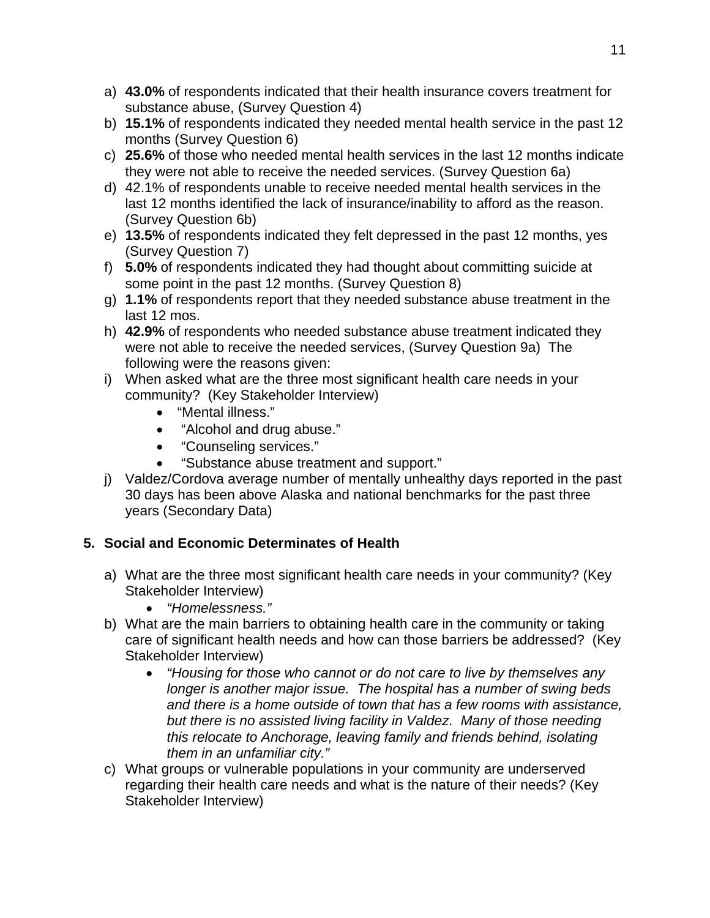a) **43.0%** of respondents indicated that their health insurance covers treatment for substance abuse, (Survey Question 4)
b) **15.1%** of respondents indicated they needed mental health service in the past 12 months (Survey Question 6)
c) **25.6%** of those who needed mental health services in the last 12 months indicate they were not able to receive the needed services. (Survey Question 6a)
d) 42.1% of respondents unable to receive needed mental health services in the last 12 months identified the lack of insurance/inability to afford as the reason. (Survey Question 6b)
e) **13.5%** of respondents indicated they felt depressed in the past 12 months, yes (Survey Question 7)
f) **5.0%** of respondents indicated they had thought about committing suicide at some point in the past 12 months. (Survey Question 8)
g) **1.1%** of respondents report that they needed substance abuse treatment in the last 12 mos.
h) **42.9%** of respondents who needed substance abuse treatment indicated they were not able to receive the needed services, (Survey Question 9a) The following were the reasons given:
i) When asked what are the three most significant health care needs in your community? (Key Stakeholder Interview)
   - "Mental illness."
   - "Alcohol and drug abuse."
   - "Counseling services."
   - "Substance abuse treatment and support."
j) Valdez/Cordova average number of mentally unhealthy days reported in the past 30 days has been above Alaska and national benchmarks for the past three years (Secondary Data)

### 5. Social and Economic Determinates of Health

a) What are the three most significant health care needs in your community? (Key Stakeholder Interview)
   - *"Homelessness."*
b) What are the main barriers to obtaining health care in the community or taking care of significant health needs and how can those barriers be addressed? (Key Stakeholder Interview)
   - *"Housing for those who cannot or do not care to live by themselves any longer is another major issue. The hospital has a number of swing beds and there is a home outside of town that has a few rooms with assistance, but there is no assisted living facility in Valdez. Many of those needing this relocate to Anchorage, leaving family and friends behind, isolating them in an unfamiliar city."*
c) What groups or vulnerable populations in your community are underserved regarding their health care needs and what is the nature of their needs? (Key Stakeholder Interview)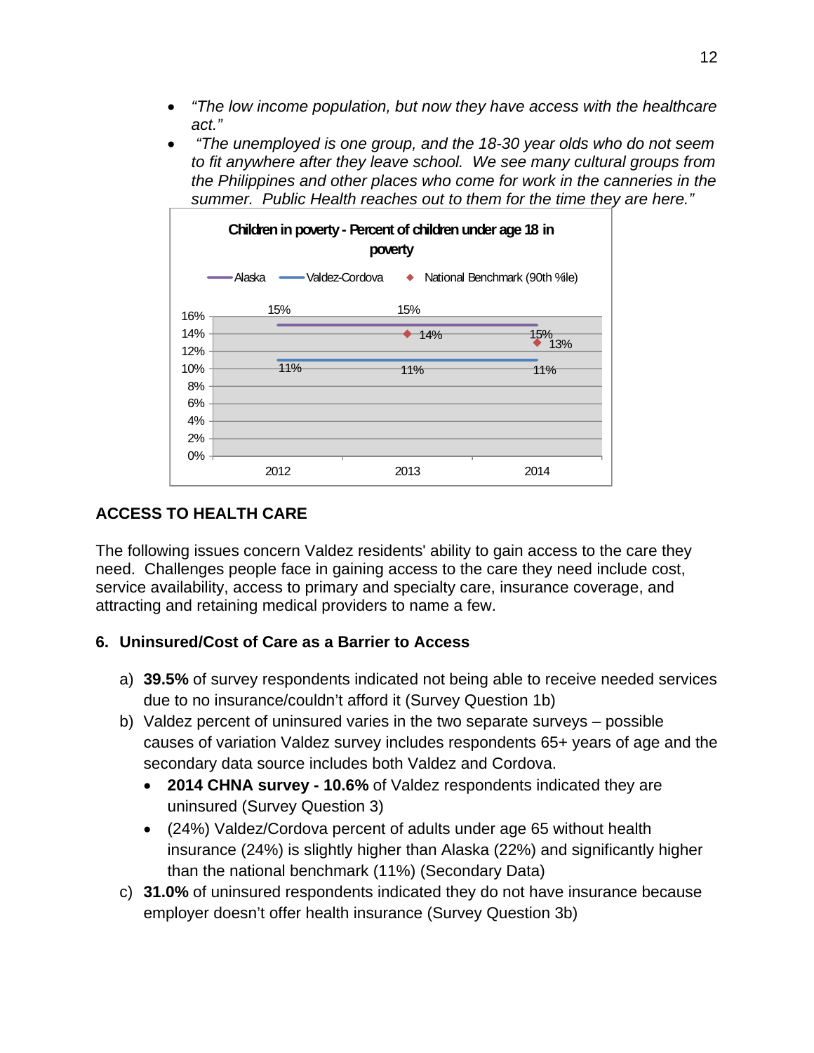- *"The low income population, but now they have access with the healthcare act."*
- *"The unemployed is one group, and the 18-30 year olds who do not seem to fit anywhere after they leave school. We see many cultural groups from the Philippines and other places who come for work in the canneries in the summer. Public Health reaches out to them for the time they are here."*

**Children in poverty - Percent of children under age 18 in poverty**

| Year | Alaska | Valdez-Cordova | National Benchmark (90th %ile) |
|---|---|---|---|
| 2012 | 15% | 11% | |
| 2013 | 15% | 11% | 14% |
| 2014 | 15% | 11% | 13% |

## ACCESS TO HEALTH CARE

The following issues concern Valdez residents' ability to gain access to the care they need. Challenges people face in gaining access to the care they need include cost, service availability, access to primary and specialty care, insurance coverage, and attracting and retaining medical providers to name a few.

### 6. Uninsured/Cost of Care as a Barrier to Access

a) **39.5%** of survey respondents indicated not being able to receive needed services due to no insurance/couldn't afford it (Survey Question 1b)

b) Valdez percent of uninsured varies in the two separate surveys – possible causes of variation Valdez survey includes respondents 65+ years of age and the secondary data source includes both Valdez and Cordova.
   - **2014 CHNA survey - 10.6%** of Valdez respondents indicated they are uninsured (Survey Question 3)
   - (24%) Valdez/Cordova percent of adults under age 65 without health insurance (24%) is slightly higher than Alaska (22%) and significantly higher than the national benchmark (11%) (Secondary Data)

c) **31.0%** of uninsured respondents indicated they do not have insurance because employer doesn't offer health insurance (Survey Question 3b)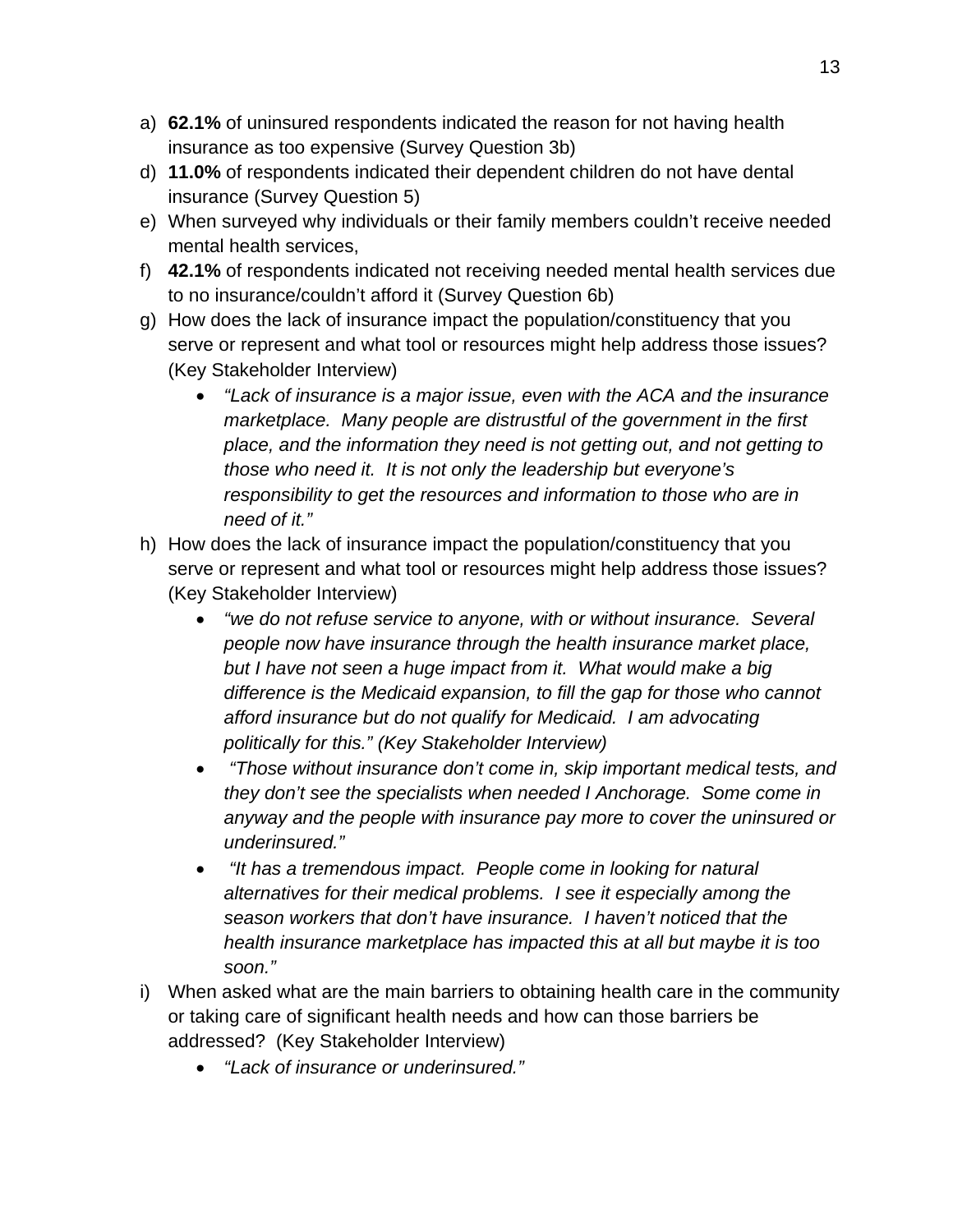a) **62.1%** of uninsured respondents indicated the reason for not having health insurance as too expensive (Survey Question 3b)

d) **11.0%** of respondents indicated their dependent children do not have dental insurance (Survey Question 5)

e) When surveyed why individuals or their family members couldn't receive needed mental health services,

f) **42.1%** of respondents indicated not receiving needed mental health services due to no insurance/couldn't afford it (Survey Question 6b)

g) How does the lack of insurance impact the population/constituency that you serve or represent and what tool or resources might help address those issues? (Key Stakeholder Interview)
   - *"Lack of insurance is a major issue, even with the ACA and the insurance marketplace. Many people are distrustful of the government in the first place, and the information they need is not getting out, and not getting to those who need it. It is not only the leadership but everyone's responsibility to get the resources and information to those who are in need of it."*

h) How does the lack of insurance impact the population/constituency that you serve or represent and what tool or resources might help address those issues? (Key Stakeholder Interview)
   - *"we do not refuse service to anyone, with or without insurance. Several people now have insurance through the health insurance market place, but I have not seen a huge impact from it. What would make a big difference is the Medicaid expansion, to fill the gap for those who cannot afford insurance but do not qualify for Medicaid. I am advocating politically for this." (Key Stakeholder Interview)*
   - *"Those without insurance don't come in, skip important medical tests, and they don't see the specialists when needed I Anchorage. Some come in anyway and the people with insurance pay more to cover the uninsured or underinsured."*
   - *"It has a tremendous impact. People come in looking for natural alternatives for their medical problems. I see it especially among the season workers that don't have insurance. I haven't noticed that the health insurance marketplace has impacted this at all but maybe it is too soon."*

i) When asked what are the main barriers to obtaining health care in the community or taking care of significant health needs and how can those barriers be addressed? (Key Stakeholder Interview)
   - *"Lack of insurance or underinsured."*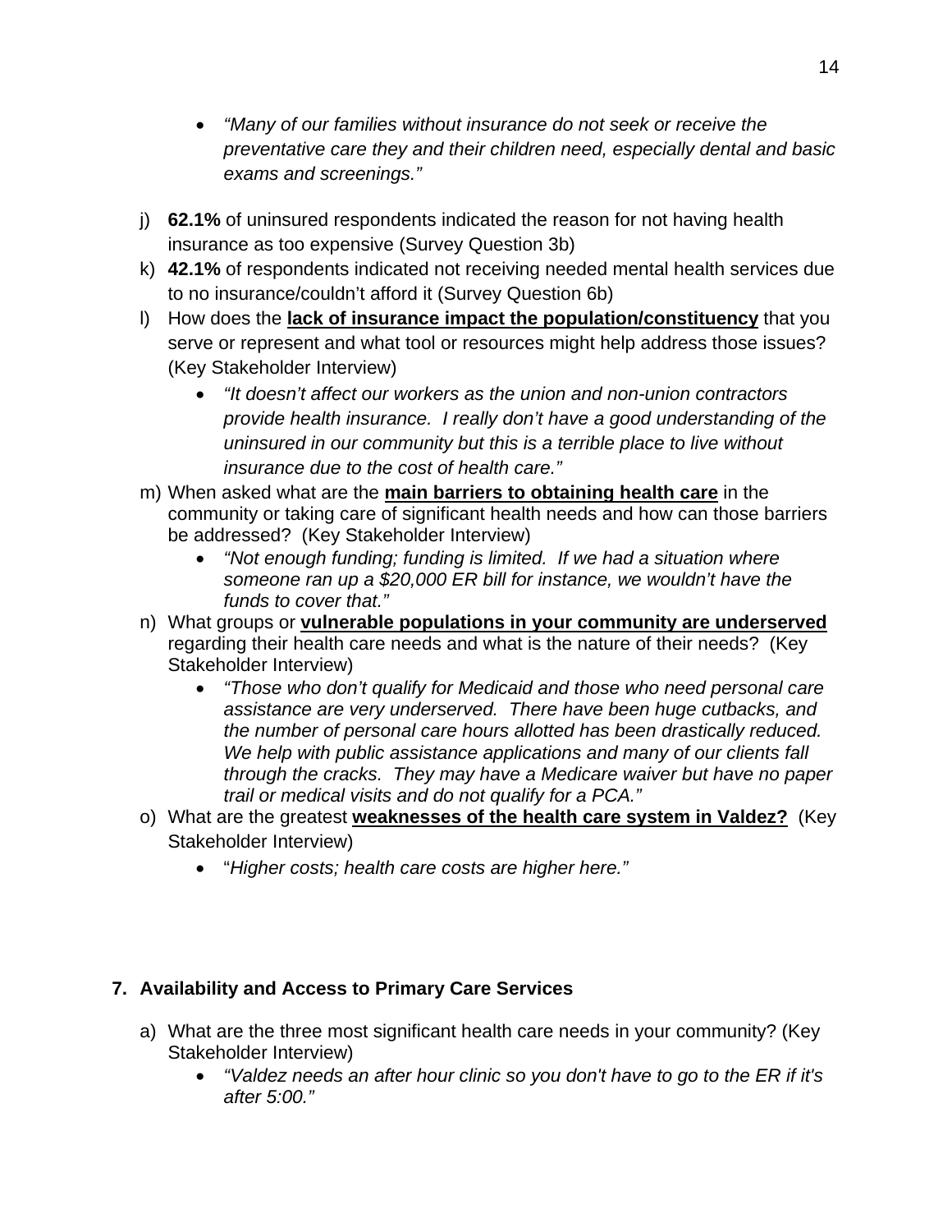- *"Many of our families without insurance do not seek or receive the preventative care they and their children need, especially dental and basic exams and screenings."*

j) **62.1%** of uninsured respondents indicated the reason for not having health insurance as too expensive (Survey Question 3b)

k) **42.1%** of respondents indicated not receiving needed mental health services due to no insurance/couldn't afford it (Survey Question 6b)

l) How does the **lack of insurance impact the population/constituency** that you serve or represent and what tool or resources might help address those issues? (Key Stakeholder Interview)

- *"It doesn't affect our workers as the union and non-union contractors provide health insurance. I really don't have a good understanding of the uninsured in our community but this is a terrible place to live without insurance due to the cost of health care."*

m) When asked what are the **main barriers to obtaining health care** in the community or taking care of significant health needs and how can those barriers be addressed? (Key Stakeholder Interview)

- *"Not enough funding; funding is limited. If we had a situation where someone ran up a $20,000 ER bill for instance, we wouldn't have the funds to cover that."*

n) What groups or **vulnerable populations in your community are underserved** regarding their health care needs and what is the nature of their needs? (Key Stakeholder Interview)

- *"Those who don't qualify for Medicaid and those who need personal care assistance are very underserved. There have been huge cutbacks, and the number of personal care hours allotted has been drastically reduced. We help with public assistance applications and many of our clients fall through the cracks. They may have a Medicare waiver but have no paper trail or medical visits and do not qualify for a PCA."*

o) What are the greatest **weaknesses of the health care system in Valdez?** (Key Stakeholder Interview)

- "*Higher costs; health care costs are higher here."*

## 7. Availability and Access to Primary Care Services

a) What are the three most significant health care needs in your community? (Key Stakeholder Interview)

- *"Valdez needs an after hour clinic so you don't have to go to the ER if it's after 5:00."*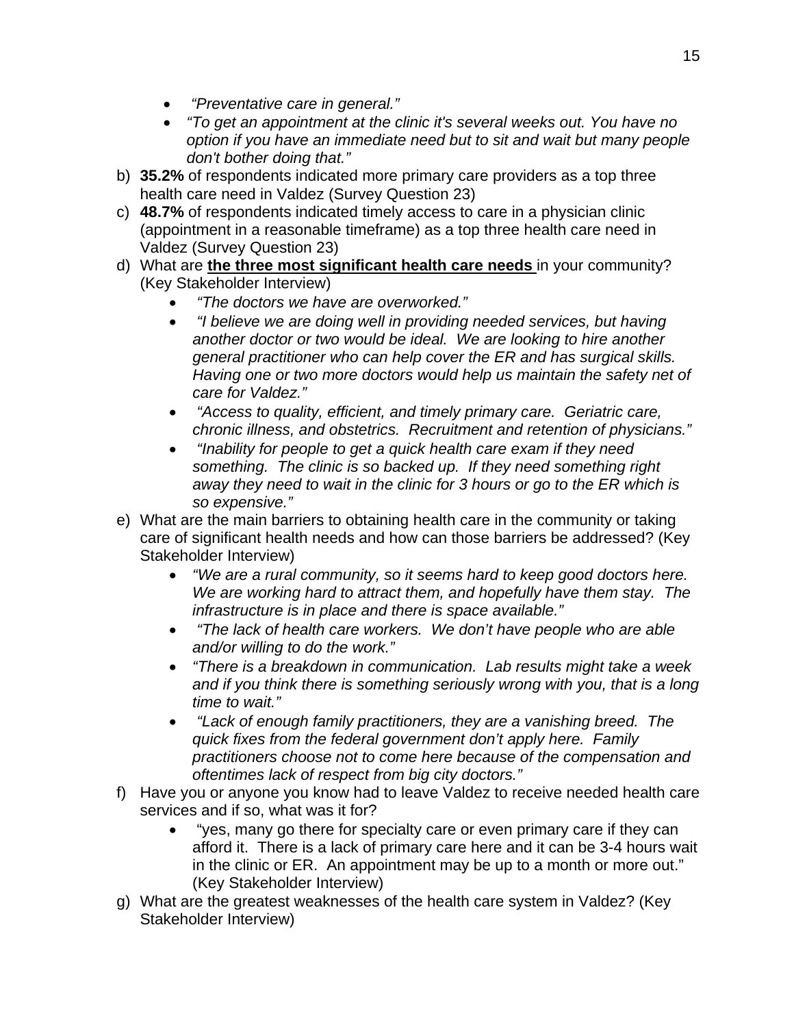- *"Preventative care in general."*
- *"To get an appointment at the clinic it's several weeks out. You have no option if you have an immediate need but to sit and wait but many people don't bother doing that."*

b) **35.2%** of respondents indicated more primary care providers as a top three health care need in Valdez (Survey Question 23)

c) **48.7%** of respondents indicated timely access to care in a physician clinic (appointment in a reasonable timeframe) as a top three health care need in Valdez (Survey Question 23)

d) What are **<u>the three most significant health care needs</u>** in your community? (Key Stakeholder Interview)

- *"The doctors we have are overworked."*
- *"I believe we are doing well in providing needed services, but having another doctor or two would be ideal. We are looking to hire another general practitioner who can help cover the ER and has surgical skills. Having one or two more doctors would help us maintain the safety net of care for Valdez."*
- *"Access to quality, efficient, and timely primary care. Geriatric care, chronic illness, and obstetrics. Recruitment and retention of physicians."*
- *"Inability for people to get a quick health care exam if they need something. The clinic is so backed up. If they need something right away they need to wait in the clinic for 3 hours or go to the ER which is so expensive."*

e) What are the main barriers to obtaining health care in the community or taking care of significant health needs and how can those barriers be addressed? (Key Stakeholder Interview)

- *"We are a rural community, so it seems hard to keep good doctors here. We are working hard to attract them, and hopefully have them stay. The infrastructure is in place and there is space available."*
- *"The lack of health care workers. We don't have people who are able and/or willing to do the work."*
- *"There is a breakdown in communication. Lab results might take a week and if you think there is something seriously wrong with you, that is a long time to wait."*
- *"Lack of enough family practitioners, they are a vanishing breed. The quick fixes from the federal government don't apply here. Family practitioners choose not to come here because of the compensation and oftentimes lack of respect from big city doctors."*

f) Have you or anyone you know had to leave Valdez to receive needed health care services and if so, what was it for?

- "yes, many go there for specialty care or even primary care if they can afford it. There is a lack of primary care here and it can be 3-4 hours wait in the clinic or ER. An appointment may be up to a month or more out." (Key Stakeholder Interview)

g) What are the greatest weaknesses of the health care system in Valdez? (Key Stakeholder Interview)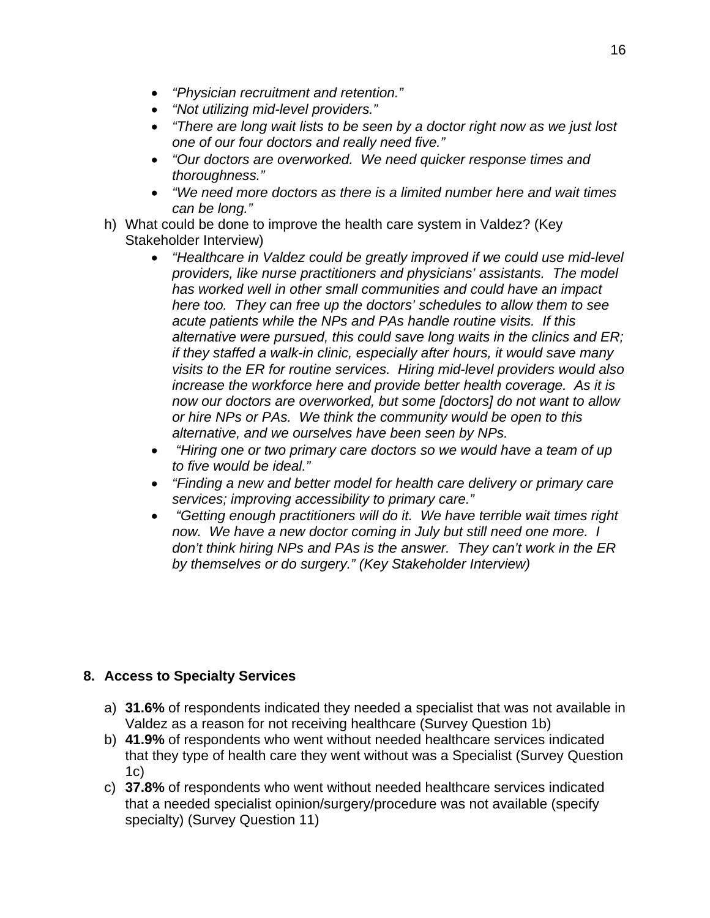- *"Physician recruitment and retention."*
- *"Not utilizing mid-level providers."*
- *"There are long wait lists to be seen by a doctor right now as we just lost one of our four doctors and really need five."*
- *"Our doctors are overworked. We need quicker response times and thoroughness."*
- *"We need more doctors as there is a limited number here and wait times can be long."*

h) What could be done to improve the health care system in Valdez? (Key Stakeholder Interview)

- *"Healthcare in Valdez could be greatly improved if we could use mid-level providers, like nurse practitioners and physicians' assistants. The model has worked well in other small communities and could have an impact here too. They can free up the doctors' schedules to allow them to see acute patients while the NPs and PAs handle routine visits. If this alternative were pursued, this could save long waits in the clinics and ER; if they staffed a walk-in clinic, especially after hours, it would save many visits to the ER for routine services. Hiring mid-level providers would also increase the workforce here and provide better health coverage. As it is now our doctors are overworked, but some [doctors] do not want to allow or hire NPs or PAs. We think the community would be open to this alternative, and we ourselves have been seen by NPs.*
- *"Hiring one or two primary care doctors so we would have a team of up to five would be ideal."*
- *"Finding a new and better model for health care delivery or primary care services; improving accessibility to primary care."*
- *"Getting enough practitioners will do it. We have terrible wait times right now. We have a new doctor coming in July but still need one more. I don't think hiring NPs and PAs is the answer. They can't work in the ER by themselves or do surgery." (Key Stakeholder Interview)*

## 8. Access to Specialty Services

a) **31.6%** of respondents indicated they needed a specialist that was not available in Valdez as a reason for not receiving healthcare (Survey Question 1b)

b) **41.9%** of respondents who went without needed healthcare services indicated that they type of health care they went without was a Specialist (Survey Question 1c)

c) **37.8%** of respondents who went without needed healthcare services indicated that a needed specialist opinion/surgery/procedure was not available (specify specialty) (Survey Question 11)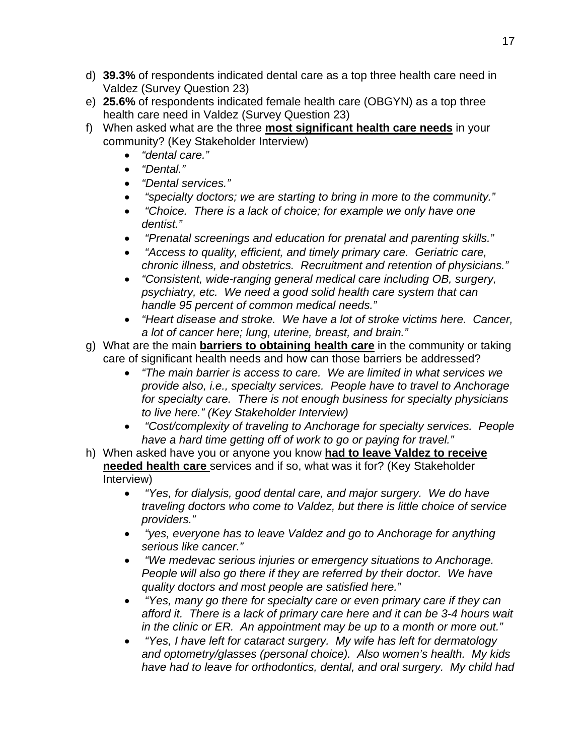d) **39.3%** of respondents indicated dental care as a top three health care need in Valdez (Survey Question 23)

e) **25.6%** of respondents indicated female health care (OBGYN) as a top three health care need in Valdez (Survey Question 23)

f) When asked what are the three **most significant health care needs** in your community? (Key Stakeholder Interview)

   - *"dental care."*
   - *"Dental."*
   - *"Dental services."*
   - *"specialty doctors; we are starting to bring in more to the community."*
   - *"Choice. There is a lack of choice; for example we only have one dentist."*
   - *"Prenatal screenings and education for prenatal and parenting skills."*
   - *"Access to quality, efficient, and timely primary care. Geriatric care, chronic illness, and obstetrics. Recruitment and retention of physicians."*
   - *"Consistent, wide-ranging general medical care including OB, surgery, psychiatry, etc. We need a good solid health care system that can handle 95 percent of common medical needs."*
   - *"Heart disease and stroke. We have a lot of stroke victims here. Cancer, a lot of cancer here; lung, uterine, breast, and brain."*

g) What are the main **barriers to obtaining health care** in the community or taking care of significant health needs and how can those barriers be addressed?

   - *"The main barrier is access to care. We are limited in what services we provide also, i.e., specialty services. People have to travel to Anchorage for specialty care. There is not enough business for specialty physicians to live here." (Key Stakeholder Interview)*
   - *"Cost/complexity of traveling to Anchorage for specialty services. People have a hard time getting off of work to go or paying for travel."*

h) When asked have you or anyone you know **had to leave Valdez to receive needed health care** services and if so, what was it for? (Key Stakeholder Interview)

   - *"Yes, for dialysis, good dental care, and major surgery. We do have traveling doctors who come to Valdez, but there is little choice of service providers."*
   - *"yes, everyone has to leave Valdez and go to Anchorage for anything serious like cancer."*
   - *"We medevac serious injuries or emergency situations to Anchorage. People will also go there if they are referred by their doctor. We have quality doctors and most people are satisfied here."*
   - *"Yes, many go there for specialty care or even primary care if they can afford it. There is a lack of primary care here and it can be 3-4 hours wait in the clinic or ER. An appointment may be up to a month or more out."*
   - *"Yes, I have left for cataract surgery. My wife has left for dermatology and optometry/glasses (personal choice). Also women's health. My kids have had to leave for orthodontics, dental, and oral surgery. My child had*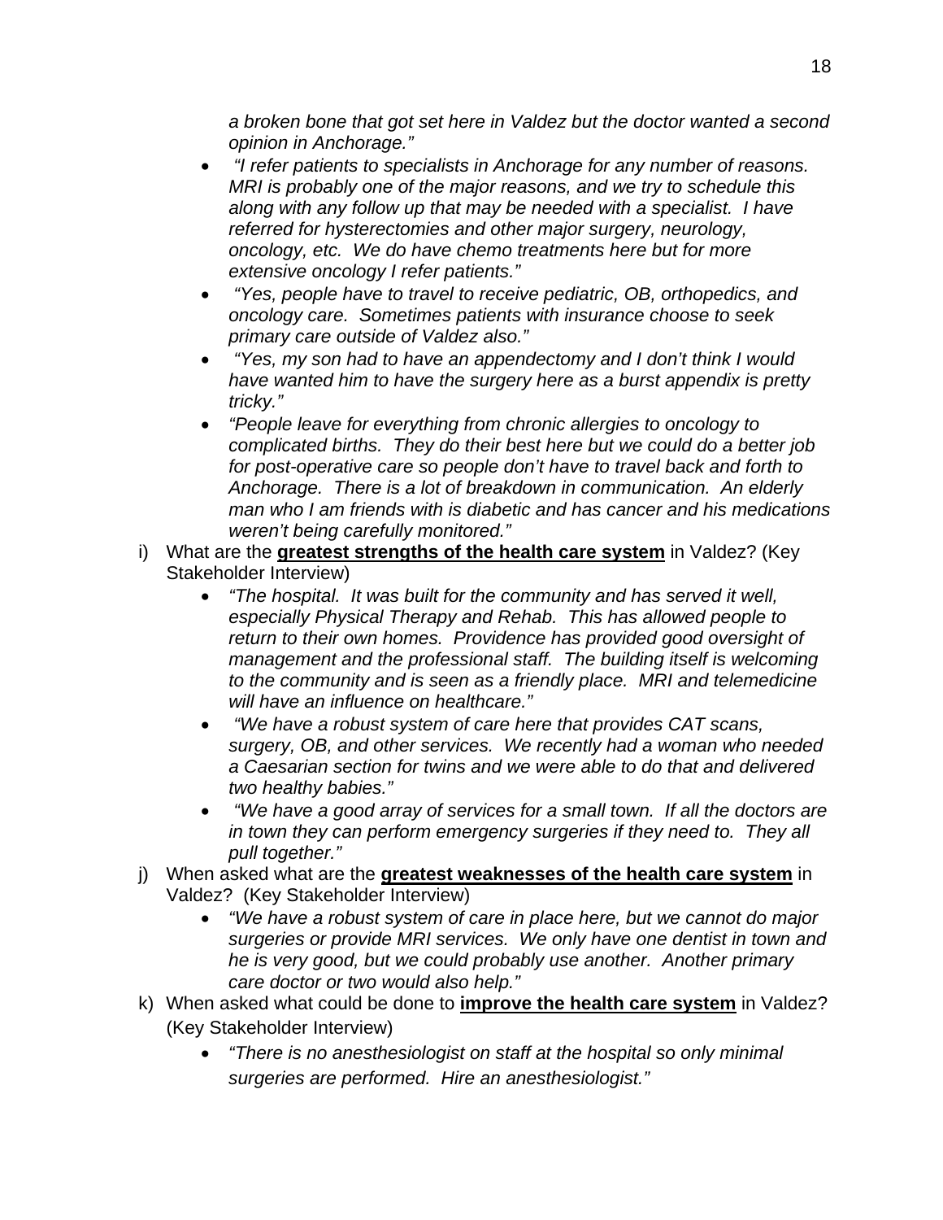*a broken bone that got set here in Valdez but the doctor wanted a second opinion in Anchorage."*

- *"I refer patients to specialists in Anchorage for any number of reasons. MRI is probably one of the major reasons, and we try to schedule this along with any follow up that may be needed with a specialist. I have referred for hysterectomies and other major surgery, neurology, oncology, etc. We do have chemo treatments here but for more extensive oncology I refer patients."*
- *"Yes, people have to travel to receive pediatric, OB, orthopedics, and oncology care. Sometimes patients with insurance choose to seek primary care outside of Valdez also."*
- *"Yes, my son had to have an appendectomy and I don't think I would have wanted him to have the surgery here as a burst appendix is pretty tricky."*
- *"People leave for everything from chronic allergies to oncology to complicated births. They do their best here but we could do a better job for post-operative care so people don't have to travel back and forth to Anchorage. There is a lot of breakdown in communication. An elderly man who I am friends with is diabetic and has cancer and his medications weren't being carefully monitored."*

i) What are the **greatest strengths of the health care system** in Valdez? (Key Stakeholder Interview)

- *"The hospital. It was built for the community and has served it well, especially Physical Therapy and Rehab. This has allowed people to return to their own homes. Providence has provided good oversight of management and the professional staff. The building itself is welcoming to the community and is seen as a friendly place. MRI and telemedicine will have an influence on healthcare."*
- *"We have a robust system of care here that provides CAT scans, surgery, OB, and other services. We recently had a woman who needed a Caesarian section for twins and we were able to do that and delivered two healthy babies."*
- *"We have a good array of services for a small town. If all the doctors are in town they can perform emergency surgeries if they need to. They all pull together."*

j) When asked what are the **greatest weaknesses of the health care system** in Valdez? (Key Stakeholder Interview)

- *"We have a robust system of care in place here, but we cannot do major surgeries or provide MRI services. We only have one dentist in town and he is very good, but we could probably use another. Another primary care doctor or two would also help."*

k) When asked what could be done to **improve the health care system** in Valdez? (Key Stakeholder Interview)

- *"There is no anesthesiologist on staff at the hospital so only minimal surgeries are performed. Hire an anesthesiologist."*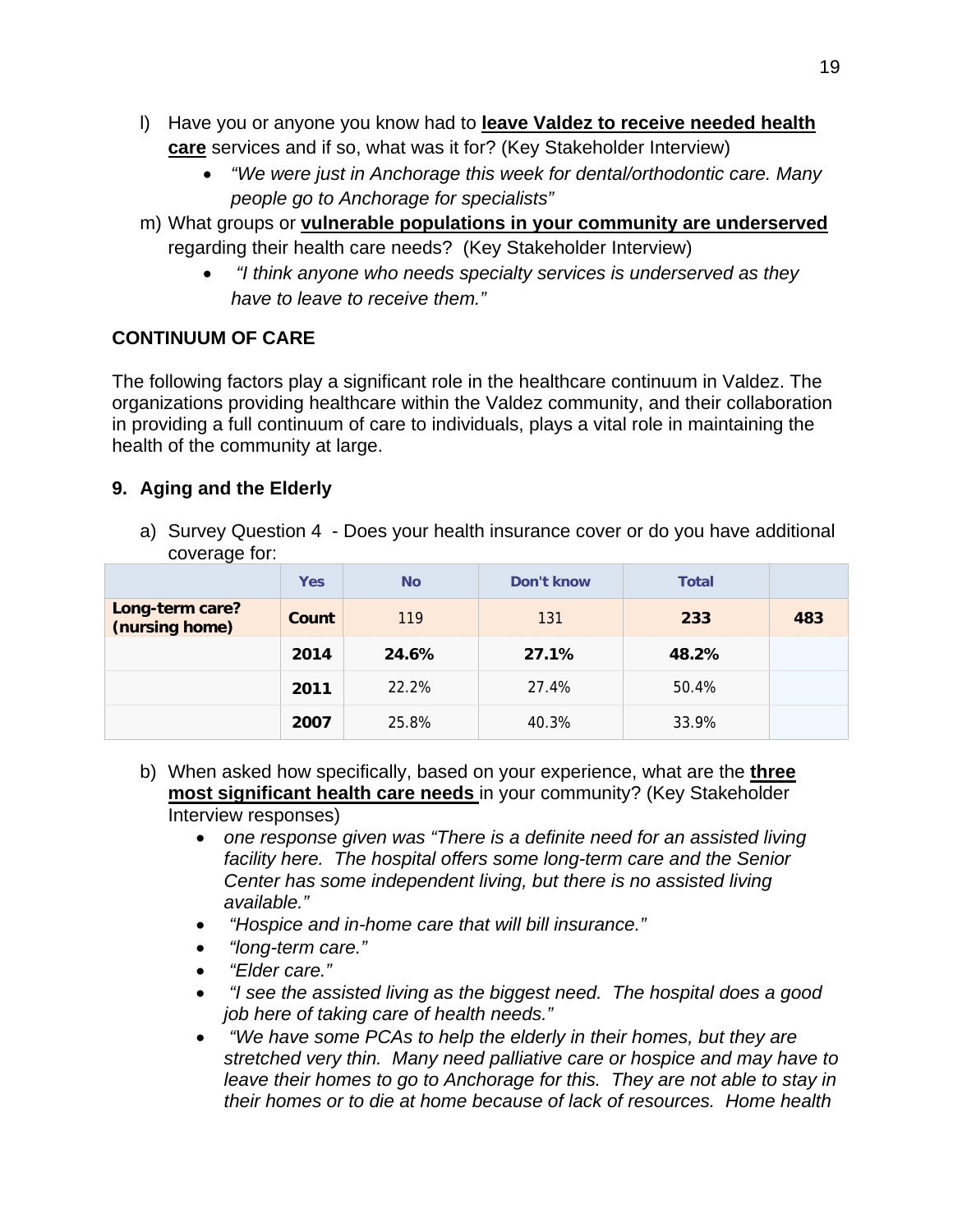l) Have you or anyone you know had to **leave Valdez to receive needed health care** services and if so, what was it for? (Key Stakeholder Interview)

- *"We were just in Anchorage this week for dental/orthodontic care. Many people go to Anchorage for specialists"*

m) What groups or **vulnerable populations in your community are underserved** regarding their health care needs? (Key Stakeholder Interview)

- *"I think anyone who needs specialty services is underserved as they have to leave to receive them."*

## CONTINUUM OF CARE

The following factors play a significant role in the healthcare continuum in Valdez. The organizations providing healthcare within the Valdez community, and their collaboration in providing a full continuum of care to individuals, plays a vital role in maintaining the health of the community at large.

### 9. Aging and the Elderly

a) Survey Question 4 - Does your health insurance cover or do you have additional coverage for:

| | | Yes | No | Don't know | Total |
|---|---|---|---|---|---|
| **Long-term care? (nursing home)** | **Count** | 119 | 131 | **233** | **483** |
| | **2014** | **24.6%** | **27.1%** | **48.2%** | |
| | **2011** | 22.2% | 27.4% | 50.4% | |
| | **2007** | 25.8% | 40.3% | 33.9% | |

b) When asked how specifically, based on your experience, what are the **three most significant health care needs** in your community? (Key Stakeholder Interview responses)

- *one response given was "There is a definite need for an assisted living facility here. The hospital offers some long-term care and the Senior Center has some independent living, but there is no assisted living available."*
- *"Hospice and in-home care that will bill insurance."*
- *"long-term care."*
- *"Elder care."*
- *"I see the assisted living as the biggest need. The hospital does a good job here of taking care of health needs."*
- *"We have some PCAs to help the elderly in their homes, but they are stretched very thin. Many need palliative care or hospice and may have to leave their homes to go to Anchorage for this. They are not able to stay in their homes or to die at home because of lack of resources. Home health*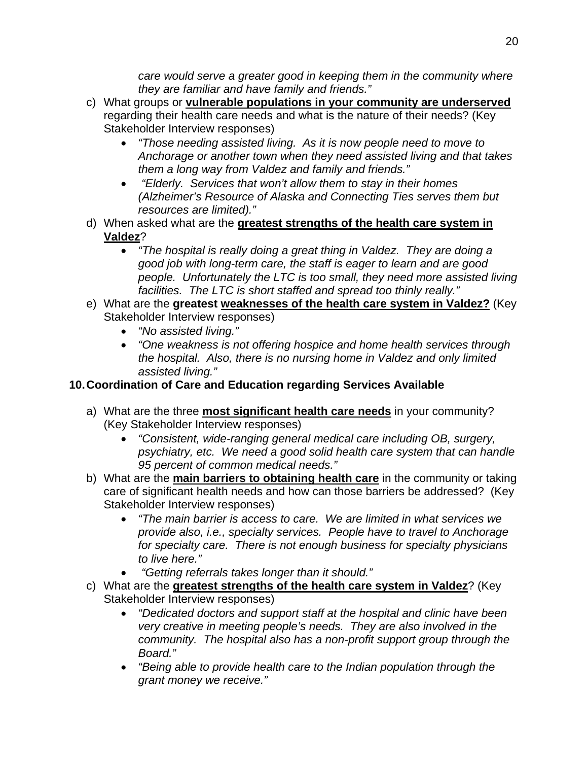*care would serve a greater good in keeping them in the community where they are familiar and have family and friends."*

c) What groups or **vulnerable populations in your community are underserved** regarding their health care needs and what is the nature of their needs? (Key Stakeholder Interview responses)
   - *"Those needing assisted living. As it is now people need to move to Anchorage or another town when they need assisted living and that takes them a long way from Valdez and family and friends."*
   - *"Elderly. Services that won't allow them to stay in their homes (Alzheimer's Resource of Alaska and Connecting Ties serves them but resources are limited)."*

d) When asked what are the **greatest strengths of the health care system in Valdez**?
   - *"The hospital is really doing a great thing in Valdez. They are doing a good job with long-term care, the staff is eager to learn and are good people. Unfortunately the LTC is too small, they need more assisted living facilities. The LTC is short staffed and spread too thinly really."*

e) What are the **greatest weaknesses of the health care system in Valdez?** (Key Stakeholder Interview responses)
   - *"No assisted living."*
   - *"One weakness is not offering hospice and home health services through the hospital. Also, there is no nursing home in Valdez and only limited assisted living."*

**10. Coordination of Care and Education regarding Services Available**

a) What are the three **most significant health care needs** in your community? (Key Stakeholder Interview responses)
   - *"Consistent, wide-ranging general medical care including OB, surgery, psychiatry, etc. We need a good solid health care system that can handle 95 percent of common medical needs."*

b) What are the **main barriers to obtaining health care** in the community or taking care of significant health needs and how can those barriers be addressed? (Key Stakeholder Interview responses)
   - *"The main barrier is access to care. We are limited in what services we provide also, i.e., specialty services. People have to travel to Anchorage for specialty care. There is not enough business for specialty physicians to live here."*
   - *"Getting referrals takes longer than it should."*

c) What are the **greatest strengths of the health care system in Valdez**? (Key Stakeholder Interview responses)
   - *"Dedicated doctors and support staff at the hospital and clinic have been very creative in meeting people's needs. They are also involved in the community. The hospital also has a non-profit support group through the Board."*
   - *"Being able to provide health care to the Indian population through the grant money we receive."*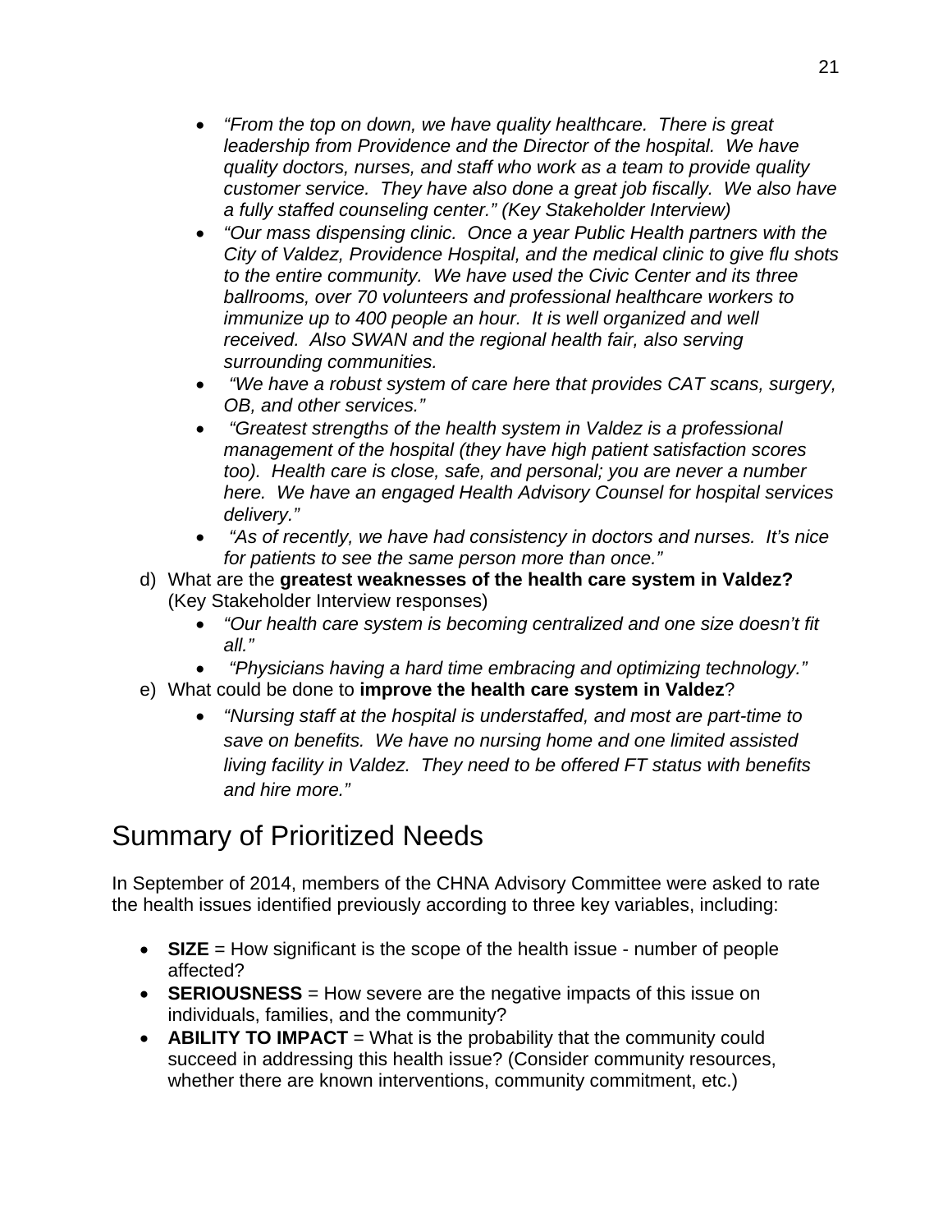- *"From the top on down, we have quality healthcare. There is great leadership from Providence and the Director of the hospital. We have quality doctors, nurses, and staff who work as a team to provide quality customer service. They have also done a great job fiscally. We also have a fully staffed counseling center." (Key Stakeholder Interview)*
- *"Our mass dispensing clinic. Once a year Public Health partners with the City of Valdez, Providence Hospital, and the medical clinic to give flu shots to the entire community. We have used the Civic Center and its three ballrooms, over 70 volunteers and professional healthcare workers to immunize up to 400 people an hour. It is well organized and well received. Also SWAN and the regional health fair, also serving surrounding communities.*
- *"We have a robust system of care here that provides CAT scans, surgery, OB, and other services."*
- *"Greatest strengths of the health system in Valdez is a professional management of the hospital (they have high patient satisfaction scores too). Health care is close, safe, and personal; you are never a number here. We have an engaged Health Advisory Counsel for hospital services delivery."*
- *"As of recently, we have had consistency in doctors and nurses. It's nice for patients to see the same person more than once."*

d) What are the **greatest weaknesses of the health care system in Valdez?** (Key Stakeholder Interview responses)

- *"Our health care system is becoming centralized and one size doesn't fit all."*
- *"Physicians having a hard time embracing and optimizing technology."*

e) What could be done to **improve the health care system in Valdez**?

- *"Nursing staff at the hospital is understaffed, and most are part-time to save on benefits. We have no nursing home and one limited assisted living facility in Valdez. They need to be offered FT status with benefits and hire more."*

## Summary of Prioritized Needs

In September of 2014, members of the CHNA Advisory Committee were asked to rate the health issues identified previously according to three key variables, including:

- **SIZE** = How significant is the scope of the health issue - number of people affected?
- **SERIOUSNESS** = How severe are the negative impacts of this issue on individuals, families, and the community?
- **ABILITY TO IMPACT** = What is the probability that the community could succeed in addressing this health issue? (Consider community resources, whether there are known interventions, community commitment, etc.)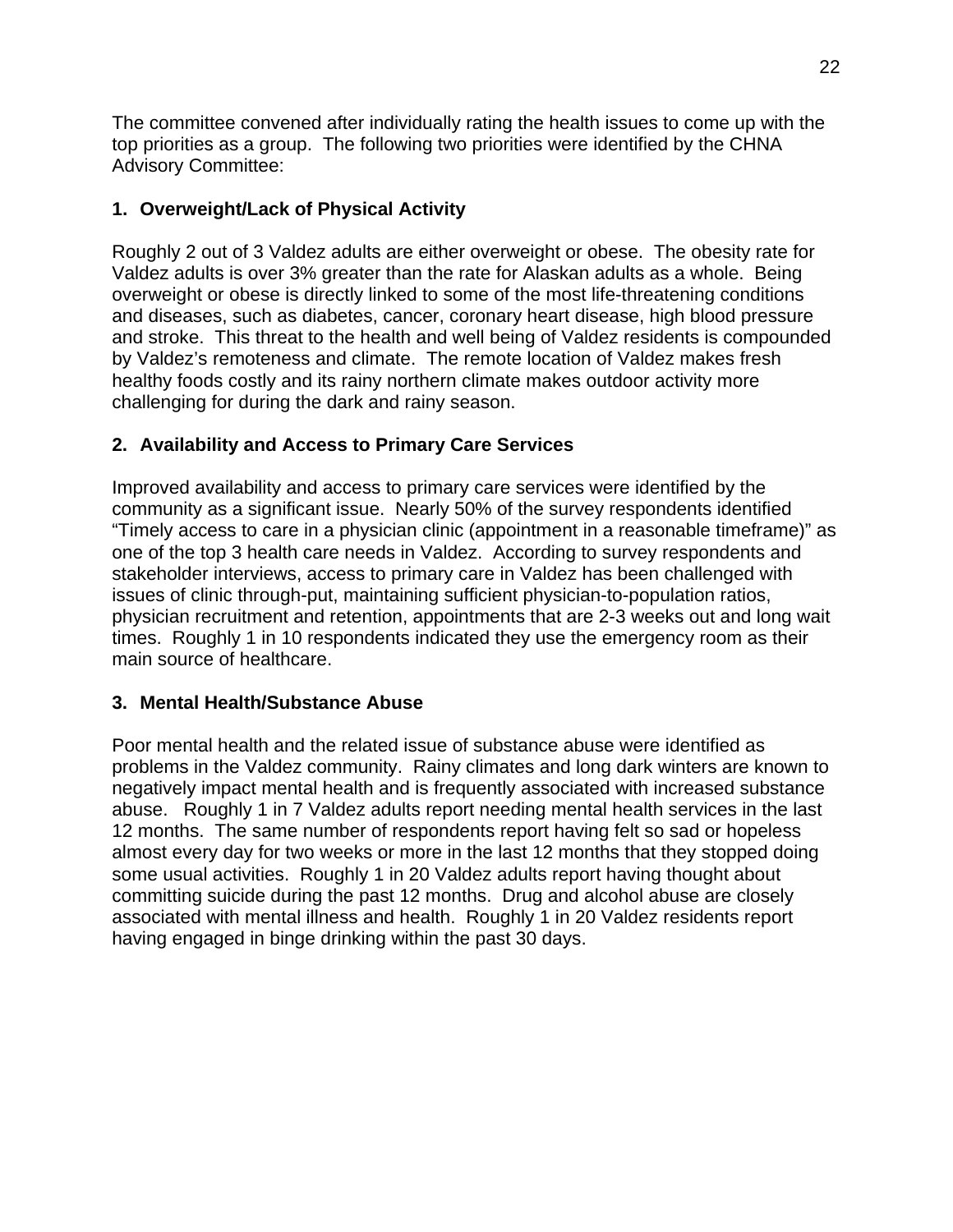The committee convened after individually rating the health issues to come up with the top priorities as a group. The following two priorities were identified by the CHNA Advisory Committee:

### 1. Overweight/Lack of Physical Activity

Roughly 2 out of 3 Valdez adults are either overweight or obese. The obesity rate for Valdez adults is over 3% greater than the rate for Alaskan adults as a whole. Being overweight or obese is directly linked to some of the most life-threatening conditions and diseases, such as diabetes, cancer, coronary heart disease, high blood pressure and stroke. This threat to the health and well being of Valdez residents is compounded by Valdez's remoteness and climate. The remote location of Valdez makes fresh healthy foods costly and its rainy northern climate makes outdoor activity more challenging for during the dark and rainy season.

### 2. Availability and Access to Primary Care Services

Improved availability and access to primary care services were identified by the community as a significant issue. Nearly 50% of the survey respondents identified "Timely access to care in a physician clinic (appointment in a reasonable timeframe)" as one of the top 3 health care needs in Valdez. According to survey respondents and stakeholder interviews, access to primary care in Valdez has been challenged with issues of clinic through-put, maintaining sufficient physician-to-population ratios, physician recruitment and retention, appointments that are 2-3 weeks out and long wait times. Roughly 1 in 10 respondents indicated they use the emergency room as their main source of healthcare.

### 3. Mental Health/Substance Abuse

Poor mental health and the related issue of substance abuse were identified as problems in the Valdez community. Rainy climates and long dark winters are known to negatively impact mental health and is frequently associated with increased substance abuse. Roughly 1 in 7 Valdez adults report needing mental health services in the last 12 months. The same number of respondents report having felt so sad or hopeless almost every day for two weeks or more in the last 12 months that they stopped doing some usual activities. Roughly 1 in 20 Valdez adults report having thought about committing suicide during the past 12 months. Drug and alcohol abuse are closely associated with mental illness and health. Roughly 1 in 20 Valdez residents report having engaged in binge drinking within the past 30 days.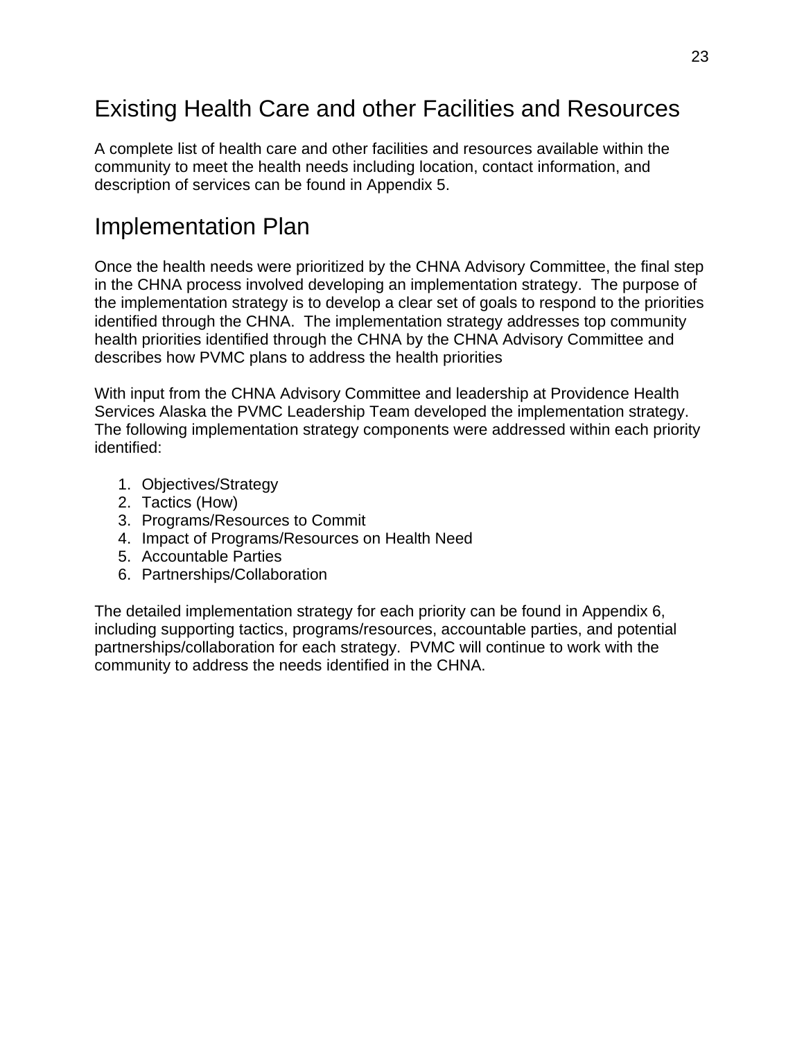# Existing Health Care and other Facilities and Resources

A complete list of health care and other facilities and resources available within the community to meet the health needs including location, contact information, and description of services can be found in Appendix 5.

# Implementation Plan

Once the health needs were prioritized by the CHNA Advisory Committee, the final step in the CHNA process involved developing an implementation strategy. The purpose of the implementation strategy is to develop a clear set of goals to respond to the priorities identified through the CHNA. The implementation strategy addresses top community health priorities identified through the CHNA by the CHNA Advisory Committee and describes how PVMC plans to address the health priorities

With input from the CHNA Advisory Committee and leadership at Providence Health Services Alaska the PVMC Leadership Team developed the implementation strategy. The following implementation strategy components were addressed within each priority identified:

1. Objectives/Strategy
2. Tactics (How)
3. Programs/Resources to Commit
4. Impact of Programs/Resources on Health Need
5. Accountable Parties
6. Partnerships/Collaboration

The detailed implementation strategy for each priority can be found in Appendix 6, including supporting tactics, programs/resources, accountable parties, and potential partnerships/collaboration for each strategy. PVMC will continue to work with the community to address the needs identified in the CHNA.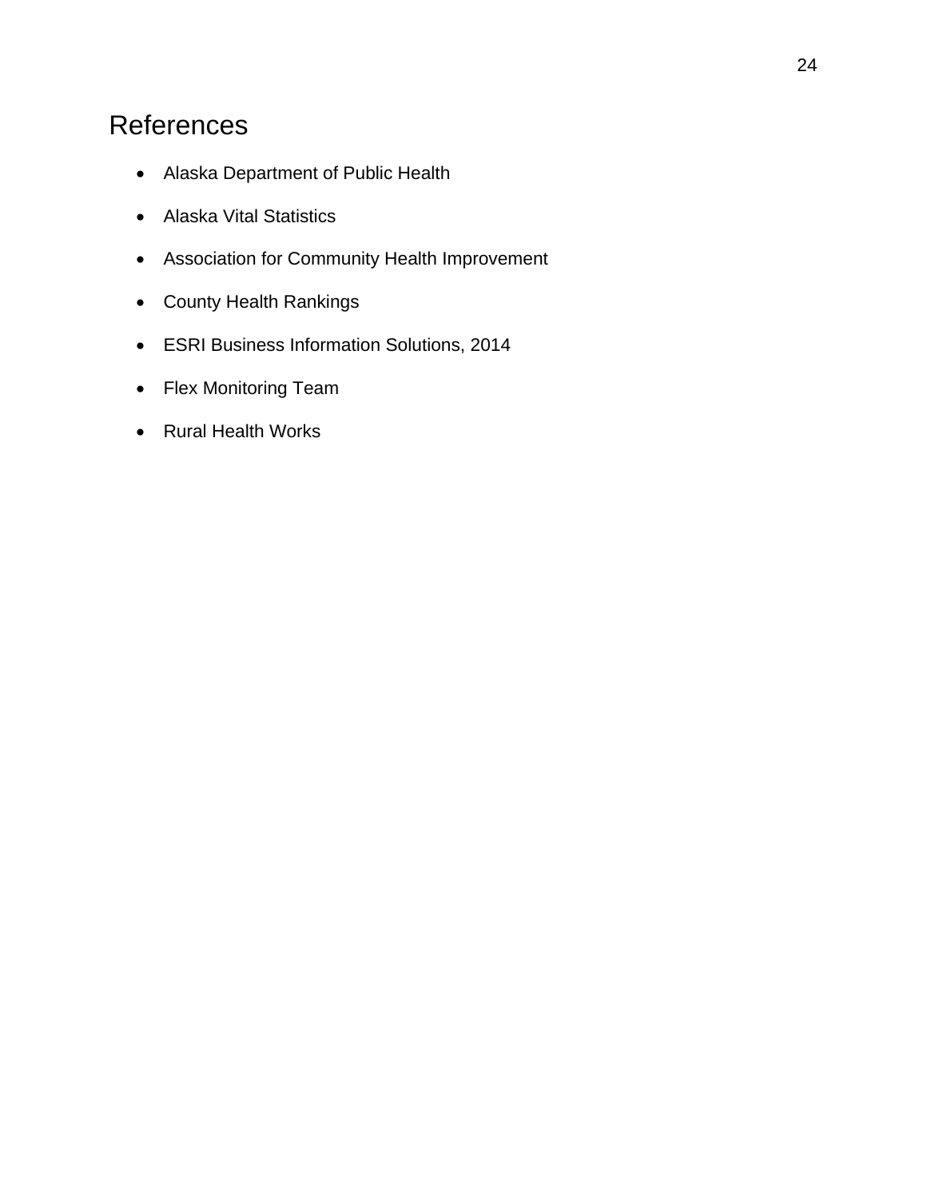# References

- Alaska Department of Public Health
- Alaska Vital Statistics
- Association for Community Health Improvement
- County Health Rankings
- ESRI Business Information Solutions, 2014
- Flex Monitoring Team
- Rural Health Works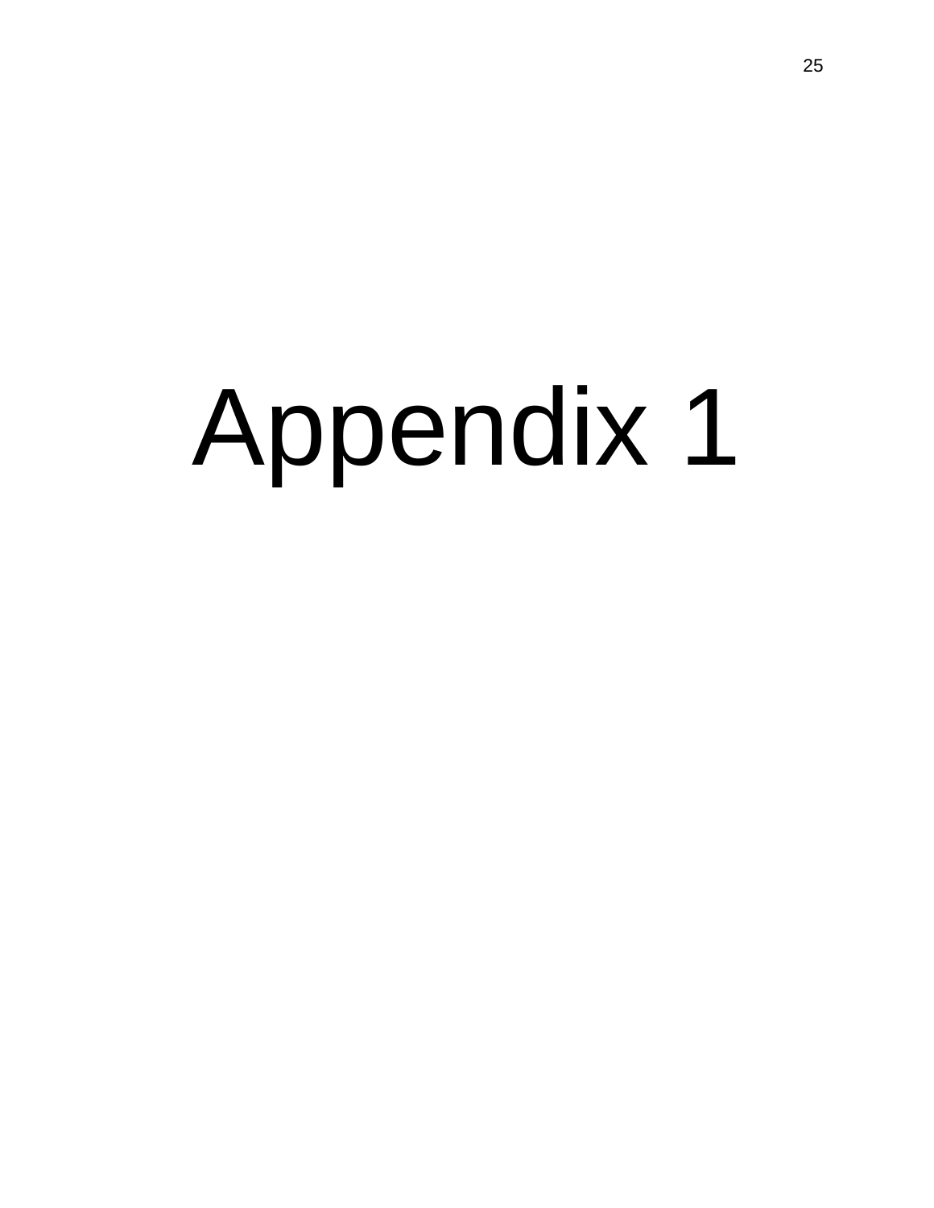# Appendix 1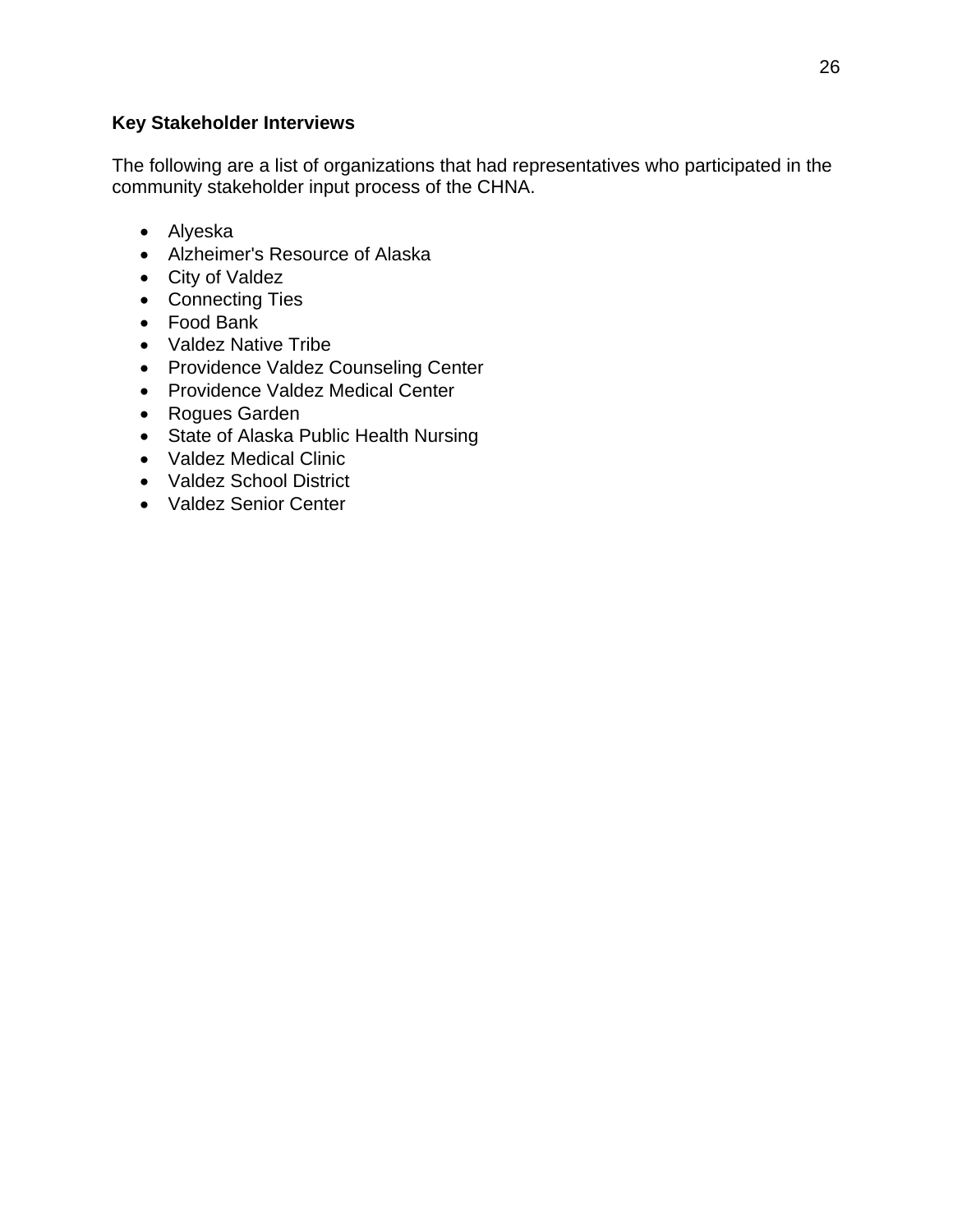### Key Stakeholder Interviews

The following are a list of organizations that had representatives who participated in the community stakeholder input process of the CHNA.

- Alyeska
- Alzheimer's Resource of Alaska
- City of Valdez
- Connecting Ties
- Food Bank
- Valdez Native Tribe
- Providence Valdez Counseling Center
- Providence Valdez Medical Center
- Rogues Garden
- State of Alaska Public Health Nursing
- Valdez Medical Clinic
- Valdez School District
- Valdez Senior Center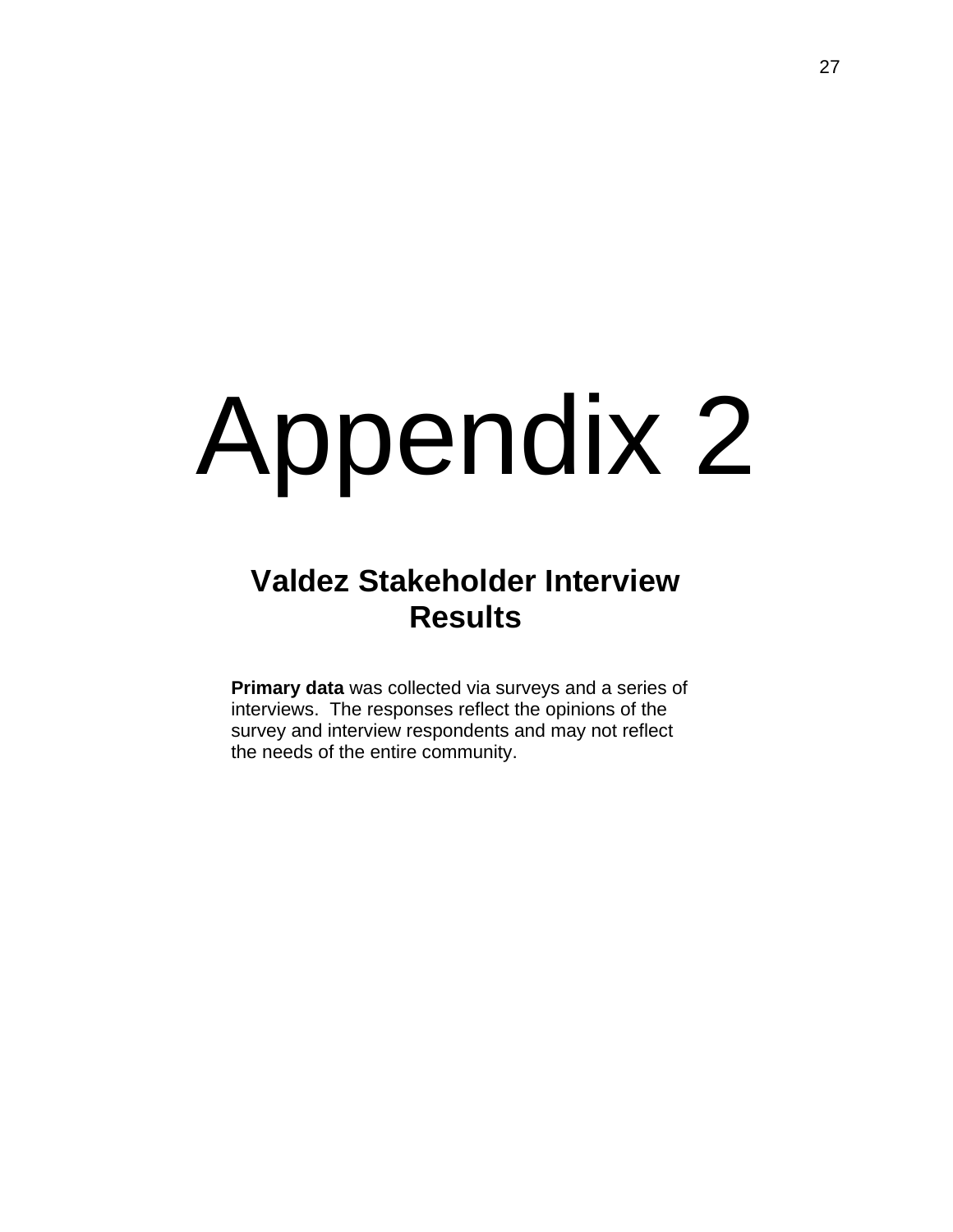# Appendix 2

## Valdez Stakeholder Interview Results

**Primary data** was collected via surveys and a series of interviews. The responses reflect the opinions of the survey and interview respondents and may not reflect the needs of the entire community.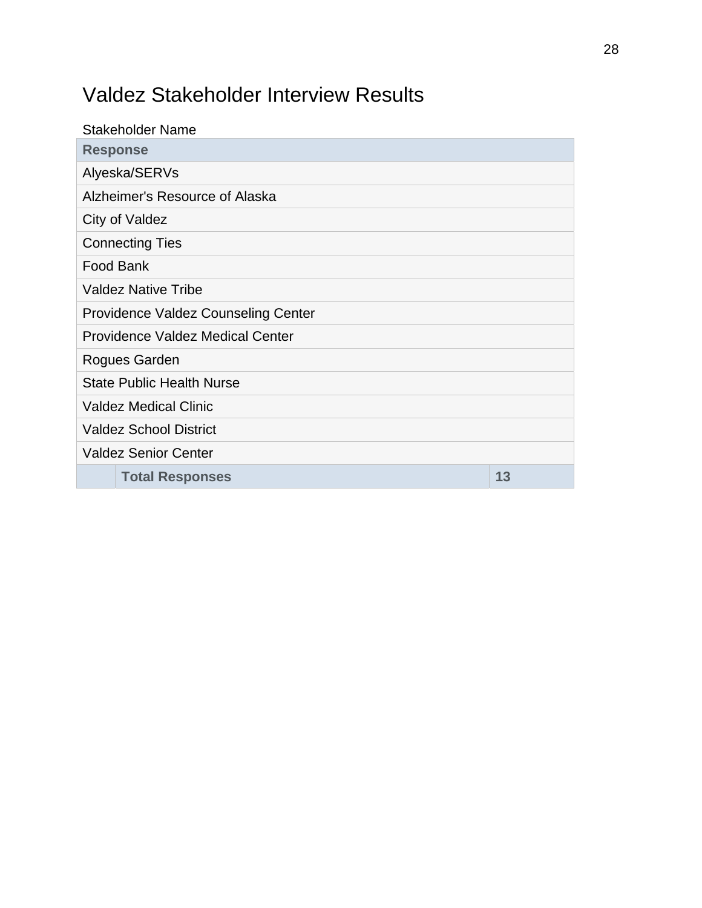# Valdez Stakeholder Interview Results

Stakeholder Name

| Response | |
|---|---|
| Alyeska/SERVs | |
| Alzheimer's Resource of Alaska | |
| City of Valdez | |
| Connecting Ties | |
| Food Bank | |
| Valdez Native Tribe | |
| Providence Valdez Counseling Center | |
| Providence Valdez Medical Center | |
| Rogues Garden | |
| State Public Health Nurse | |
| Valdez Medical Clinic | |
| Valdez School District | |
| Valdez Senior Center | |
| **Total Responses** | **13** |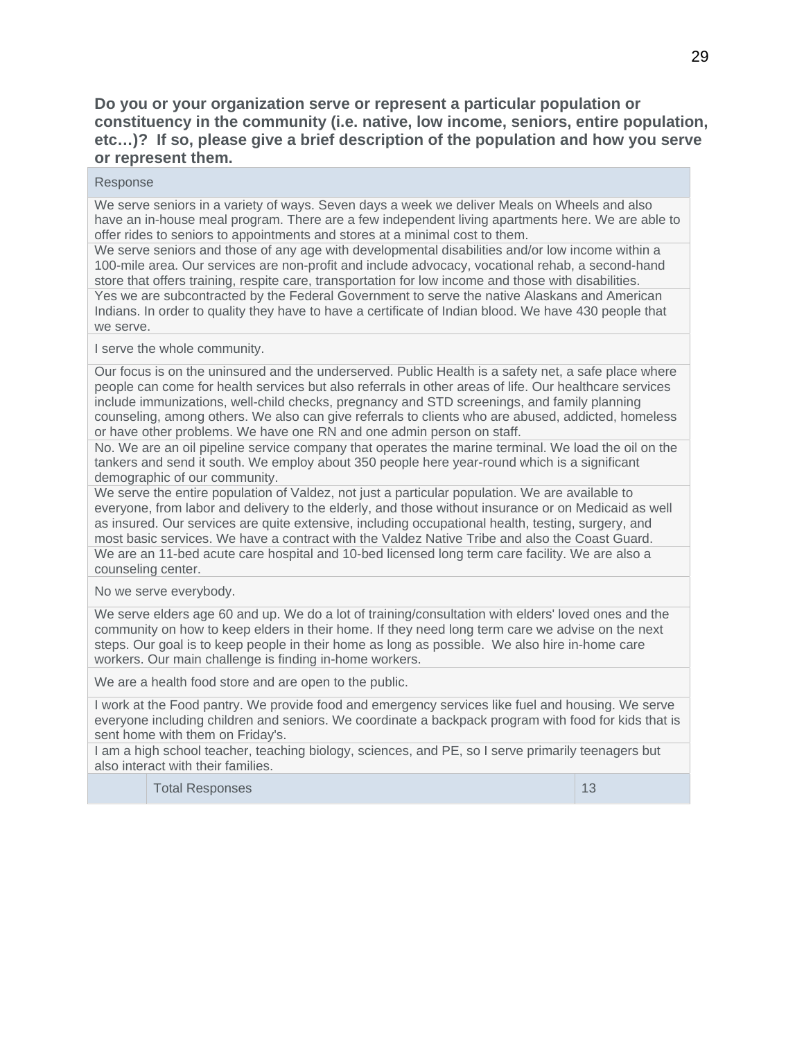**Do you or your organization serve or represent a particular population or constituency in the community (i.e. native, low income, seniors, entire population, etc…)? If so, please give a brief description of the population and how you serve or represent them.**

| Response | |
|---|---|
| We serve seniors in a variety of ways. Seven days a week we deliver Meals on Wheels and also have an in-house meal program. There are a few independent living apartments here. We are able to offer rides to seniors to appointments and stores at a minimal cost to them. | |
| We serve seniors and those of any age with developmental disabilities and/or low income within a 100-mile area. Our services are non-profit and include advocacy, vocational rehab, a second-hand store that offers training, respite care, transportation for low income and those with disabilities. | |
| Yes we are subcontracted by the Federal Government to serve the native Alaskans and American Indians. In order to quality they have to have a certificate of Indian blood. We have 430 people that we serve. | |
| I serve the whole community. | |
| Our focus is on the uninsured and the underserved. Public Health is a safety net, a safe place where people can come for health services but also referrals in other areas of life. Our healthcare services include immunizations, well-child checks, pregnancy and STD screenings, and family planning counseling, among others. We also can give referrals to clients who are abused, addicted, homeless or have other problems. We have one RN and one admin person on staff. | |
| No. We are an oil pipeline service company that operates the marine terminal. We load the oil on the tankers and send it south. We employ about 350 people here year-round which is a significant demographic of our community. | |
| We serve the entire population of Valdez, not just a particular population. We are available to everyone, from labor and delivery to the elderly, and those without insurance or on Medicaid as well as insured. Our services are quite extensive, including occupational health, testing, surgery, and most basic services. We have a contract with the Valdez Native Tribe and also the Coast Guard. | |
| We are an 11-bed acute care hospital and 10-bed licensed long term care facility. We are also a counseling center. | |
| No we serve everybody. | |
| We serve elders age 60 and up. We do a lot of training/consultation with elders' loved ones and the community on how to keep elders in their home. If they need long term care we advise on the next steps. Our goal is to keep people in their home as long as possible. We also hire in-home care workers. Our main challenge is finding in-home workers. | |
| We are a health food store and are open to the public. | |
| I work at the Food pantry. We provide food and emergency services like fuel and housing. We serve everyone including children and seniors. We coordinate a backpack program with food for kids that is sent home with them on Friday's. | |
| I am a high school teacher, teaching biology, sciences, and PE, so I serve primarily teenagers but also interact with their families. | |
| Total Responses | 13 |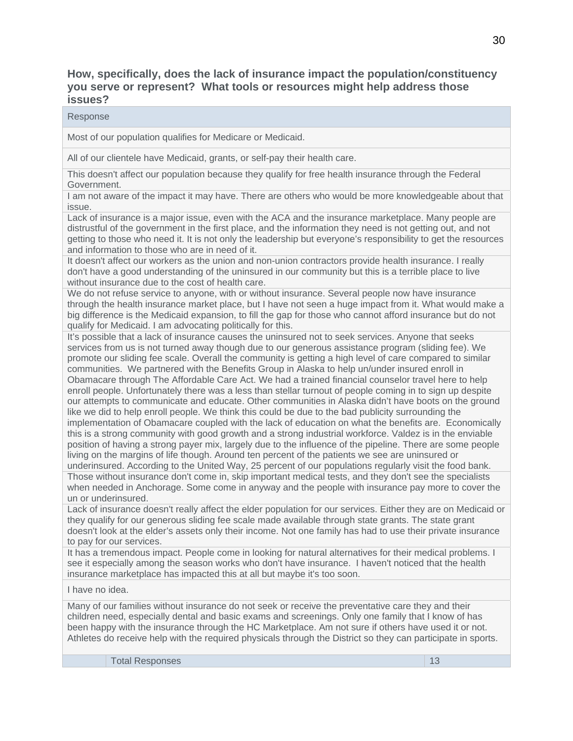### How, specifically, does the lack of insurance impact the population/constituency you serve or represent? What tools or resources might help address those issues?

| Response | |
|---|---|
| Most of our population qualifies for Medicare or Medicaid. | |
| All of our clientele have Medicaid, grants, or self-pay their health care. | |
| This doesn't affect our population because they qualify for free health insurance through the Federal Government. | |
| I am not aware of the impact it may have. There are others who would be more knowledgeable about that issue. | |
| Lack of insurance is a major issue, even with the ACA and the insurance marketplace. Many people are distrustful of the government in the first place, and the information they need is not getting out, and not getting to those who need it. It is not only the leadership but everyone's responsibility to get the resources and information to those who are in need of it. | |
| It doesn't affect our workers as the union and non-union contractors provide health insurance. I really don't have a good understanding of the uninsured in our community but this is a terrible place to live without insurance due to the cost of health care. | |
| We do not refuse service to anyone, with or without insurance. Several people now have insurance through the health insurance market place, but I have not seen a huge impact from it. What would make a big difference is the Medicaid expansion, to fill the gap for those who cannot afford insurance but do not qualify for Medicaid. I am advocating politically for this. | |
| It's possible that a lack of insurance causes the uninsured not to seek services. Anyone that seeks services from us is not turned away though due to our generous assistance program (sliding fee). We promote our sliding fee scale. Overall the community is getting a high level of care compared to similar communities. We partnered with the Benefits Group in Alaska to help un/under insured enroll in Obamacare through The Affordable Care Act. We had a trained financial counselor travel here to help enroll people. Unfortunately there was a less than stellar turnout of people coming in to sign up despite our attempts to communicate and educate. Other communities in Alaska didn't have boots on the ground like we did to help enroll people. We think this could be due to the bad publicity surrounding the implementation of Obamacare coupled with the lack of education on what the benefits are. Economically this is a strong community with good growth and a strong industrial workforce. Valdez is in the enviable position of having a strong payer mix, largely due to the influence of the pipeline. There are some people living on the margins of life though. Around ten percent of the patients we see are uninsured or underinsured. According to the United Way, 25 percent of our populations regularly visit the food bank. | |
| Those without insurance don't come in, skip important medical tests, and they don't see the specialists when needed in Anchorage. Some come in anyway and the people with insurance pay more to cover the un or underinsured. | |
| Lack of insurance doesn't really affect the elder population for our services. Either they are on Medicaid or they qualify for our generous sliding fee scale made available through state grants. The state grant doesn't look at the elder's assets only their income. Not one family has had to use their private insurance to pay for our services. | |
| It has a tremendous impact. People come in looking for natural alternatives for their medical problems. I see it especially among the season works who don't have insurance. I haven't noticed that the health insurance marketplace has impacted this at all but maybe it's too soon. | |
| I have no idea. | |
| Many of our families without insurance do not seek or receive the preventative care they and their children need, especially dental and basic exams and screenings. Only one family that I know of has been happy with the insurance through the HC Marketplace. Am not sure if others have used it or not. Athletes do receive help with the required physicals through the District so they can participate in sports. | |
| Total Responses | 13 |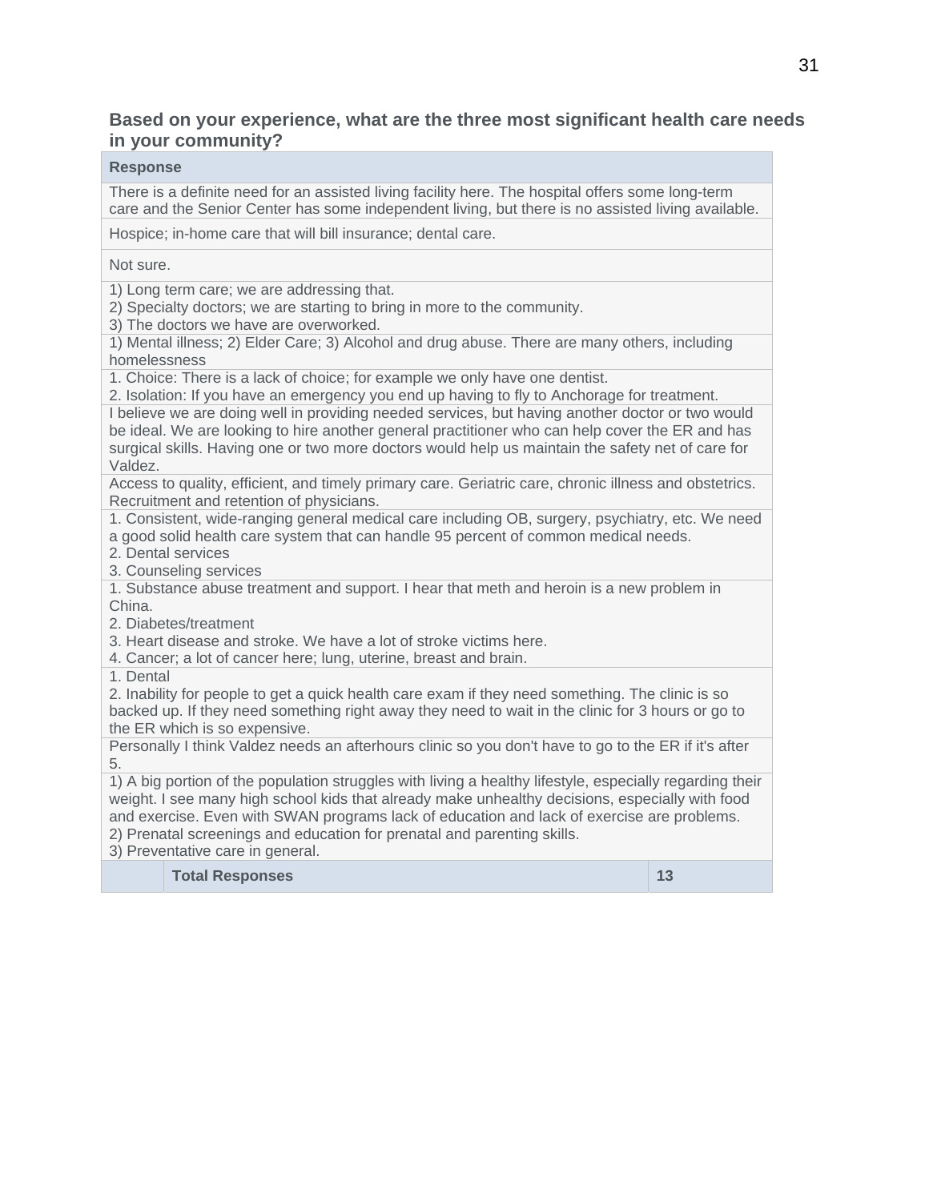### Based on your experience, what are the three most significant health care needs in your community?

| Response | |
|---|---|
| There is a definite need for an assisted living facility here. The hospital offers some long-term care and the Senior Center has some independent living, but there is no assisted living available. | |
| Hospice; in-home care that will bill insurance; dental care. | |
| Not sure. | |
| 1) Long term care; we are addressing that.<br>2) Specialty doctors; we are starting to bring in more to the community.<br>3) The doctors we have are overworked. | |
| 1) Mental illness; 2) Elder Care; 3) Alcohol and drug abuse. There are many others, including homelessness | |
| 1. Choice: There is a lack of choice; for example we only have one dentist.<br>2. Isolation: If you have an emergency you end up having to fly to Anchorage for treatment. | |
| I believe we are doing well in providing needed services, but having another doctor or two would be ideal. We are looking to hire another general practitioner who can help cover the ER and has surgical skills. Having one or two more doctors would help us maintain the safety net of care for Valdez. | |
| Access to quality, efficient, and timely primary care. Geriatric care, chronic illness and obstetrics. Recruitment and retention of physicians. | |
| 1. Consistent, wide-ranging general medical care including OB, surgery, psychiatry, etc. We need a good solid health care system that can handle 95 percent of common medical needs.<br>2. Dental services<br>3. Counseling services | |
| 1. Substance abuse treatment and support. I hear that meth and heroin is a new problem in China.<br>2. Diabetes/treatment<br>3. Heart disease and stroke. We have a lot of stroke victims here.<br>4. Cancer; a lot of cancer here; lung, uterine, breast and brain. | |
| 1. Dental<br>2. Inability for people to get a quick health care exam if they need something. The clinic is so backed up. If they need something right away they need to wait in the clinic for 3 hours or go to the ER which is so expensive. | |
| Personally I think Valdez needs an afterhours clinic so you don't have to go to the ER if it's after 5. | |
| 1) A big portion of the population struggles with living a healthy lifestyle, especially regarding their weight. I see many high school kids that already make unhealthy decisions, especially with food and exercise. Even with SWAN programs lack of education and lack of exercise are problems.<br>2) Prenatal screenings and education for prenatal and parenting skills.<br>3) Preventative care in general. | |
| **Total Responses** | **13** |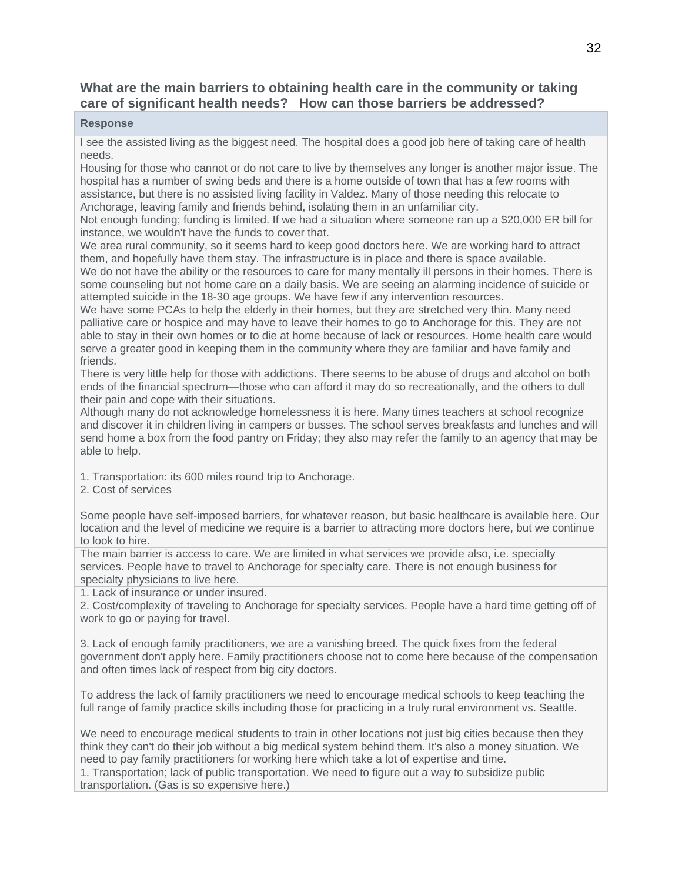### What are the main barriers to obtaining health care in the community or taking care of significant health needs? How can those barriers be addressed?

| Response |
| --- |
| I see the assisted living as the biggest need. The hospital does a good job here of taking care of health needs. |
| Housing for those who cannot or do not care to live by themselves any longer is another major issue. The hospital has a number of swing beds and there is a home outside of town that has a few rooms with assistance, but there is no assisted living facility in Valdez. Many of those needing this relocate to Anchorage, leaving family and friends behind, isolating them in an unfamiliar city. |
| Not enough funding; funding is limited. If we had a situation where someone ran up a $20,000 ER bill for instance, we wouldn't have the funds to cover that. |
| We area rural community, so it seems hard to keep good doctors here. We are working hard to attract them, and hopefully have them stay. The infrastructure is in place and there is space available. |
| We do not have the ability or the resources to care for many mentally ill persons in their homes. There is some counseling but not home care on a daily basis. We are seeing an alarming incidence of suicide or attempted suicide in the 18-30 age groups. We have few if any intervention resources.<br>We have some PCAs to help the elderly in their homes, but they are stretched very thin. Many need palliative care or hospice and may have to leave their homes to go to Anchorage for this. They are not able to stay in their own homes or to die at home because of lack or resources. Home health care would serve a greater good in keeping them in the community where they are familiar and have family and friends.<br>There is very little help for those with addictions. There seems to be abuse of drugs and alcohol on both ends of the financial spectrum—those who can afford it may do so recreationally, and the others to dull their pain and cope with their situations.<br>Although many do not acknowledge homelessness it is here. Many times teachers at school recognize and discover it in children living in campers or busses. The school serves breakfasts and lunches and will send home a box from the food pantry on Friday; they also may refer the family to an agency that may be able to help. |
| 1. Transportation: its 600 miles round trip to Anchorage.<br>2. Cost of services |
| Some people have self-imposed barriers, for whatever reason, but basic healthcare is available here. Our location and the level of medicine we require is a barrier to attracting more doctors here, but we continue to look to hire. |
| The main barrier is access to care. We are limited in what services we provide also, i.e. specialty services. People have to travel to Anchorage for specialty care. There is not enough business for specialty physicians to live here. |
| 1. Lack of insurance or under insured.<br>2. Cost/complexity of traveling to Anchorage for specialty services. People have a hard time getting off of work to go or paying for travel.<br><br>3. Lack of enough family practitioners, we are a vanishing breed. The quick fixes from the federal government don't apply here. Family practitioners choose not to come here because of the compensation and often times lack of respect from big city doctors.<br><br>To address the lack of family practitioners we need to encourage medical schools to keep teaching the full range of family practice skills including those for practicing in a truly rural environment vs. Seattle.<br><br>We need to encourage medical students to train in other locations not just big cities because then they think they can't do their job without a big medical system behind them. It's also a money situation. We need to pay family practitioners for working here which take a lot of expertise and time. |
| 1. Transportation; lack of public transportation. We need to figure out a way to subsidize public transportation. (Gas is so expensive here.) |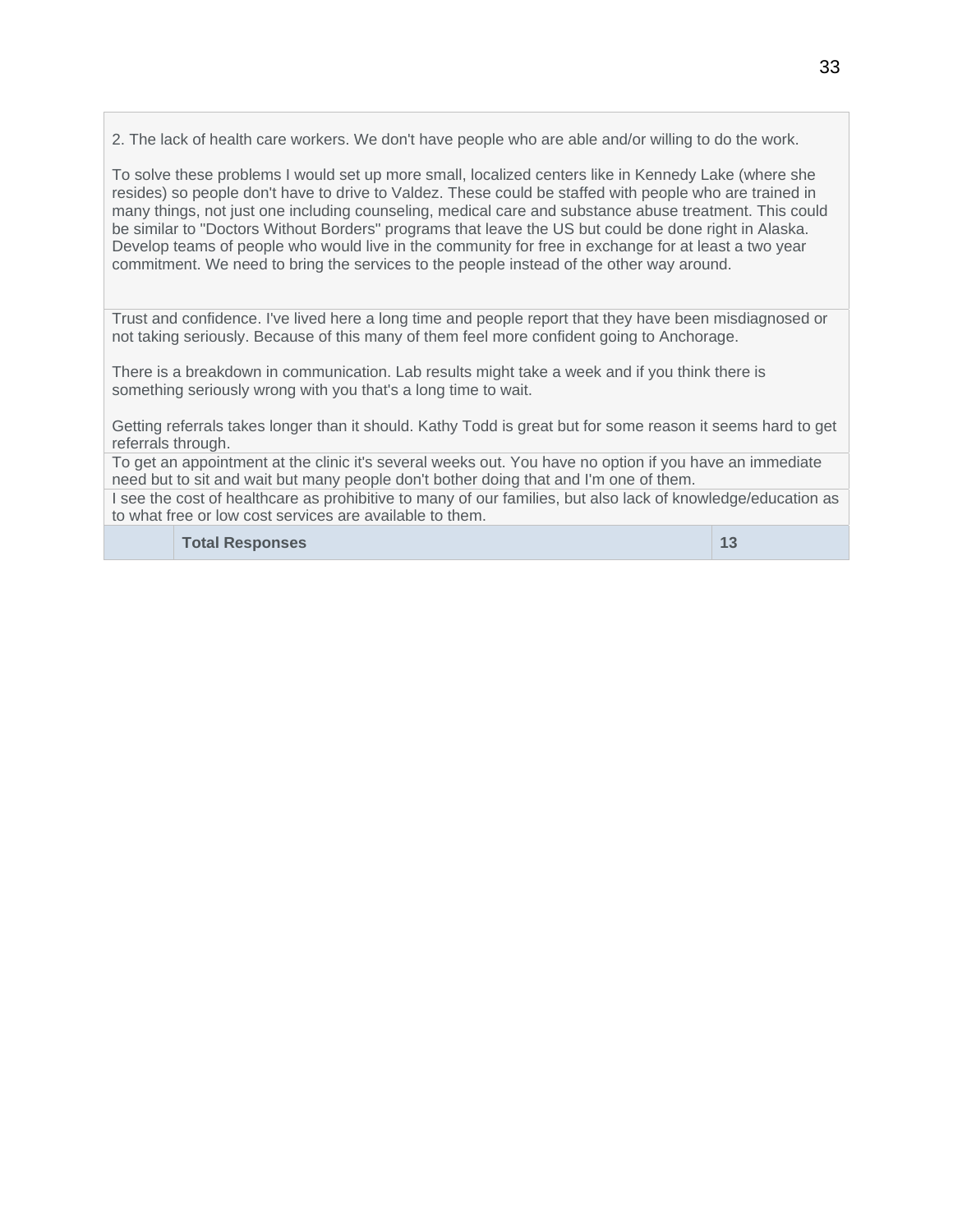| | | |
|---|---|---|
| 2. The lack of health care workers. We don't have people who are able and/or willing to do the work.<br><br>To solve these problems I would set up more small, localized centers like in Kennedy Lake (where she resides) so people don't have to drive to Valdez. These could be staffed with people who are trained in many things, not just one including counseling, medical care and substance abuse treatment. This could be similar to "Doctors Without Borders" programs that leave the US but could be done right in Alaska. Develop teams of people who would live in the community for free in exchange for at least a two year commitment. We need to bring the services to the people instead of the other way around. | | |
| Trust and confidence. I've lived here a long time and people report that they have been misdiagnosed or not taking seriously. Because of this many of them feel more confident going to Anchorage.<br><br>There is a breakdown in communication. Lab results might take a week and if you think there is something seriously wrong with you that's a long time to wait.<br><br>Getting referrals takes longer than it should. Kathy Todd is great but for some reason it seems hard to get referrals through. | | |
| To get an appointment at the clinic it's several weeks out. You have no option if you have an immediate need but to sit and wait but many people don't bother doing that and I'm one of them. | | |
| I see the cost of healthcare as prohibitive to many of our families, but also lack of knowledge/education as to what free or low cost services are available to them. | | |
| | **Total Responses** | **13** |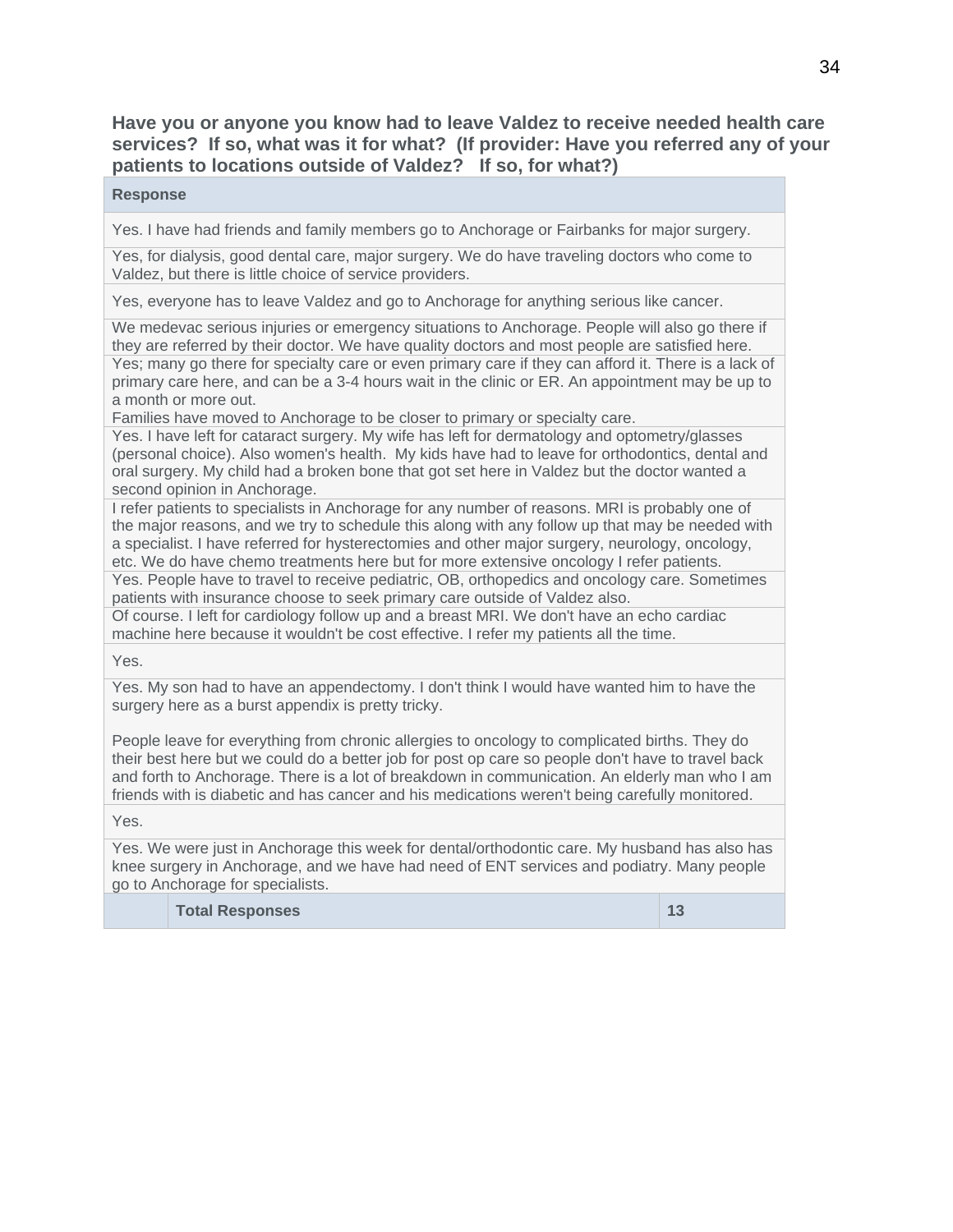**Have you or anyone you know had to leave Valdez to receive needed health care services? If so, what was it for what? (If provider: Have you referred any of your patients to locations outside of Valdez? If so, for what?)**

| Response | |
|---|---|
| Yes. I have had friends and family members go to Anchorage or Fairbanks for major surgery. | |
| Yes, for dialysis, good dental care, major surgery. We do have traveling doctors who come to Valdez, but there is little choice of service providers. | |
| Yes, everyone has to leave Valdez and go to Anchorage for anything serious like cancer. | |
| We medevac serious injuries or emergency situations to Anchorage. People will also go there if they are referred by their doctor. We have quality doctors and most people are satisfied here. | |
| Yes; many go there for specialty care or even primary care if they can afford it. There is a lack of primary care here, and can be a 3-4 hours wait in the clinic or ER. An appointment may be up to a month or more out.<br>Families have moved to Anchorage to be closer to primary or specialty care. | |
| Yes. I have left for cataract surgery. My wife has left for dermatology and optometry/glasses (personal choice). Also women's health. My kids have had to leave for orthodontics, dental and oral surgery. My child had a broken bone that got set here in Valdez but the doctor wanted a second opinion in Anchorage. | |
| I refer patients to specialists in Anchorage for any number of reasons. MRI is probably one of the major reasons, and we try to schedule this along with any follow up that may be needed with a specialist. I have referred for hysterectomies and other major surgery, neurology, oncology, etc. We do have chemo treatments here but for more extensive oncology I refer patients. | |
| Yes. People have to travel to receive pediatric, OB, orthopedics and oncology care. Sometimes patients with insurance choose to seek primary care outside of Valdez also. | |
| Of course. I left for cardiology follow up and a breast MRI. We don't have an echo cardiac machine here because it wouldn't be cost effective. I refer my patients all the time. | |
| Yes. | |
| Yes. My son had to have an appendectomy. I don't think I would have wanted him to have the surgery here as a burst appendix is pretty tricky.<br><br>People leave for everything from chronic allergies to oncology to complicated births. They do their best here but we could do a better job for post op care so people don't have to travel back and forth to Anchorage. There is a lot of breakdown in communication. An elderly man who I am friends with is diabetic and has cancer and his medications weren't being carefully monitored. | |
| Yes. | |
| Yes. We were just in Anchorage this week for dental/orthodontic care. My husband has also has knee surgery in Anchorage, and we have had need of ENT services and podiatry. Many people go to Anchorage for specialists. | |
| **Total Responses** | **13** |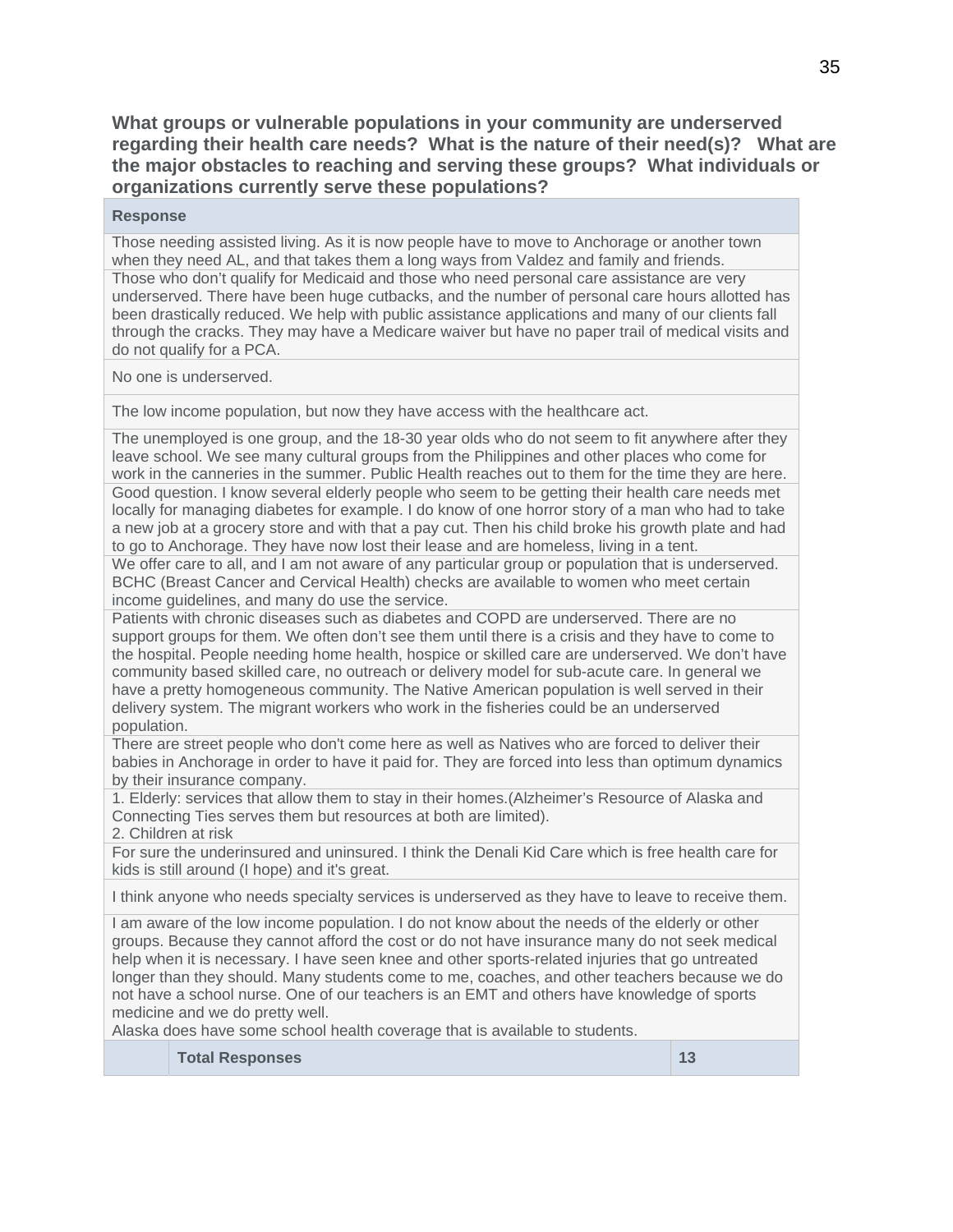**What groups or vulnerable populations in your community are underserved regarding their health care needs? What is the nature of their need(s)? What are the major obstacles to reaching and serving these groups? What individuals or organizations currently serve these populations?**

| Response | |
|---|---|
| Those needing assisted living. As it is now people have to move to Anchorage or another town when they need AL, and that takes them a long ways from Valdez and family and friends. | |
| Those who don't qualify for Medicaid and those who need personal care assistance are very underserved. There have been huge cutbacks, and the number of personal care hours allotted has been drastically reduced. We help with public assistance applications and many of our clients fall through the cracks. They may have a Medicare waiver but have no paper trail of medical visits and do not qualify for a PCA. | |
| No one is underserved. | |
| The low income population, but now they have access with the healthcare act. | |
| The unemployed is one group, and the 18-30 year olds who do not seem to fit anywhere after they leave school. We see many cultural groups from the Philippines and other places who come for work in the canneries in the summer. Public Health reaches out to them for the time they are here. | |
| Good question. I know several elderly people who seem to be getting their health care needs met locally for managing diabetes for example. I do know of one horror story of a man who had to take a new job at a grocery store and with that a pay cut. Then his child broke his growth plate and had to go to Anchorage. They have now lost their lease and are homeless, living in a tent. | |
| We offer care to all, and I am not aware of any particular group or population that is underserved. BCHC (Breast Cancer and Cervical Health) checks are available to women who meet certain income guidelines, and many do use the service. | |
| Patients with chronic diseases such as diabetes and COPD are underserved. There are no support groups for them. We often don't see them until there is a crisis and they have to come to the hospital. People needing home health, hospice or skilled care are underserved. We don't have community based skilled care, no outreach or delivery model for sub-acute care. In general we have a pretty homogeneous community. The Native American population is well served in their delivery system. The migrant workers who work in the fisheries could be an underserved population. | |
| There are street people who don't come here as well as Natives who are forced to deliver their babies in Anchorage in order to have it paid for. They are forced into less than optimum dynamics by their insurance company. | |
| 1. Elderly: services that allow them to stay in their homes.(Alzheimer's Resource of Alaska and Connecting Ties serves them but resources at both are limited).<br>2. Children at risk | |
| For sure the underinsured and uninsured. I think the Denali Kid Care which is free health care for kids is still around (I hope) and it's great. | |
| I think anyone who needs specialty services is underserved as they have to leave to receive them. | |
| I am aware of the low income population. I do not know about the needs of the elderly or other groups. Because they cannot afford the cost or do not have insurance many do not seek medical help when it is necessary. I have seen knee and other sports-related injuries that go untreated longer than they should. Many students come to me, coaches, and other teachers because we do not have a school nurse. One of our teachers is an EMT and others have knowledge of sports medicine and we do pretty well.<br>Alaska does have some school health coverage that is available to students. | |
| **Total Responses** | **13** |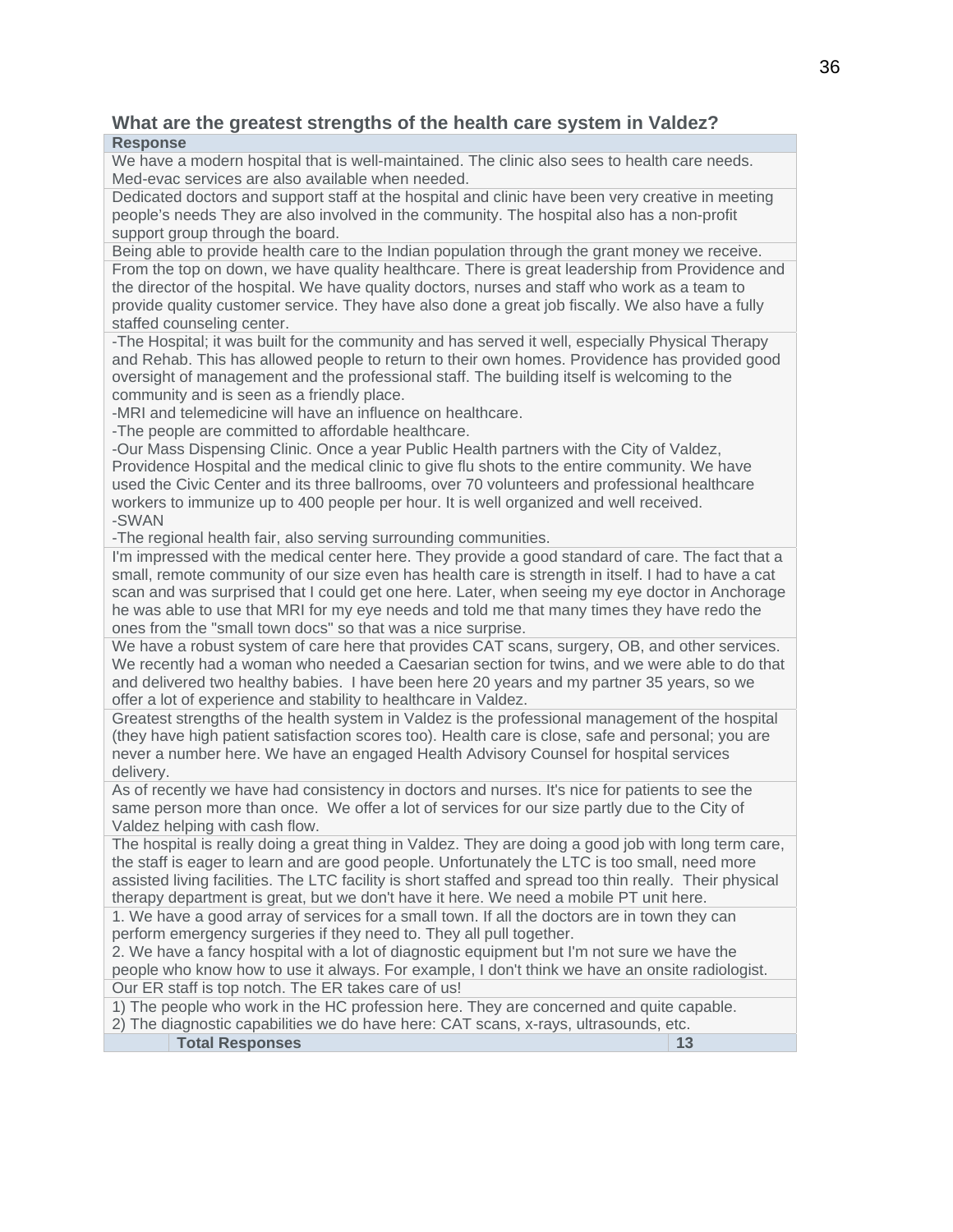### What are the greatest strengths of the health care system in Valdez?

| Response | |
|---|---|
| We have a modern hospital that is well-maintained. The clinic also sees to health care needs. Med-evac services are also available when needed. | |
| Dedicated doctors and support staff at the hospital and clinic have been very creative in meeting people's needs They are also involved in the community. The hospital also has a non-profit support group through the board. | |
| Being able to provide health care to the Indian population through the grant money we receive. | |
| From the top on down, we have quality healthcare. There is great leadership from Providence and the director of the hospital. We have quality doctors, nurses and staff who work as a team to provide quality customer service. They have also done a great job fiscally. We also have a fully staffed counseling center. | |
| -The Hospital; it was built for the community and has served it well, especially Physical Therapy and Rehab. This has allowed people to return to their own homes. Providence has provided good oversight of management and the professional staff. The building itself is welcoming to the community and is seen as a friendly place.<br>-MRI and telemedicine will have an influence on healthcare.<br>-The people are committed to affordable healthcare.<br>-Our Mass Dispensing Clinic. Once a year Public Health partners with the City of Valdez, Providence Hospital and the medical clinic to give flu shots to the entire community. We have used the Civic Center and its three ballrooms, over 70 volunteers and professional healthcare workers to immunize up to 400 people per hour. It is well organized and well received.<br>-SWAN<br>-The regional health fair, also serving surrounding communities. | |
| I'm impressed with the medical center here. They provide a good standard of care. The fact that a small, remote community of our size even has health care is strength in itself. I had to have a cat scan and was surprised that I could get one here. Later, when seeing my eye doctor in Anchorage he was able to use that MRI for my eye needs and told me that many times they have redo the ones from the "small town docs" so that was a nice surprise. | |
| We have a robust system of care here that provides CAT scans, surgery, OB, and other services. We recently had a woman who needed a Caesarian section for twins, and we were able to do that and delivered two healthy babies. I have been here 20 years and my partner 35 years, so we offer a lot of experience and stability to healthcare in Valdez. | |
| Greatest strengths of the health system in Valdez is the professional management of the hospital (they have high patient satisfaction scores too). Health care is close, safe and personal; you are never a number here. We have an engaged Health Advisory Counsel for hospital services delivery. | |
| As of recently we have had consistency in doctors and nurses. It's nice for patients to see the same person more than once. We offer a lot of services for our size partly due to the City of Valdez helping with cash flow. | |
| The hospital is really doing a great thing in Valdez. They are doing a good job with long term care, the staff is eager to learn and are good people. Unfortunately the LTC is too small, need more assisted living facilities. The LTC facility is short staffed and spread too thin really. Their physical therapy department is great, but we don't have it here. We need a mobile PT unit here. | |
| 1. We have a good array of services for a small town. If all the doctors are in town they can perform emergency surgeries if they need to. They all pull together.<br>2. We have a fancy hospital with a lot of diagnostic equipment but I'm not sure we have the people who know how to use it always. For example, I don't think we have an onsite radiologist. | |
| Our ER staff is top notch. The ER takes care of us! | |
| 1) The people who work in the HC profession here. They are concerned and quite capable.<br>2) The diagnostic capabilities we do have here: CAT scans, x-rays, ultrasounds, etc. | |
| **Total Responses** | **13** |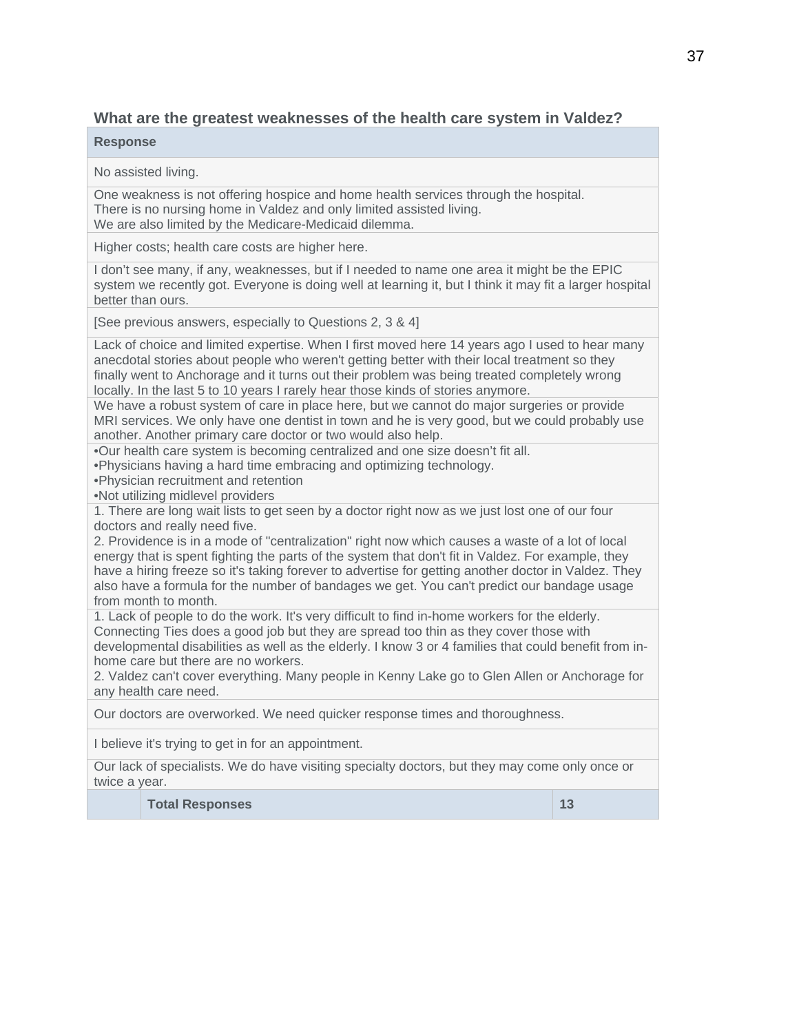### What are the greatest weaknesses of the health care system in Valdez?

| Response | |
|---|---|
| No assisted living. | |
| One weakness is not offering hospice and home health services through the hospital.<br>There is no nursing home in Valdez and only limited assisted living.<br>We are also limited by the Medicare-Medicaid dilemma. | |
| Higher costs; health care costs are higher here. | |
| I don't see many, if any, weaknesses, but if I needed to name one area it might be the EPIC system we recently got. Everyone is doing well at learning it, but I think it may fit a larger hospital better than ours. | |
| [See previous answers, especially to Questions 2, 3 & 4] | |
| Lack of choice and limited expertise. When I first moved here 14 years ago I used to hear many anecdotal stories about people who weren't getting better with their local treatment so they finally went to Anchorage and it turns out their problem was being treated completely wrong locally. In the last 5 to 10 years I rarely hear those kinds of stories anymore. | |
| We have a robust system of care in place here, but we cannot do major surgeries or provide MRI services. We only have one dentist in town and he is very good, but we could probably use another. Another primary care doctor or two would also help. | |
| •Our health care system is becoming centralized and one size doesn't fit all.<br>•Physicians having a hard time embracing and optimizing technology.<br>•Physician recruitment and retention<br>•Not utilizing midlevel providers | |
| 1. There are long wait lists to get seen by a doctor right now as we just lost one of our four doctors and really need five.<br>2. Providence is in a mode of "centralization" right now which causes a waste of a lot of local energy that is spent fighting the parts of the system that don't fit in Valdez. For example, they have a hiring freeze so it's taking forever to advertise for getting another doctor in Valdez. They also have a formula for the number of bandages we get. You can't predict our bandage usage from month to month. | |
| 1. Lack of people to do the work. It's very difficult to find in-home workers for the elderly. Connecting Ties does a good job but they are spread too thin as they cover those with developmental disabilities as well as the elderly. I know 3 or 4 families that could benefit from in-home care but there are no workers.<br>2. Valdez can't cover everything. Many people in Kenny Lake go to Glen Allen or Anchorage for any health care need. | |
| Our doctors are overworked. We need quicker response times and thoroughness. | |
| I believe it's trying to get in for an appointment. | |
| Our lack of specialists. We do have visiting specialty doctors, but they may come only once or twice a year. | |
| **Total Responses** | **13** |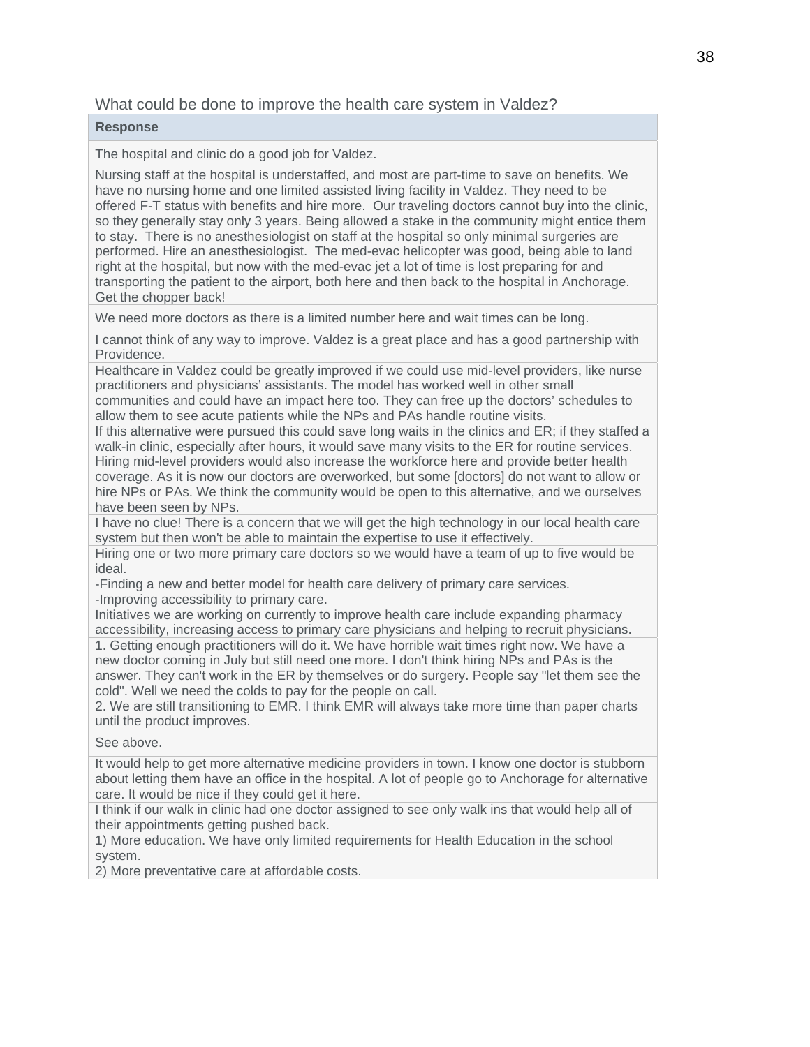What could be done to improve the health care system in Valdez?

| Response |
|---|
| The hospital and clinic do a good job for Valdez. |
| Nursing staff at the hospital is understaffed, and most are part-time to save on benefits. We have no nursing home and one limited assisted living facility in Valdez. They need to be offered F-T status with benefits and hire more. Our traveling doctors cannot buy into the clinic, so they generally stay only 3 years. Being allowed a stake in the community might entice them to stay. There is no anesthesiologist on staff at the hospital so only minimal surgeries are performed. Hire an anesthesiologist. The med-evac helicopter was good, being able to land right at the hospital, but now with the med-evac jet a lot of time is lost preparing for and transporting the patient to the airport, both here and then back to the hospital in Anchorage. Get the chopper back! |
| We need more doctors as there is a limited number here and wait times can be long. |
| I cannot think of any way to improve. Valdez is a great place and has a good partnership with Providence. |
| Healthcare in Valdez could be greatly improved if we could use mid-level providers, like nurse practitioners and physicians' assistants. The model has worked well in other small communities and could have an impact here too. They can free up the doctors' schedules to allow them to see acute patients while the NPs and PAs handle routine visits.<br>If this alternative were pursued this could save long waits in the clinics and ER; if they staffed a walk-in clinic, especially after hours, it would save many visits to the ER for routine services. Hiring mid-level providers would also increase the workforce here and provide better health coverage. As it is now our doctors are overworked, but some [doctors] do not want to allow or hire NPs or PAs. We think the community would be open to this alternative, and we ourselves have been seen by NPs. |
| I have no clue! There is a concern that we will get the high technology in our local health care system but then won't be able to maintain the expertise to use it effectively. |
| Hiring one or two more primary care doctors so we would have a team of up to five would be ideal. |
| -Finding a new and better model for health care delivery of primary care services.<br>-Improving accessibility to primary care.<br>Initiatives we are working on currently to improve health care include expanding pharmacy accessibility, increasing access to primary care physicians and helping to recruit physicians. |
| 1. Getting enough practitioners will do it. We have horrible wait times right now. We have a new doctor coming in July but still need one more. I don't think hiring NPs and PAs is the answer. They can't work in the ER by themselves or do surgery. People say "let them see the cold". Well we need the colds to pay for the people on call.<br>2. We are still transitioning to EMR. I think EMR will always take more time than paper charts until the product improves. |
| See above. |
| It would help to get more alternative medicine providers in town. I know one doctor is stubborn about letting them have an office in the hospital. A lot of people go to Anchorage for alternative care. It would be nice if they could get it here. |
| I think if our walk in clinic had one doctor assigned to see only walk ins that would help all of their appointments getting pushed back. |
| 1) More education. We have only limited requirements for Health Education in the school system.<br>2) More preventative care at affordable costs. |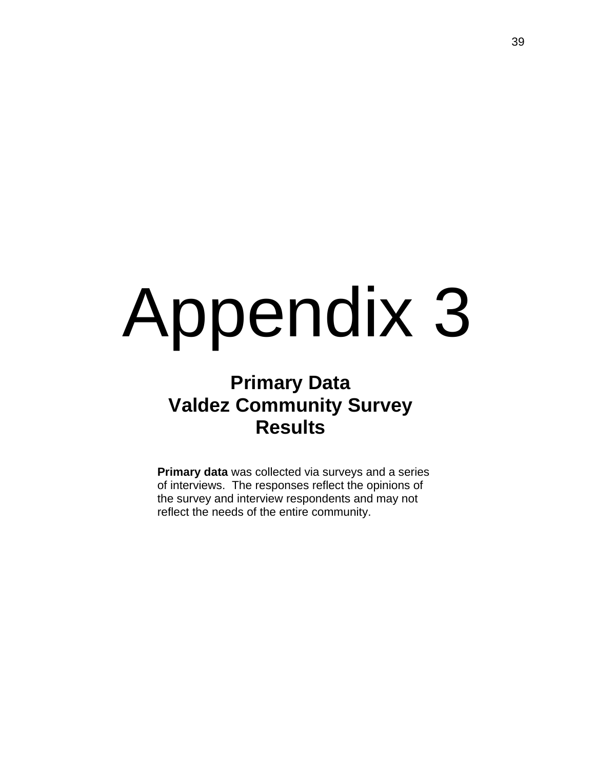# Appendix 3

## Primary Data
## Valdez Community Survey
## Results

**Primary data** was collected via surveys and a series of interviews. The responses reflect the opinions of the survey and interview respondents and may not reflect the needs of the entire community.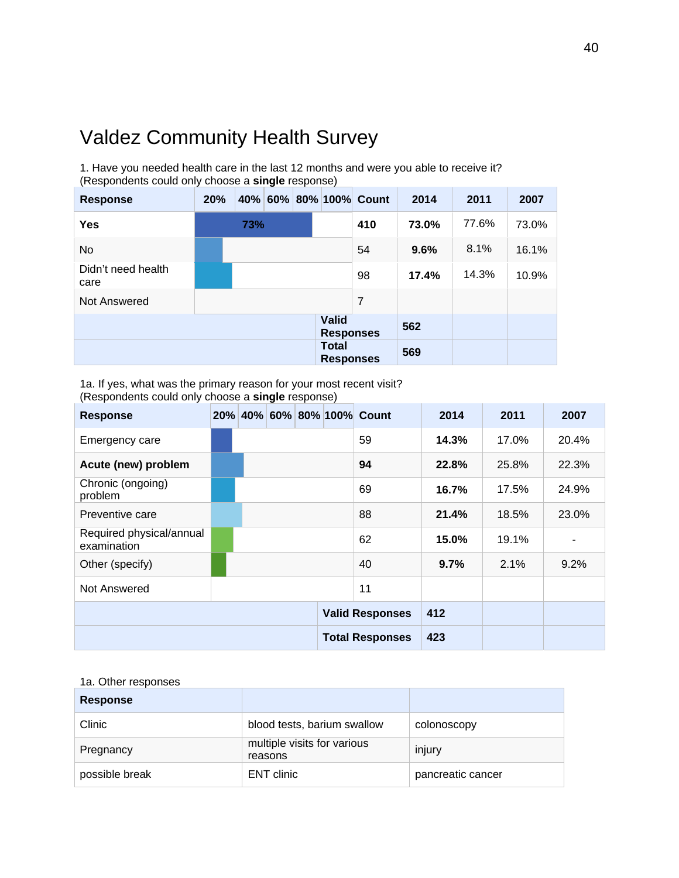# Valdez Community Health Survey

1. Have you needed health care in the last 12 months and were you able to receive it?
(Respondents could only choose a **single** response)

| Response | 20% 40% 60% 80% 100% | Count | 2014 | 2011 | 2007 |
|---|---|---|---|---|---|
| **Yes** | 73% | **410** | **73.0%** | 77.6% | 73.0% |
| No | | 54 | **9.6%** | 8.1% | 16.1% |
| Didn't need health care | | 98 | **17.4%** | 14.3% | 10.9% |
| Not Answered | | 7 | | | |
| | **Valid Responses** | **562** | | | |
| | **Total Responses** | **569** | | | |

1a. If yes, what was the primary reason for your most recent visit?
(Respondents could only choose a **single** response)

| Response | 20% 40% 60% 80% 100% | Count | 2014 | 2011 | 2007 |
|---|---|---|---|---|---|
| Emergency care | | 59 | **14.3%** | 17.0% | 20.4% |
| **Acute (new) problem** | | **94** | **22.8%** | 25.8% | 22.3% |
| Chronic (ongoing) problem | | 69 | **16.7%** | 17.5% | 24.9% |
| Preventive care | | 88 | **21.4%** | 18.5% | 23.0% |
| Required physical/annual examination | | 62 | **15.0%** | 19.1% | - |
| Other (specify) | | 40 | **9.7%** | 2.1% | 9.2% |
| Not Answered | | 11 | | | |
| | **Valid Responses** | **412** | | | |
| | **Total Responses** | **423** | | | |

1a. Other responses

| Response | | |
|---|---|---|
| Clinic | blood tests, barium swallow | colonoscopy |
| Pregnancy | multiple visits for various reasons | injury |
| possible break | ENT clinic | pancreatic cancer |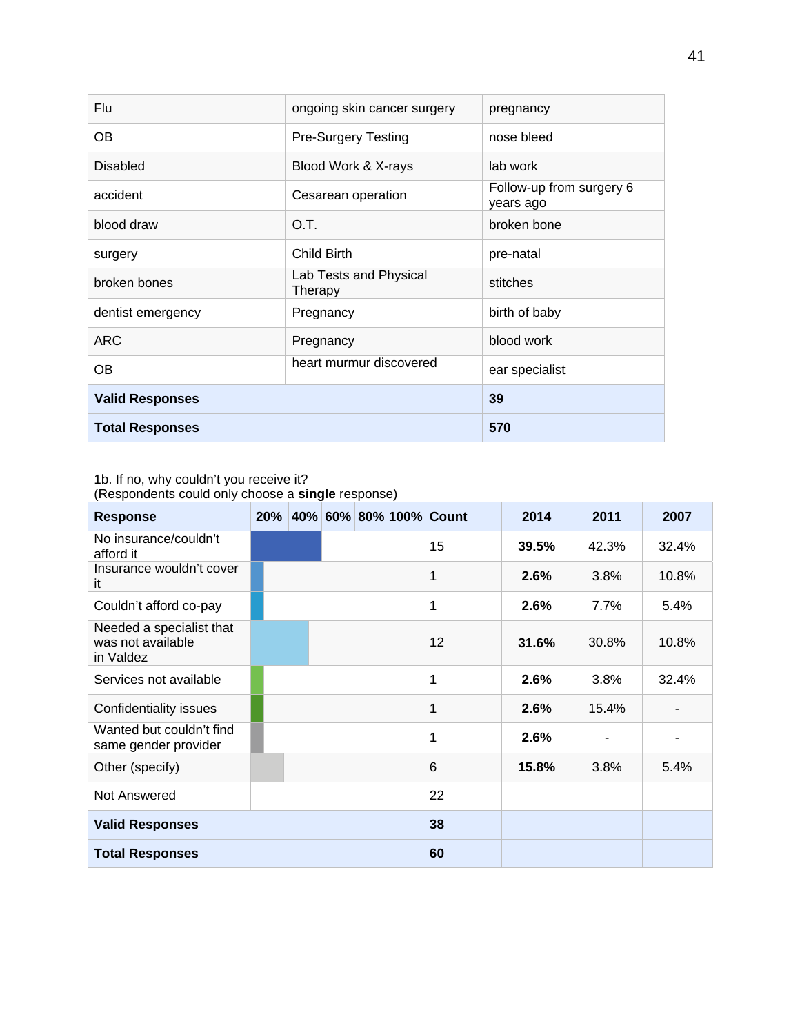| | | |
|---|---|---|
| Flu | ongoing skin cancer surgery | pregnancy |
| OB | Pre-Surgery Testing | nose bleed |
| Disabled | Blood Work & X-rays | lab work |
| accident | Cesarean operation | Follow-up from surgery 6 years ago |
| blood draw | O.T. | broken bone |
| surgery | Child Birth | pre-natal |
| broken bones | Lab Tests and Physical Therapy | stitches |
| dentist emergency | Pregnancy | birth of baby |
| ARC | Pregnancy | blood work |
| OB | heart murmur discovered | ear specialist |
| **Valid Responses** | | **39** |
| **Total Responses** | | **570** |

1b. If no, why couldn't you receive it?
(Respondents could only choose a **single** response)

| Response | 20% 40% 60% 80% 100% | Count | 2014 | 2011 | 2007 |
|---|---|---|---|---|---|
| No insurance/couldn't afford it | | 15 | **39.5%** | 42.3% | 32.4% |
| Insurance wouldn't cover it | | 1 | **2.6%** | 3.8% | 10.8% |
| Couldn't afford co-pay | | 1 | **2.6%** | 7.7% | 5.4% |
| Needed a specialist that was not available in Valdez | | 12 | **31.6%** | 30.8% | 10.8% |
| Services not available | | 1 | **2.6%** | 3.8% | 32.4% |
| Confidentiality issues | | 1 | **2.6%** | 15.4% | - |
| Wanted but couldn't find same gender provider | | 1 | **2.6%** | - | - |
| Other (specify) | | 6 | **15.8%** | 3.8% | 5.4% |
| Not Answered | | 22 | | | |
| **Valid Responses** | | **38** | | | |
| **Total Responses** | | **60** | | | |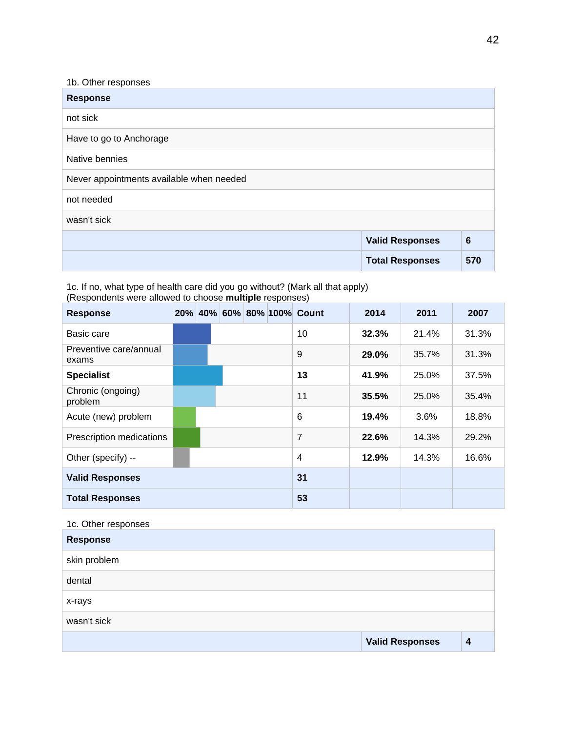1b. Other responses

| Response | | |
|---|---|---|
| not sick | | |
| Have to go to Anchorage | | |
| Native bennies | | |
| Never appointments available when needed | | |
| not needed | | |
| wasn't sick | | |
| | **Valid Responses** | **6** |
| | **Total Responses** | **570** |

1c. If no, what type of health care did you go without? (Mark all that apply)
(Respondents were allowed to choose **multiple** responses)

| Response | 20% 40% 60% 80% 100% | Count | 2014 | 2011 | 2007 |
|---|---|---|---|---|---|
| Basic care | | 10 | **32.3%** | 21.4% | 31.3% |
| Preventive care/annual exams | | 9 | **29.0%** | 35.7% | 31.3% |
| **Specialist** | | **13** | **41.9%** | 25.0% | 37.5% |
| Chronic (ongoing) problem | | 11 | **35.5%** | 25.0% | 35.4% |
| Acute (new) problem | | 6 | **19.4%** | 3.6% | 18.8% |
| Prescription medications | | 7 | **22.6%** | 14.3% | 29.2% |
| Other (specify) -- | | 4 | **12.9%** | 14.3% | 16.6% |
| **Valid Responses** | | **31** | | | |
| **Total Responses** | | **53** | | | |

1c. Other responses

| Response | | |
|---|---|---|
| skin problem | | |
| dental | | |
| x-rays | | |
| wasn't sick | | |
| | **Valid Responses** | **4** |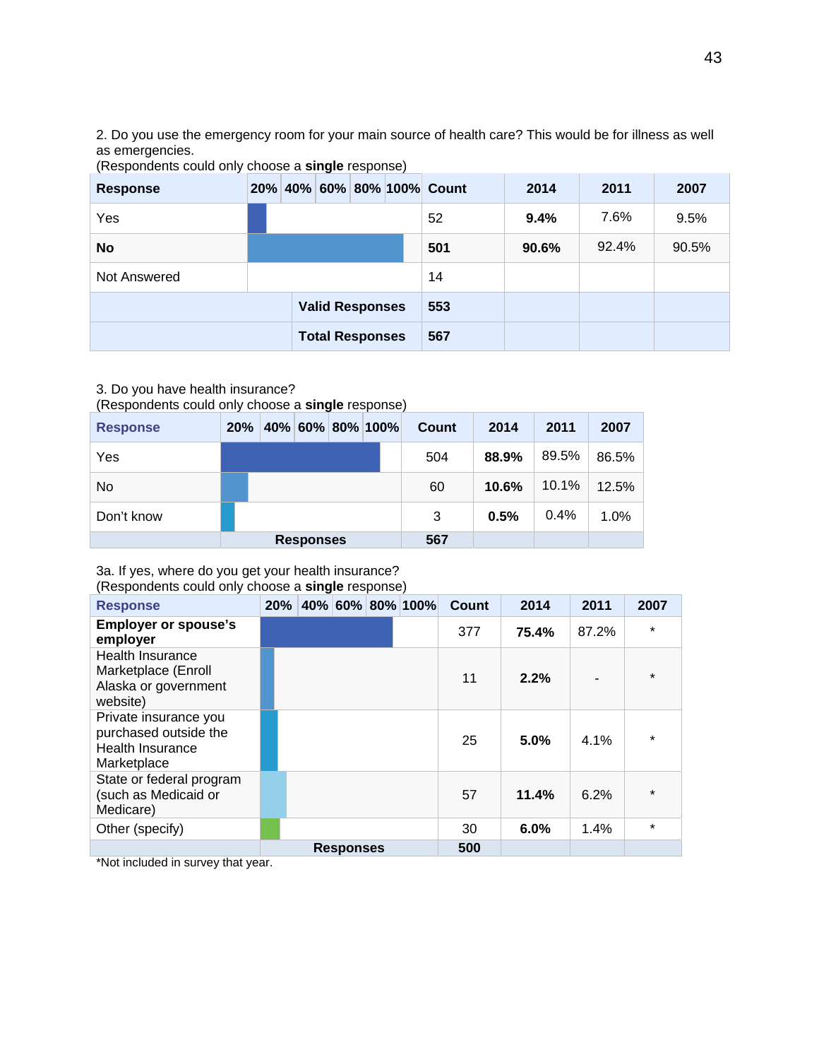2. Do you use the emergency room for your main source of health care? This would be for illness as well as emergencies.
(Respondents could only choose a **single** response)

| Response | 20% 40% 60% 80% 100% | Count | 2014 | 2011 | 2007 |
|---|---|---|---|---|---|
| Yes | | 52 | **9.4%** | 7.6% | 9.5% |
| **No** | | **501** | **90.6%** | 92.4% | 90.5% |
| Not Answered | | 14 | | | |
| | **Valid Responses** | **553** | | | |
| | **Total Responses** | **567** | | | |

3. Do you have health insurance?
(Respondents could only choose a **single** response)

| Response | 20% 40% 60% 80% 100% | Count | 2014 | 2011 | 2007 |
|---|---|---|---|---|---|
| Yes | | 504 | **88.9%** | 89.5% | 86.5% |
| No | | 60 | **10.6%** | 10.1% | 12.5% |
| Don't know | | 3 | **0.5%** | 0.4% | 1.0% |
| | **Responses** | **567** | | | |

3a. If yes, where do you get your health insurance?
(Respondents could only choose a **single** response)

| Response | 20% 40% 60% 80% 100% | Count | 2014 | 2011 | 2007 |
|---|---|---|---|---|---|
| **Employer or spouse's employer** | | 377 | **75.4%** | 87.2% | * |
| Health Insurance Marketplace (Enroll Alaska or government website) | | 11 | **2.2%** | - | * |
| Private insurance you purchased outside the Health Insurance Marketplace | | 25 | **5.0%** | 4.1% | * |
| State or federal program (such as Medicaid or Medicare) | | 57 | **11.4%** | 6.2% | * |
| Other (specify) | | 30 | **6.0%** | 1.4% | * |
| | **Responses** | **500** | | | |

*Not included in survey that year.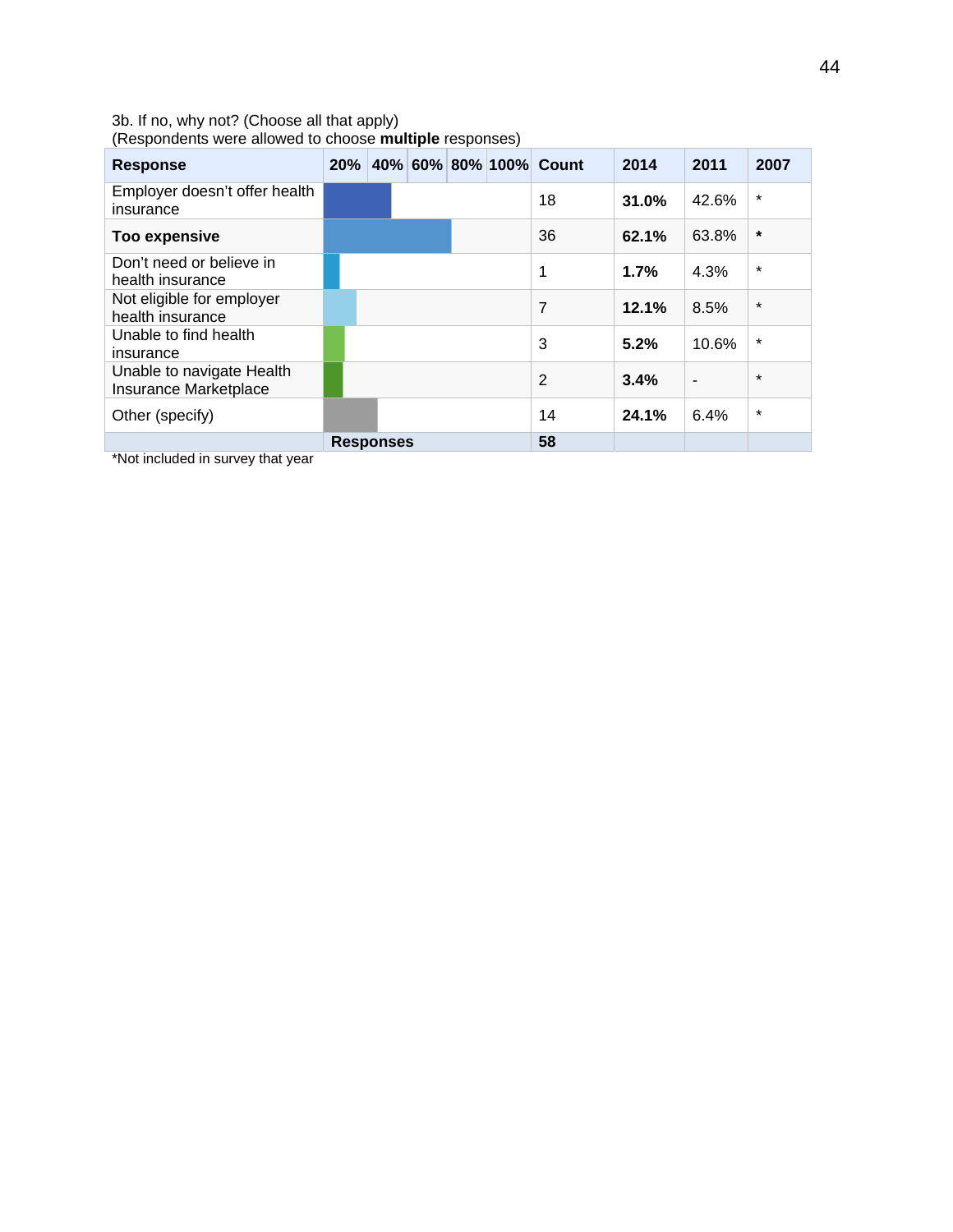3b. If no, why not? (Choose all that apply)
(Respondents were allowed to choose **multiple** responses)

| Response | 20% 40% 60% 80% 100% | Count | 2014 | 2011 | 2007 |
|---|---|---|---|---|---|
| Employer doesn't offer health insurance | | 18 | **31.0%** | 42.6% | * |
| **Too expensive** | | 36 | **62.1%** | 63.8% | * |
| Don't need or believe in health insurance | | 1 | **1.7%** | 4.3% | * |
| Not eligible for employer health insurance | | 7 | **12.1%** | 8.5% | * |
| Unable to find health insurance | | 3 | **5.2%** | 10.6% | * |
| Unable to navigate Health Insurance Marketplace | | 2 | **3.4%** | - | * |
| Other (specify) | | 14 | **24.1%** | 6.4% | * |
| | **Responses** | **58** | | | |

*Not included in survey that year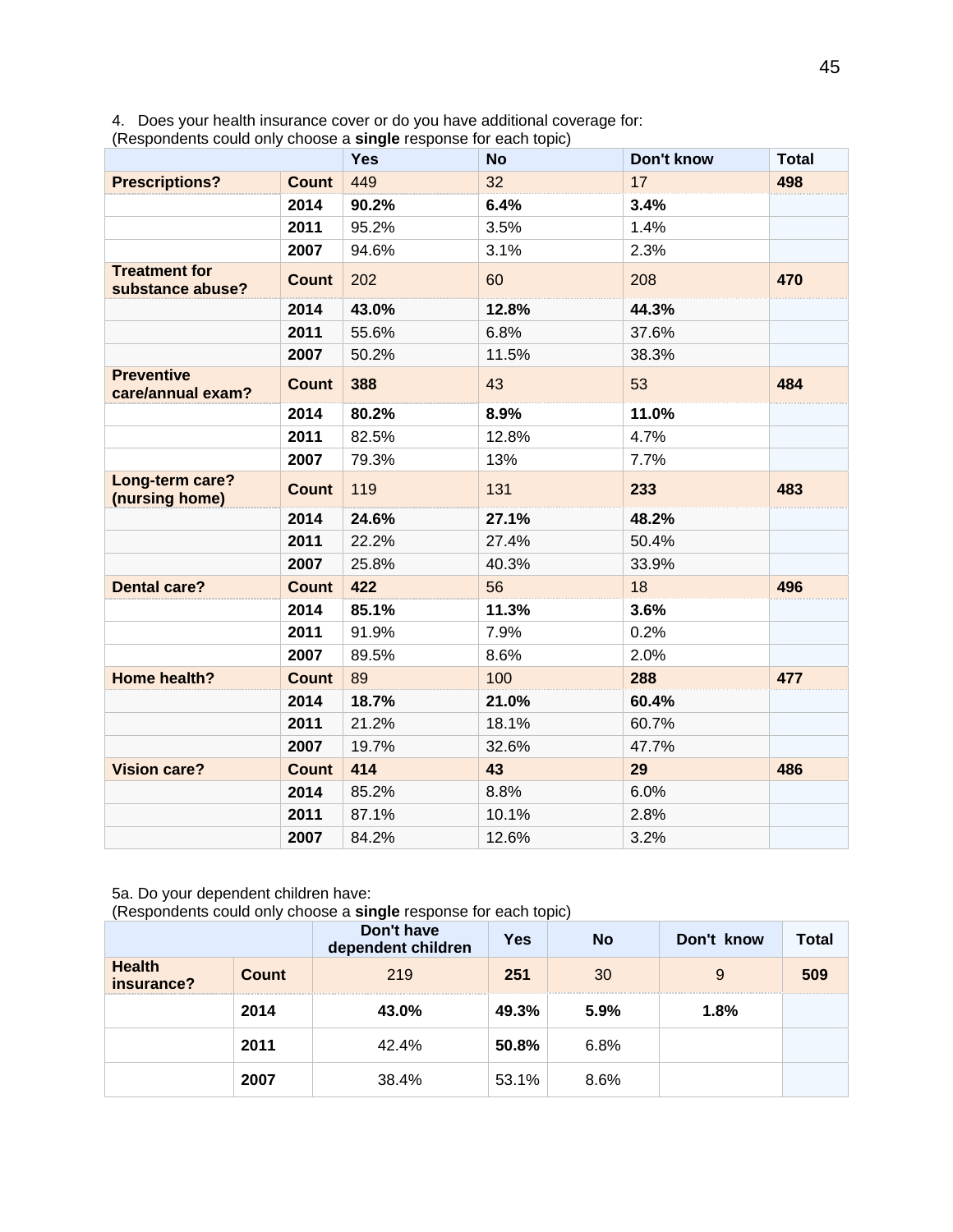4. Does your health insurance cover or do you have additional coverage for:
(Respondents could only choose a **single** response for each topic)

| | | Yes | No | Don't know | Total |
|---|---|---|---|---|---|
| **Prescriptions?** | **Count** | 449 | 32 | 17 | **498** |
| | **2014** | **90.2%** | **6.4%** | **3.4%** | |
| | **2011** | 95.2% | 3.5% | 1.4% | |
| | **2007** | 94.6% | 3.1% | 2.3% | |
| **Treatment for substance abuse?** | **Count** | 202 | 60 | 208 | **470** |
| | **2014** | **43.0%** | **12.8%** | **44.3%** | |
| | **2011** | 55.6% | 6.8% | 37.6% | |
| | **2007** | 50.2% | 11.5% | 38.3% | |
| **Preventive care/annual exam?** | **Count** | **388** | 43 | 53 | **484** |
| | **2014** | **80.2%** | **8.9%** | **11.0%** | |
| | **2011** | 82.5% | 12.8% | 4.7% | |
| | **2007** | 79.3% | 13% | 7.7% | |
| **Long-term care? (nursing home)** | **Count** | 119 | 131 | **233** | **483** |
| | **2014** | **24.6%** | **27.1%** | **48.2%** | |
| | **2011** | 22.2% | 27.4% | 50.4% | |
| | **2007** | 25.8% | 40.3% | 33.9% | |
| **Dental care?** | **Count** | **422** | 56 | 18 | **496** |
| | **2014** | **85.1%** | **11.3%** | **3.6%** | |
| | **2011** | 91.9% | 7.9% | 0.2% | |
| | **2007** | 89.5% | 8.6% | 2.0% | |
| **Home health?** | **Count** | 89 | 100 | **288** | **477** |
| | **2014** | **18.7%** | **21.0%** | **60.4%** | |
| | **2011** | 21.2% | 18.1% | 60.7% | |
| | **2007** | 19.7% | 32.6% | 47.7% | |
| **Vision care?** | **Count** | **414** | **43** | **29** | **486** |
| | **2014** | 85.2% | 8.8% | 6.0% | |
| | **2011** | 87.1% | 10.1% | 2.8% | |
| | **2007** | 84.2% | 12.6% | 3.2% | |

5a. Do your dependent children have:
(Respondents could only choose a **single** response for each topic)

| | | Don't have dependent children | Yes | No | Don't know | Total |
|---|---|---|---|---|---|---|
| **Health insurance?** | **Count** | 219 | **251** | 30 | 9 | **509** |
| | **2014** | **43.0%** | **49.3%** | **5.9%** | **1.8%** | |
| | **2011** | 42.4% | **50.8%** | 6.8% | | |
| | **2007** | 38.4% | 53.1% | 8.6% | | |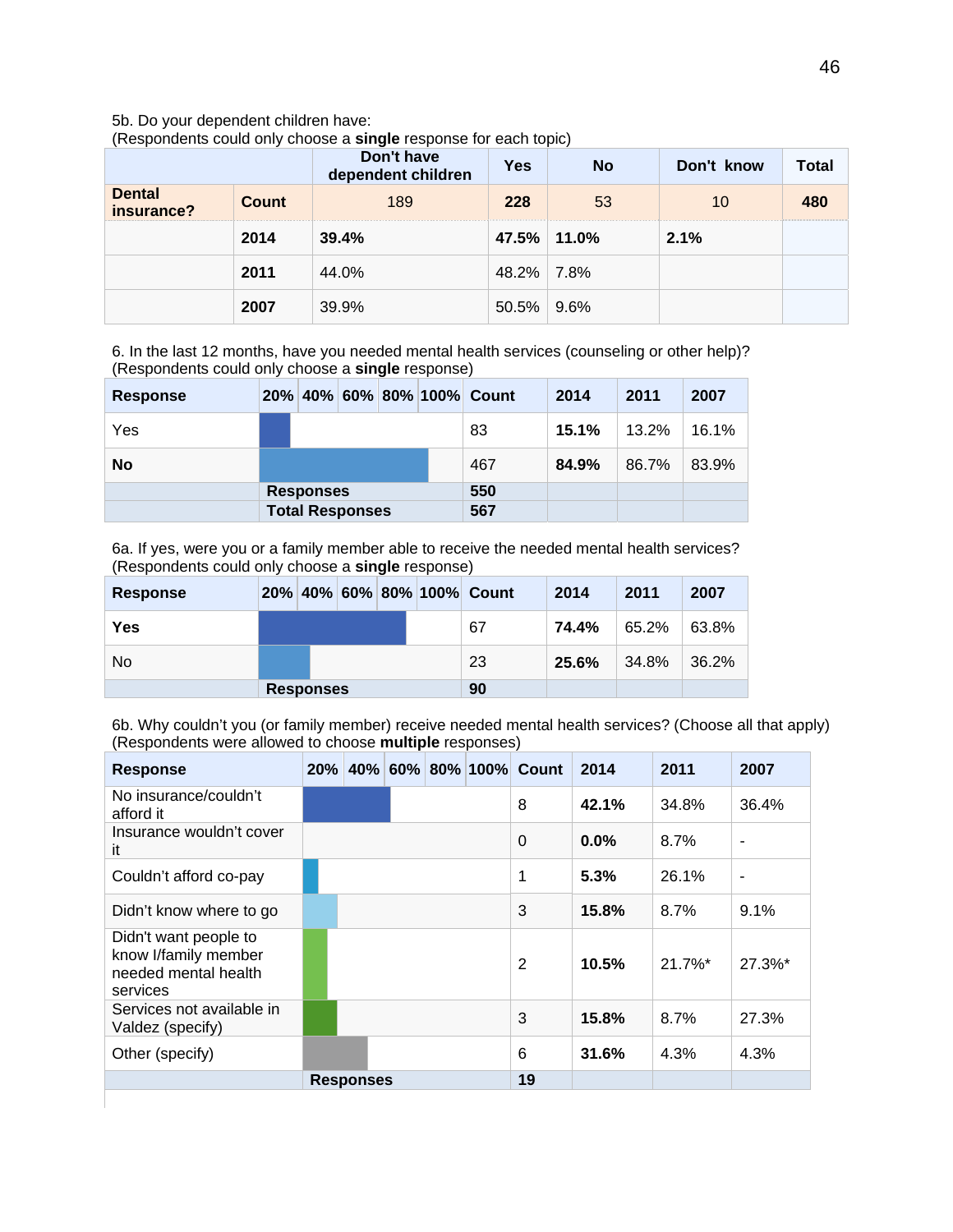5b. Do your dependent children have:
(Respondents could only choose a **single** response for each topic)

| | | Don't have dependent children | Yes | No | Don't know | Total |
|---|---|---|---|---|---|---|
| **Dental insurance?** | **Count** | 189 | **228** | 53 | 10 | **480** |
| | **2014** | **39.4%** | **47.5%** | **11.0%** | **2.1%** | |
| | **2011** | 44.0% | 48.2% | 7.8% | | |
| | **2007** | 39.9% | 50.5% | 9.6% | | |

6. In the last 12 months, have you needed mental health services (counseling or other help)?
(Respondents could only choose a **single** response)

| Response | 20% 40% 60% 80% 100% | Count | 2014 | 2011 | 2007 |
|---|---|---|---|---|---|
| Yes | | 83 | **15.1%** | 13.2% | 16.1% |
| **No** | | 467 | **84.9%** | 86.7% | 83.9% |
| | **Responses** | **550** | | | |
| | **Total Responses** | **567** | | | |

6a. If yes, were you or a family member able to receive the needed mental health services?
(Respondents could only choose a **single** response)

| Response | 20% 40% 60% 80% 100% | Count | 2014 | 2011 | 2007 |
|---|---|---|---|---|---|
| **Yes** | | 67 | **74.4%** | 65.2% | 63.8% |
| No | | 23 | **25.6%** | 34.8% | 36.2% |
| | **Responses** | **90** | | | |

6b. Why couldn't you (or family member) receive needed mental health services? (Choose all that apply)
(Respondents were allowed to choose **multiple** responses)

| Response | 20% 40% 60% 80% 100% | Count | 2014 | 2011 | 2007 |
|---|---|---|---|---|---|
| No insurance/couldn't afford it | | 8 | **42.1%** | 34.8% | 36.4% |
| Insurance wouldn't cover it | | 0 | **0.0%** | 8.7% | - |
| Couldn't afford co-pay | | 1 | **5.3%** | 26.1% | - |
| Didn't know where to go | | 3 | **15.8%** | 8.7% | 9.1% |
| Didn't want people to know I/family member needed mental health services | | 2 | **10.5%** | 21.7%* | 27.3%* |
| Services not available in Valdez (specify) | | 3 | **15.8%** | 8.7% | 27.3% |
| Other (specify) | | 6 | **31.6%** | 4.3% | 4.3% |
| | **Responses** | **19** | | | |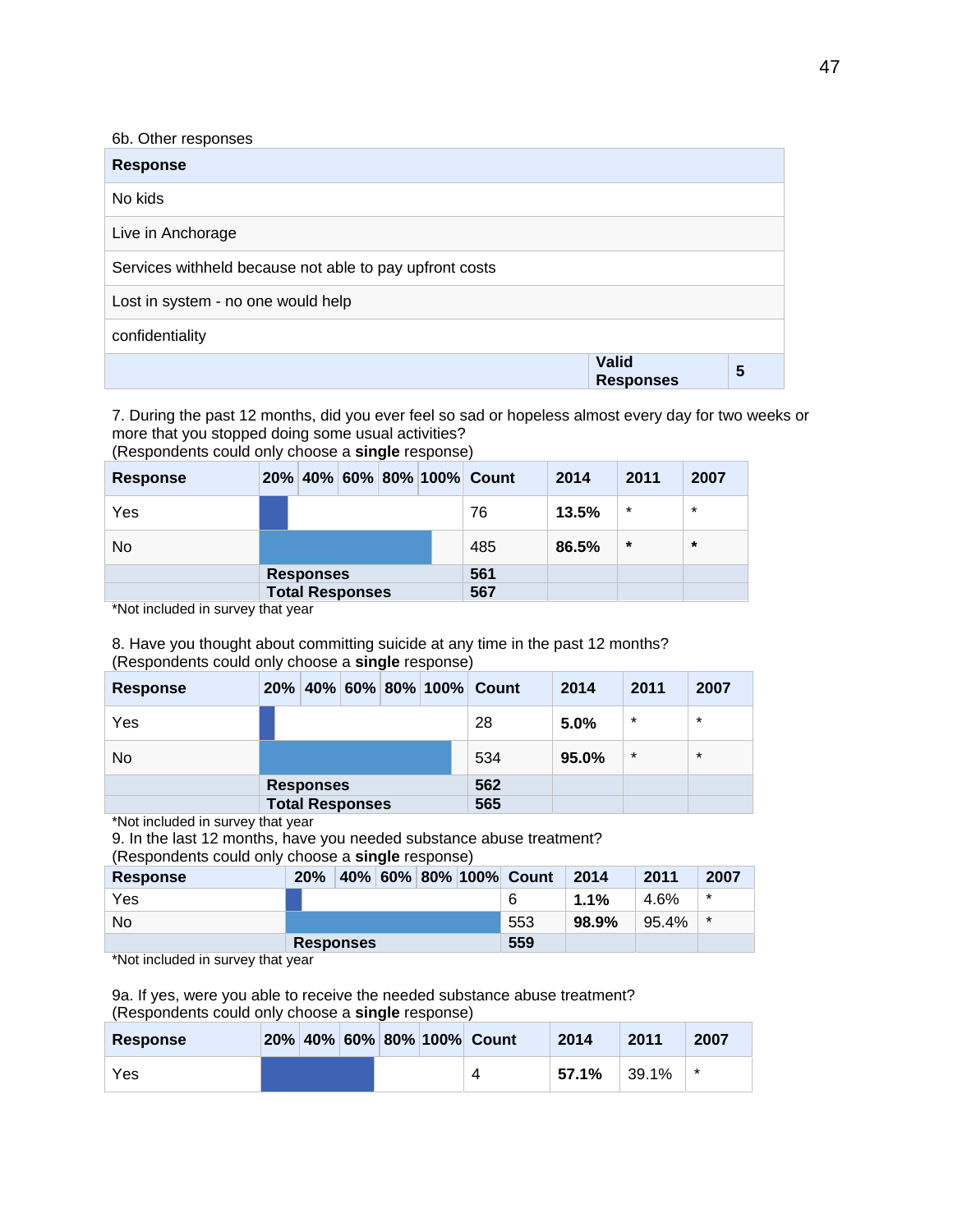6b. Other responses

| Response | |
|---|---|
| No kids | |
| Live in Anchorage | |
| Services withheld because not able to pay upfront costs | |
| Lost in system - no one would help | |
| confidentiality | |
| **Valid Responses** | **5** |

7. During the past 12 months, did you ever feel so sad or hopeless almost every day for two weeks or more that you stopped doing some usual activities?
(Respondents could only choose a **single** response)

| Response | 20% 40% 60% 80% 100% | Count | 2014 | 2011 | 2007 |
|---|---|---|---|---|---|
| Yes | | 76 | **13.5%** | * | * |
| No | | 485 | **86.5%** | * | * |
| | **Responses** | **561** | | | |
| | **Total Responses** | **567** | | | |

*Not included in survey that year

8. Have you thought about committing suicide at any time in the past 12 months?
(Respondents could only choose a **single** response)

| Response | 20% 40% 60% 80% 100% | Count | 2014 | 2011 | 2007 |
|---|---|---|---|---|---|
| Yes | | 28 | **5.0%** | * | * |
| No | | 534 | **95.0%** | * | * |
| | **Responses** | **562** | | | |
| | **Total Responses** | **565** | | | |

*Not included in survey that year

9. In the last 12 months, have you needed substance abuse treatment?
(Respondents could only choose a **single** response)

| Response | 20% 40% 60% 80% 100% | Count | 2014 | 2011 | 2007 |
|---|---|---|---|---|---|
| Yes | | 6 | **1.1%** | 4.6% | * |
| No | | 553 | **98.9%** | 95.4% | * |
| | **Responses** | **559** | | | |

*Not included in survey that year

9a. If yes, were you able to receive the needed substance abuse treatment?
(Respondents could only choose a **single** response)

| Response | 20% 40% 60% 80% 100% | Count | 2014 | 2011 | 2007 |
|---|---|---|---|---|---|
| Yes | | 4 | **57.1%** | 39.1% | * |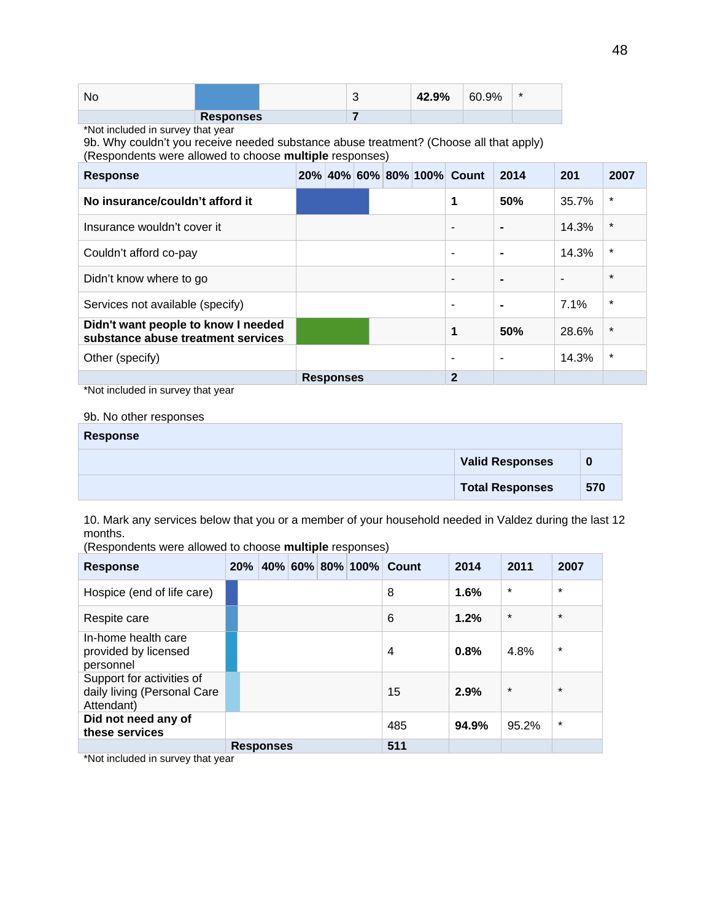| No | | | 3 | **42.9%** | 60.9% | * |
|---|---|---|---|---|---|---|
| | **Responses** | | **7** | | | |

*Not included in survey that year

9b. Why couldn't you receive needed substance abuse treatment? (Choose all that apply)
(Respondents were allowed to choose **multiple** responses)

| Response | 20% | 40% | 60% | 80% | 100% | Count | 2014 | 201 | 2007 |
|---|---|---|---|---|---|---|---|---|---|
| **No insurance/couldn't afford it** | | | | | | **1** | **50%** | 35.7% | * |
| Insurance wouldn't cover it | | | | | | - | **-** | 14.3% | * |
| Couldn't afford co-pay | | | | | | - | **-** | 14.3% | * |
| Didn't know where to go | | | | | | - | **-** | - | * |
| Services not available (specify) | | | | | | - | **-** | 7.1% | * |
| **Didn't want people to know I needed substance abuse treatment services** | | | | | | **1** | **50%** | 28.6% | * |
| Other (specify) | | | | | | - | - | 14.3% | * |
| | **Responses** | | | | | **2** | | | |

*Not included in survey that year

9b. No other responses

| Response | | |
|---|---|---|
| | **Valid Responses** | **0** |
| | **Total Responses** | **570** |

10. Mark any services below that you or a member of your household needed in Valdez during the last 12 months.
(Respondents were allowed to choose **multiple** responses)

| Response | 20% | 40% | 60% | 80% | 100% | Count | 2014 | 2011 | 2007 |
|---|---|---|---|---|---|---|---|---|---|
| Hospice (end of life care) | | | | | | 8 | **1.6%** | * | * |
| Respite care | | | | | | 6 | **1.2%** | * | * |
| In-home health care provided by licensed personnel | | | | | | 4 | **0.8%** | 4.8% | * |
| Support for activities of daily living (Personal Care Attendant) | | | | | | 15 | **2.9%** | * | * |
| **Did not need any of these services** | | | | | | 485 | **94.9%** | 95.2% | * |
| | **Responses** | | | | | **511** | | | |

*Not included in survey that year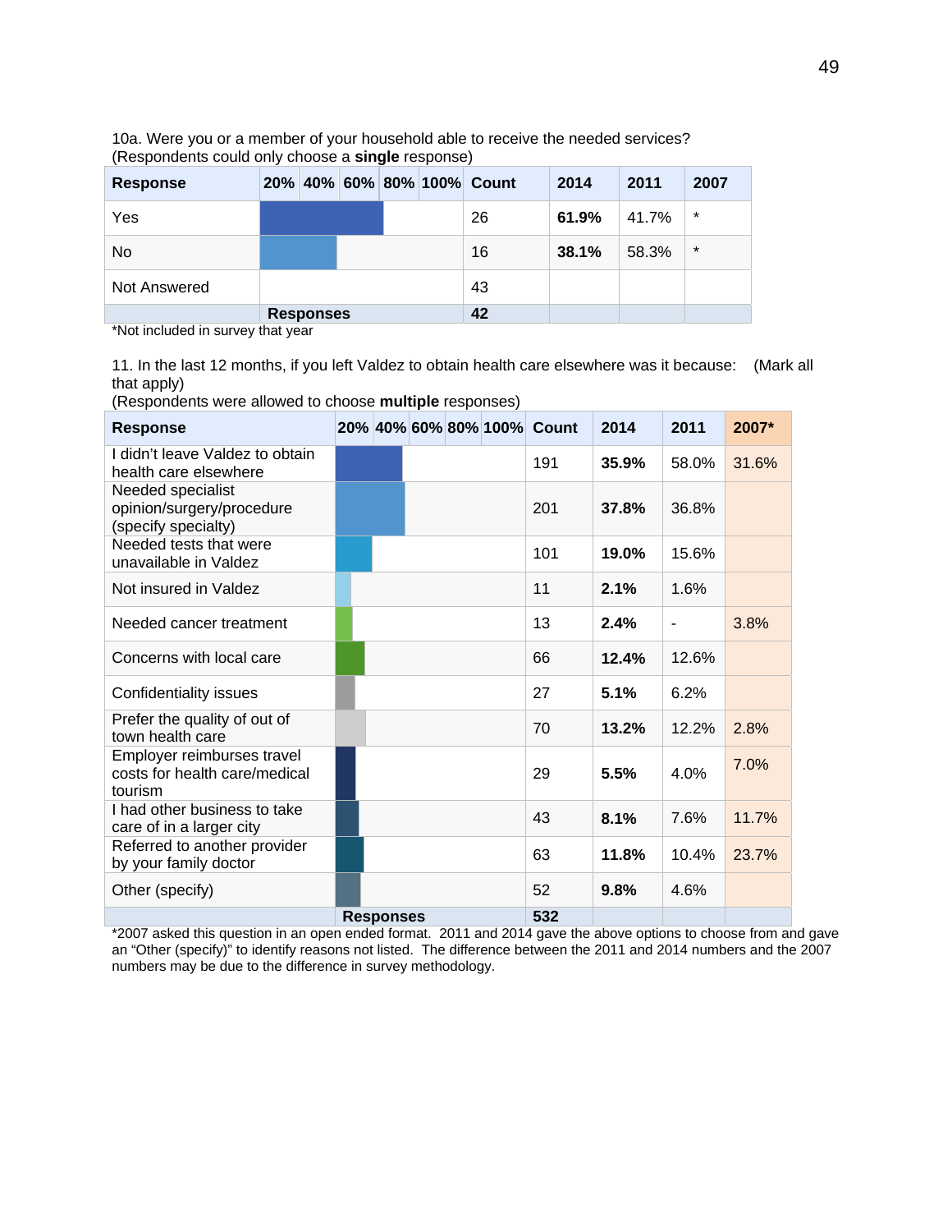10a. Were you or a member of your household able to receive the needed services?
(Respondents could only choose a **single** response)

| Response | 20% | 40% | 60% | 80% | 100% | Count | 2014 | 2011 | 2007 |
|---|---|---|---|---|---|---|---|---|---|
| Yes | | | | | | 26 | **61.9%** | 41.7% | * |
| No | | | | | | 16 | **38.1%** | 58.3% | * |
| Not Answered | | | | | | 43 | | | |
| | **Responses** | | | | | **42** | | | |

*Not included in survey that year

11. In the last 12 months, if you left Valdez to obtain health care elsewhere was it because: (Mark all that apply)
(Respondents were allowed to choose **multiple** responses)

| Response | 20% | 40% | 60% | 80% | 100% | Count | 2014 | 2011 | 2007* |
|---|---|---|---|---|---|---|---|---|---|
| I didn't leave Valdez to obtain health care elsewhere | | | | | | 191 | **35.9%** | 58.0% | 31.6% |
| Needed specialist opinion/surgery/procedure (specify specialty) | | | | | | 201 | **37.8%** | 36.8% | |
| Needed tests that were unavailable in Valdez | | | | | | 101 | **19.0%** | 15.6% | |
| Not insured in Valdez | | | | | | 11 | **2.1%** | 1.6% | |
| Needed cancer treatment | | | | | | 13 | **2.4%** | - | 3.8% |
| Concerns with local care | | | | | | 66 | **12.4%** | 12.6% | |
| Confidentiality issues | | | | | | 27 | **5.1%** | 6.2% | |
| Prefer the quality of out of town health care | | | | | | 70 | **13.2%** | 12.2% | 2.8% |
| Employer reimburses travel costs for health care/medical tourism | | | | | | 29 | **5.5%** | 4.0% | 7.0% |
| I had other business to take care of in a larger city | | | | | | 43 | **8.1%** | 7.6% | 11.7% |
| Referred to another provider by your family doctor | | | | | | 63 | **11.8%** | 10.4% | 23.7% |
| Other (specify) | | | | | | 52 | **9.8%** | 4.6% | |
| | **Responses** | | | | | **532** | | | |

*2007 asked this question in an open ended format. 2011 and 2014 gave the above options to choose from and gave an "Other (specify)" to identify reasons not listed. The difference between the 2011 and 2014 numbers and the 2007 numbers may be due to the difference in survey methodology.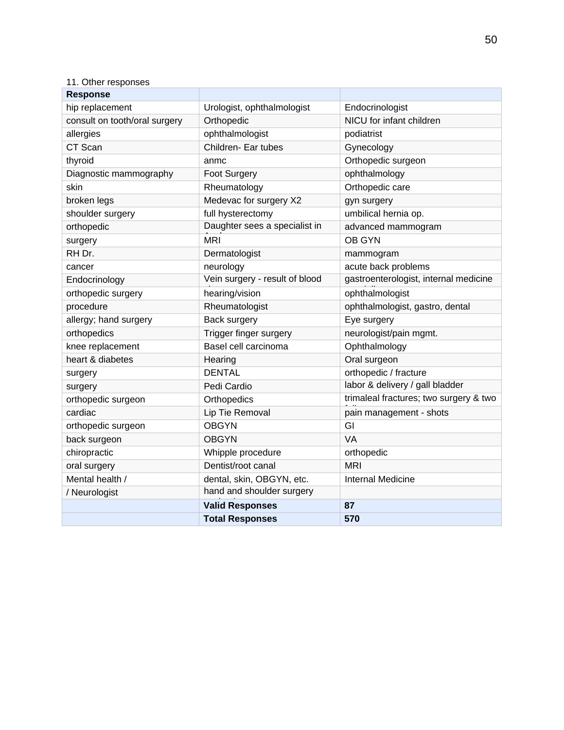11. Other responses

| Response | | |
|---|---|---|
| hip replacement | Urologist, ophthalmologist | Endocrinologist |
| consult on tooth/oral surgery | Orthopedic | NICU for infant children |
| allergies | ophthalmologist | podiatrist |
| CT Scan | Children- Ear tubes | Gynecology |
| thyroid | anmc | Orthopedic surgeon |
| Diagnostic mammography | Foot Surgery | ophthalmology |
| skin | Rheumatology | Orthopedic care |
| broken legs | Medevac for surgery X2 | gyn surgery |
| shoulder surgery | full hysterectomy | umbilical hernia op. |
| orthopedic | Daughter sees a specialist in | advanced mammogram |
| surgery | MRI | OB GYN |
| RH Dr. | Dermatologist | mammogram |
| cancer | neurology | acute back problems |
| Endocrinology | Vein surgery - result of blood | gastroenterologist, internal medicine |
| orthopedic surgery | hearing/vision | ophthalmologist |
| procedure | Rheumatologist | ophthalmologist, gastro, dental |
| allergy; hand surgery | Back surgery | Eye surgery |
| orthopedics | Trigger finger surgery | neurologist/pain mgmt. |
| knee replacement | Basel cell carcinoma | Ophthalmology |
| heart & diabetes | Hearing | Oral surgeon |
| surgery | DENTAL | orthopedic / fracture |
| surgery | Pedi Cardio | labor & delivery / gall bladder |
| orthopedic surgeon | Orthopedics | trimaleal fractures; two surgery & two |
| cardiac | Lip Tie Removal | pain management - shots |
| orthopedic surgeon | OBGYN | GI |
| back surgeon | OBGYN | VA |
| chiropractic | Whipple procedure | orthopedic |
| oral surgery | Dentist/root canal | MRI |
| Mental health / | dental, skin, OBGYN, etc. | Internal Medicine |
| / Neurologist | hand and shoulder surgery | |
| | **Valid Responses** | **87** |
| | **Total Responses** | **570** |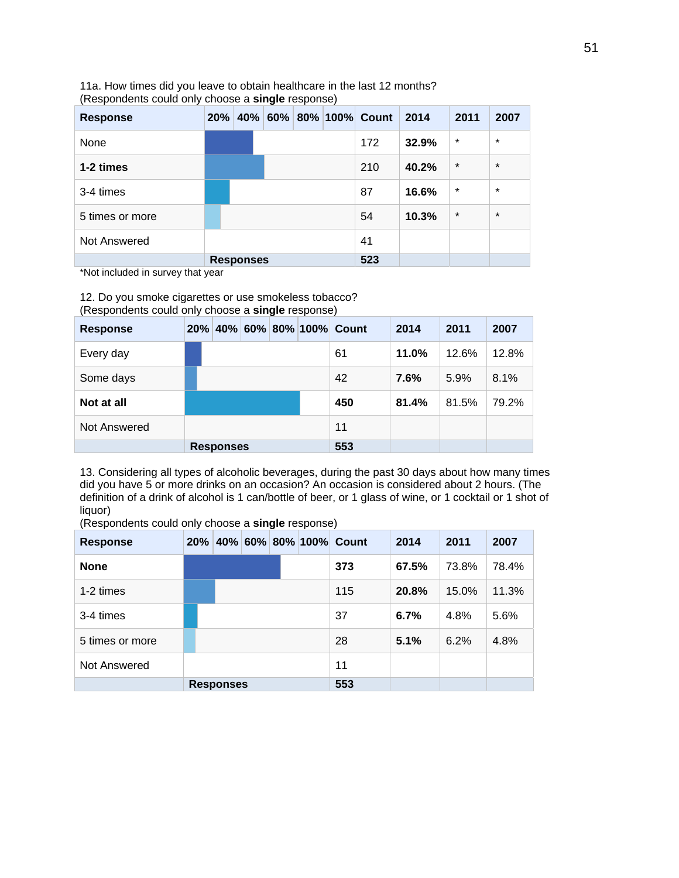11a. How times did you leave to obtain healthcare in the last 12 months?
(Respondents could only choose a **single** response)

| Response | 20% | 40% | 60% | 80% | 100% | Count | 2014 | 2011 | 2007 |
|---|---|---|---|---|---|---|---|---|---|
| None | | | | | | 172 | **32.9%** | * | * |
| **1-2 times** | | | | | | 210 | **40.2%** | * | * |
| 3-4 times | | | | | | 87 | **16.6%** | * | * |
| 5 times or more | | | | | | 54 | **10.3%** | * | * |
| Not Answered | | | | | | 41 | | | |
| | **Responses** | | | | | **523** | | | |

*Not included in survey that year

12. Do you smoke cigarettes or use smokeless tobacco?
(Respondents could only choose a **single** response)

| Response | 20% | 40% | 60% | 80% | 100% | Count | 2014 | 2011 | 2007 |
|---|---|---|---|---|---|---|---|---|---|
| Every day | | | | | | 61 | **11.0%** | 12.6% | 12.8% |
| Some days | | | | | | 42 | **7.6%** | 5.9% | 8.1% |
| **Not at all** | | | | | | **450** | **81.4%** | 81.5% | 79.2% |
| Not Answered | | | | | | 11 | | | |
| | **Responses** | | | | | **553** | | | |

13. Considering all types of alcoholic beverages, during the past 30 days about how many times did you have 5 or more drinks on an occasion? An occasion is considered about 2 hours. (The definition of a drink of alcohol is 1 can/bottle of beer, or 1 glass of wine, or 1 cocktail or 1 shot of liquor)
(Respondents could only choose a **single** response)

| Response | 20% | 40% | 60% | 80% | 100% | Count | 2014 | 2011 | 2007 |
|---|---|---|---|---|---|---|---|---|---|
| **None** | | | | | | **373** | **67.5%** | 73.8% | 78.4% |
| 1-2 times | | | | | | 115 | **20.8%** | 15.0% | 11.3% |
| 3-4 times | | | | | | 37 | **6.7%** | 4.8% | 5.6% |
| 5 times or more | | | | | | 28 | **5.1%** | 6.2% | 4.8% |
| Not Answered | | | | | | 11 | | | |
| | **Responses** | | | | | **553** | | | |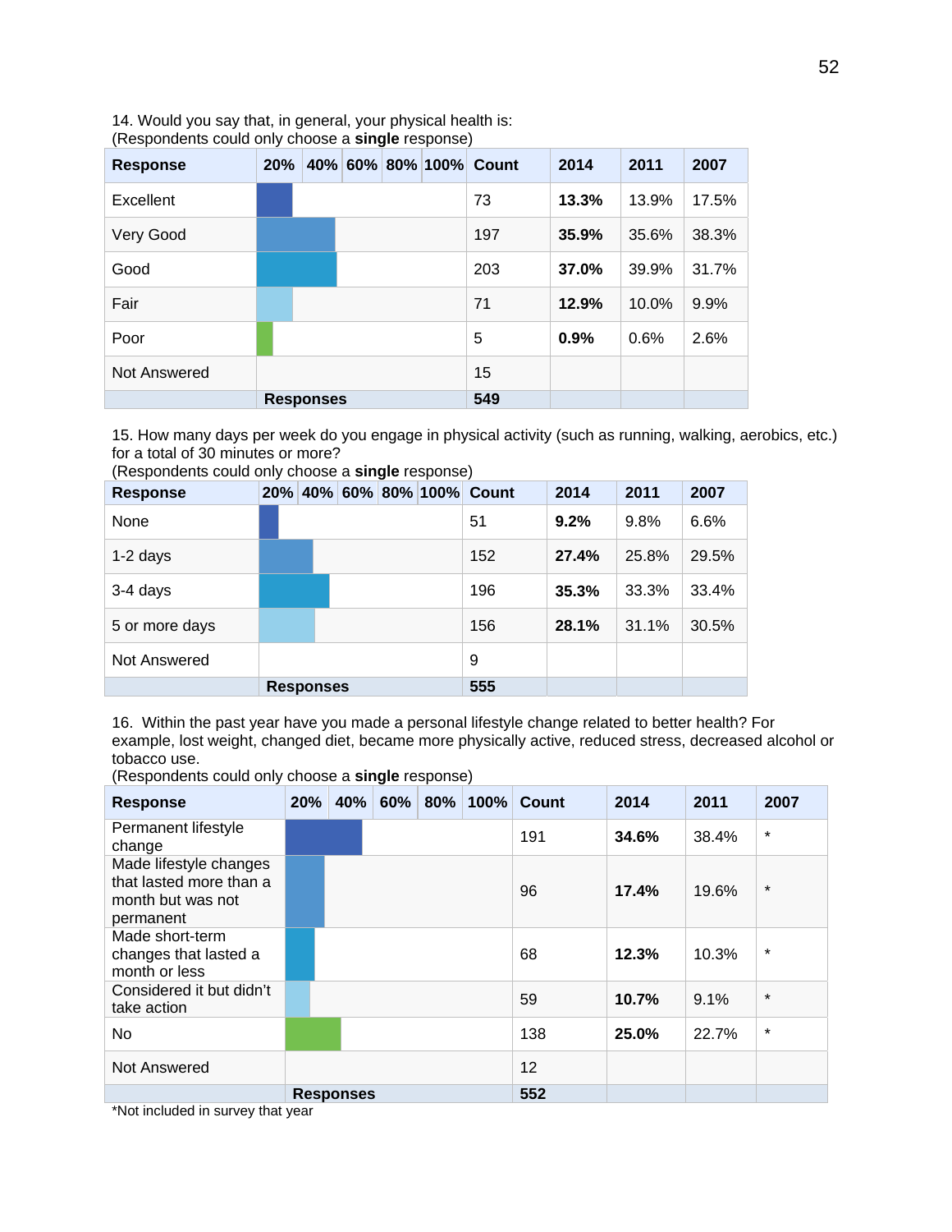14. Would you say that, in general, your physical health is:
(Respondents could only choose a **single** response)

| Response | 20% | 40% | 60% | 80% | 100% | Count | 2014 | 2011 | 2007 |
|---|---|---|---|---|---|---|---|---|---|
| Excellent | | | | | | 73 | **13.3%** | 13.9% | 17.5% |
| Very Good | | | | | | 197 | **35.9%** | 35.6% | 38.3% |
| Good | | | | | | 203 | **37.0%** | 39.9% | 31.7% |
| Fair | | | | | | 71 | **12.9%** | 10.0% | 9.9% |
| Poor | | | | | | 5 | **0.9%** | 0.6% | 2.6% |
| Not Answered | | | | | | 15 | | | |
| | **Responses** | | | | | **549** | | | |

15. How many days per week do you engage in physical activity (such as running, walking, aerobics, etc.) for a total of 30 minutes or more?
(Respondents could only choose a **single** response)

| Response | 20% | 40% | 60% | 80% | 100% | Count | 2014 | 2011 | 2007 |
|---|---|---|---|---|---|---|---|---|---|
| None | | | | | | 51 | **9.2%** | 9.8% | 6.6% |
| 1-2 days | | | | | | 152 | **27.4%** | 25.8% | 29.5% |
| 3-4 days | | | | | | 196 | **35.3%** | 33.3% | 33.4% |
| 5 or more days | | | | | | 156 | **28.1%** | 31.1% | 30.5% |
| Not Answered | | | | | | 9 | | | |
| | **Responses** | | | | | **555** | | | |

16. Within the past year have you made a personal lifestyle change related to better health? For example, lost weight, changed diet, became more physically active, reduced stress, decreased alcohol or tobacco use.
(Respondents could only choose a **single** response)

| Response | 20% | 40% | 60% | 80% | 100% | Count | 2014 | 2011 | 2007 |
|---|---|---|---|---|---|---|---|---|---|
| Permanent lifestyle change | | | | | | 191 | **34.6%** | 38.4% | * |
| Made lifestyle changes that lasted more than a month but was not permanent | | | | | | 96 | **17.4%** | 19.6% | * |
| Made short-term changes that lasted a month or less | | | | | | 68 | **12.3%** | 10.3% | * |
| Considered it but didn't take action | | | | | | 59 | **10.7%** | 9.1% | * |
| No | | | | | | 138 | **25.0%** | 22.7% | * |
| Not Answered | | | | | | 12 | | | |
| | **Responses** | | | | | **552** | | | |

*Not included in survey that year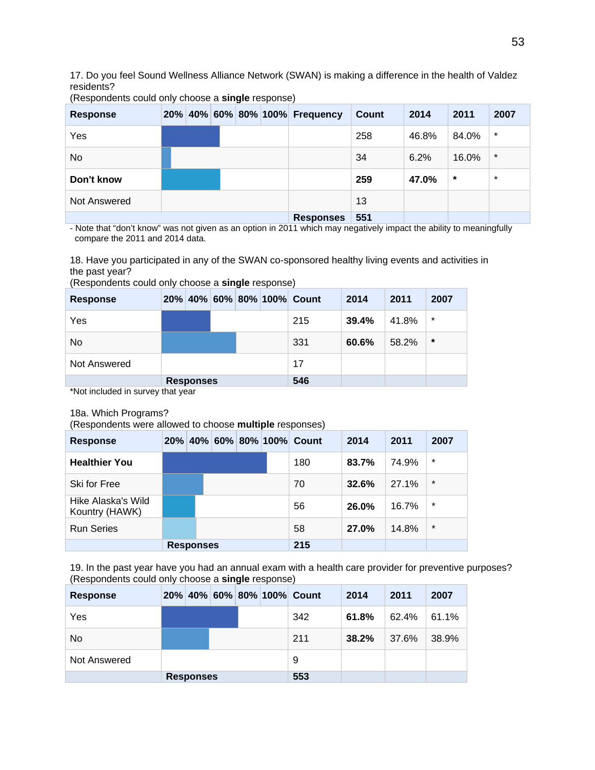17. Do you feel Sound Wellness Alliance Network (SWAN) is making a difference in the health of Valdez residents?
(Respondents could only choose a **single** response)

| Response | 20% 40% 60% 80% 100% | Frequency | Count | 2014 | 2011 | 2007 |
|---|---|---|---|---|---|---|
| Yes | | | 258 | 46.8% | 84.0% | * |
| No | | | 34 | 6.2% | 16.0% | * |
| **Don't know** | | | **259** | **47.0%** | * | * |
| Not Answered | | | 13 | | | |
| | | **Responses** | **551** | | | |

- Note that "don't know" was not given as an option in 2011 which may negatively impact the ability to meaningfully compare the 2011 and 2014 data.

18. Have you participated in any of the SWAN co-sponsored healthy living events and activities in the past year?
(Respondents could only choose a **single** response)

| Response | 20% 40% 60% 80% 100% | Count | 2014 | 2011 | 2007 |
|---|---|---|---|---|---|
| Yes | | 215 | **39.4%** | 41.8% | * |
| No | | 331 | **60.6%** | 58.2% | * |
| Not Answered | | 17 | | | |
| | **Responses** | **546** | | | |

*Not included in survey that year

18a. Which Programs?
(Respondents were allowed to choose **multiple** responses)

| Response | 20% 40% 60% 80% 100% | Count | 2014 | 2011 | 2007 |
|---|---|---|---|---|---|
| **Healthier You** | | 180 | **83.7%** | 74.9% | * |
| Ski for Free | | 70 | **32.6%** | 27.1% | * |
| Hike Alaska's Wild Kountry (HAWK) | | 56 | **26.0%** | 16.7% | * |
| Run Series | | 58 | **27.0%** | 14.8% | * |
| | **Responses** | **215** | | | |

19. In the past year have you had an annual exam with a health care provider for preventive purposes?
(Respondents could only choose a **single** response)

| Response | 20% 40% 60% 80% 100% | Count | 2014 | 2011 | 2007 |
|---|---|---|---|---|---|
| Yes | | 342 | **61.8%** | 62.4% | 61.1% |
| No | | 211 | **38.2%** | 37.6% | 38.9% |
| Not Answered | | 9 | | | |
| | **Responses** | **553** | | | |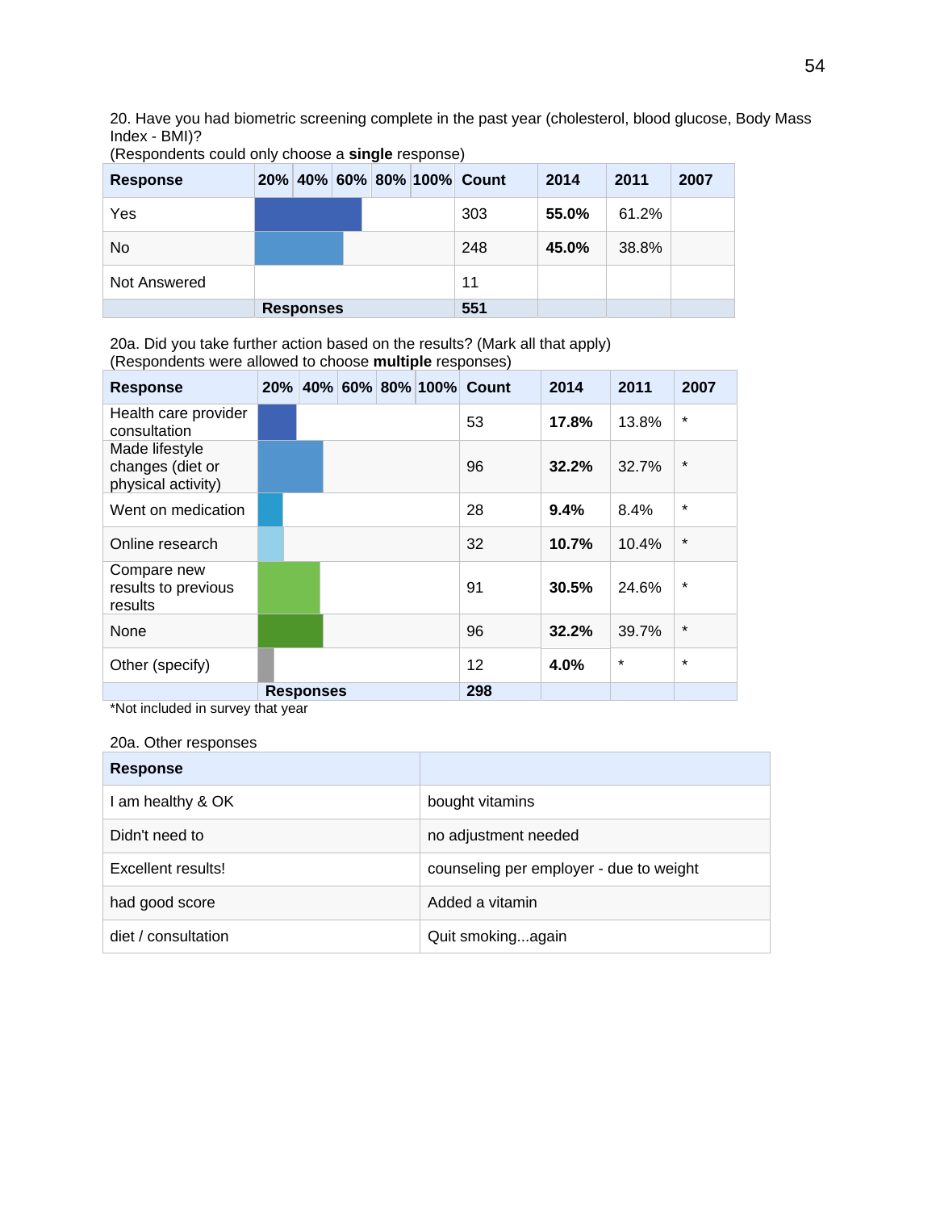20. Have you had biometric screening complete in the past year (cholesterol, blood glucose, Body Mass Index - BMI)?
(Respondents could only choose a **single** response)

| Response | 20% 40% 60% 80% 100% | Count | 2014 | 2011 | 2007 |
|---|---|---|---|---|---|
| Yes | | 303 | **55.0%** | 61.2% | |
| No | | 248 | **45.0%** | 38.8% | |
| Not Answered | | 11 | | | |
| | **Responses** | **551** | | | |

20a. Did you take further action based on the results? (Mark all that apply)
(Respondents were allowed to choose **multiple** responses)

| Response | 20% 40% 60% 80% 100% | Count | 2014 | 2011 | 2007 |
|---|---|---|---|---|---|
| Health care provider consultation | | 53 | **17.8%** | 13.8% | * |
| Made lifestyle changes (diet or physical activity) | | 96 | **32.2%** | 32.7% | * |
| Went on medication | | 28 | **9.4%** | 8.4% | * |
| Online research | | 32 | **10.7%** | 10.4% | * |
| Compare new results to previous results | | 91 | **30.5%** | 24.6% | * |
| None | | 96 | **32.2%** | 39.7% | * |
| Other (specify) | | 12 | **4.0%** | * | * |
| | **Responses** | **298** | | | |

*Not included in survey that year

20a. Other responses

| Response | |
|---|---|
| I am healthy & OK | bought vitamins |
| Didn't need to | no adjustment needed |
| Excellent results! | counseling per employer - due to weight |
| had good score | Added a vitamin |
| diet / consultation | Quit smoking...again |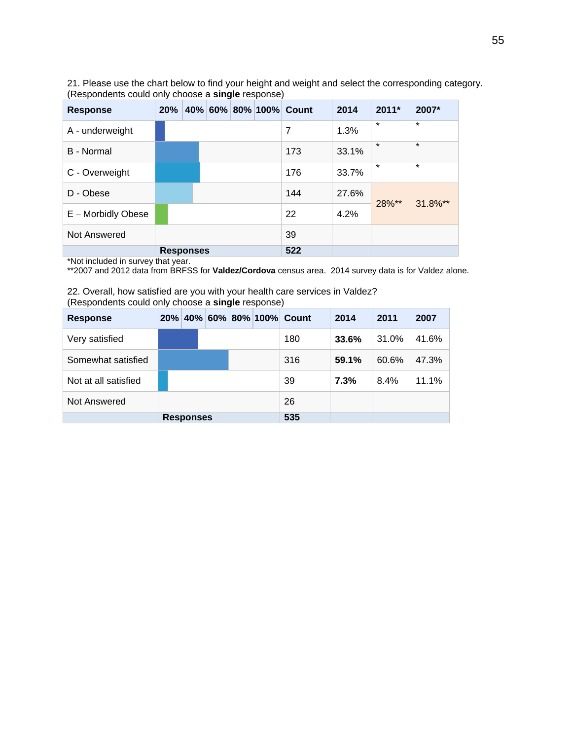21. Please use the chart below to find your height and weight and select the corresponding category. (Respondents could only choose a **single** response)

| Response | 20% | 40% | 60% | 80% | 100% | Count | 2014 | 2011* | 2007* |
|---|---|---|---|---|---|---|---|---|---|
| A - underweight | | | | | | 7 | 1.3% | * | * |
| B - Normal | | | | | | 173 | 33.1% | * | * |
| C - Overweight | | | | | | 176 | 33.7% | * | * |
| D - Obese | | | | | | 144 | 27.6% | 28%** | 31.8%** |
| E – Morbidly Obese | | | | | | 22 | 4.2% | | |
| Not Answered | | | | | | 39 | | | |
| | Responses | | | | | 522 | | | |

*Not included in survey that year.
**2007 and 2012 data from BRFSS for **Valdez/Cordova** census area. 2014 survey data is for Valdez alone.

22. Overall, how satisfied are you with your health care services in Valdez? (Respondents could only choose a **single** response)

| Response | 20% | 40% | 60% | 80% | 100% | Count | 2014 | 2011 | 2007 |
|---|---|---|---|---|---|---|---|---|---|
| Very satisfied | | | | | | 180 | **33.6%** | 31.0% | 41.6% |
| Somewhat satisfied | | | | | | 316 | **59.1%** | 60.6% | 47.3% |
| Not at all satisfied | | | | | | 39 | **7.3%** | 8.4% | 11.1% |
| Not Answered | | | | | | 26 | | | |
| | Responses | | | | | 535 | | | |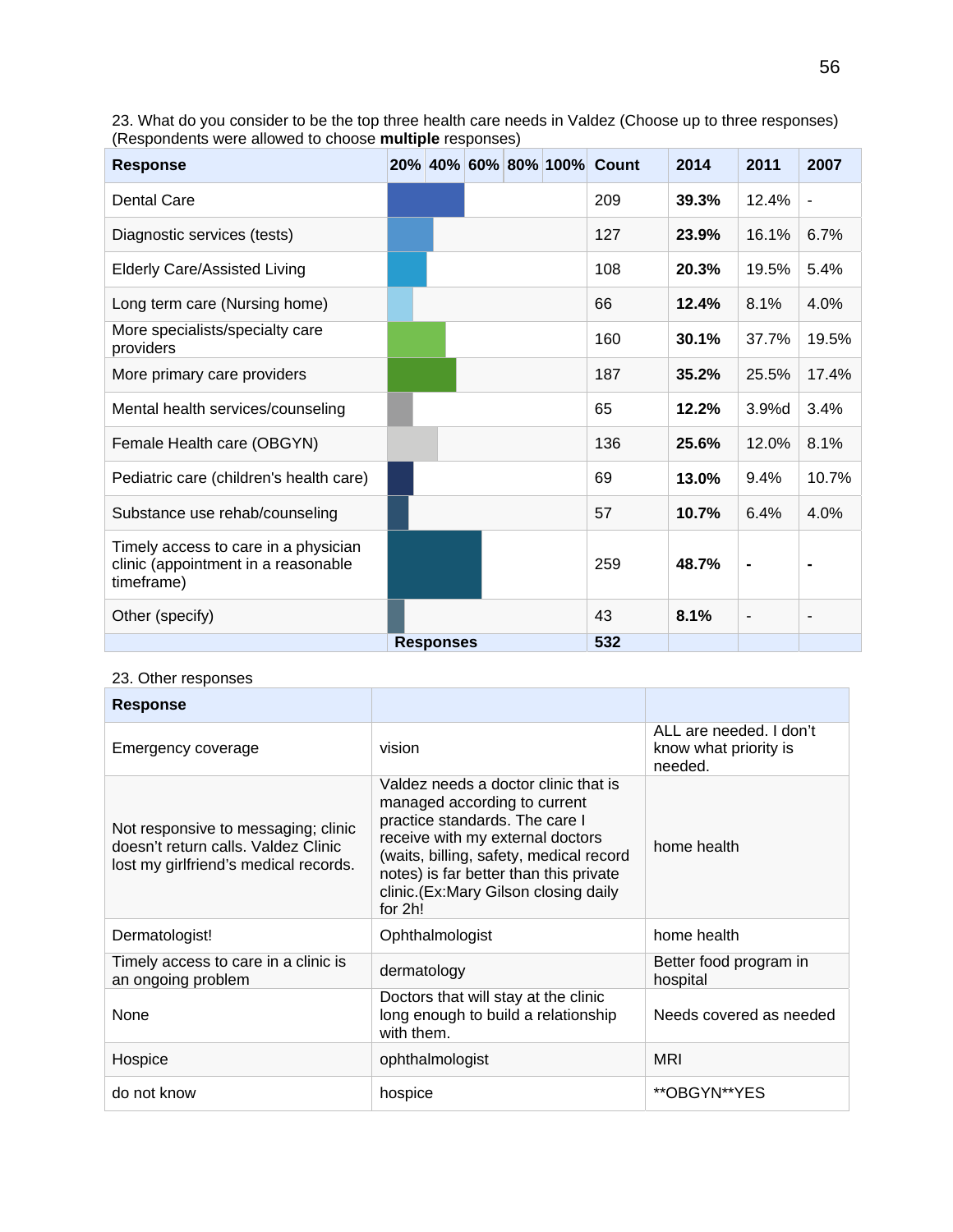23. What do you consider to be the top three health care needs in Valdez (Choose up to three responses) (Respondents were allowed to choose **multiple** responses)

| Response | 20% | 40% | 60% | 80% | 100% | Count | 2014 | 2011 | 2007 |
|---|---|---|---|---|---|---|---|---|---|
| Dental Care | | | | | | 209 | **39.3%** | 12.4% | - |
| Diagnostic services (tests) | | | | | | 127 | **23.9%** | 16.1% | 6.7% |
| Elderly Care/Assisted Living | | | | | | 108 | **20.3%** | 19.5% | 5.4% |
| Long term care (Nursing home) | | | | | | 66 | **12.4%** | 8.1% | 4.0% |
| More specialists/specialty care providers | | | | | | 160 | **30.1%** | 37.7% | 19.5% |
| More primary care providers | | | | | | 187 | **35.2%** | 25.5% | 17.4% |
| Mental health services/counseling | | | | | | 65 | **12.2%** | 3.9%d | 3.4% |
| Female Health care (OBGYN) | | | | | | 136 | **25.6%** | 12.0% | 8.1% |
| Pediatric care (children's health care) | | | | | | 69 | **13.0%** | 9.4% | 10.7% |
| Substance use rehab/counseling | | | | | | 57 | **10.7%** | 6.4% | 4.0% |
| Timely access to care in a physician clinic (appointment in a reasonable timeframe) | | | | | | 259 | **48.7%** | **-** | **-** |
| Other (specify) | | | | | | 43 | **8.1%** | - | - |
| | **Responses** | | | | | **532** | | | |

23. Other responses

| Response | | |
|---|---|---|
| Emergency coverage | vision | ALL are needed. I don't know what priority is needed. |
| Not responsive to messaging; clinic doesn't return calls. Valdez Clinic lost my girlfriend's medical records. | Valdez needs a doctor clinic that is managed according to current practice standards. The care I receive with my external doctors (waits, billing, safety, medical record notes) is far better than this private clinic.(Ex:Mary Gilson closing daily for 2h! | home health |
| Dermatologist! | Ophthalmologist | home health |
| Timely access to care in a clinic is an ongoing problem | dermatology | Better food program in hospital |
| None | Doctors that will stay at the clinic long enough to build a relationship with them. | Needs covered as needed |
| Hospice | ophthalmologist | MRI |
| do not know | hospice | **OBGYN**YES |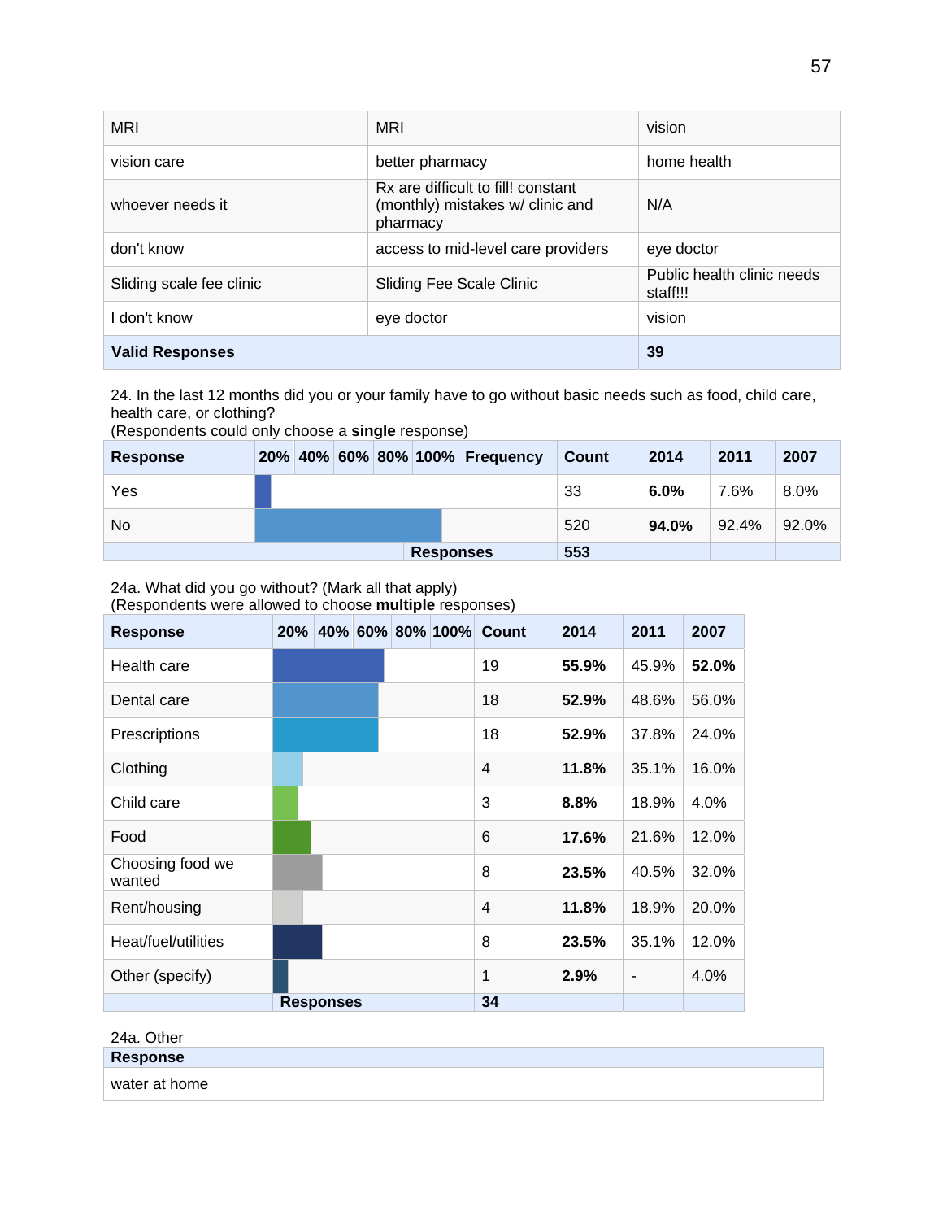| | | |
|---|---|---|
| MRI | MRI | vision |
| vision care | better pharmacy | home health |
| whoever needs it | Rx are difficult to fill! constant (monthly) mistakes w/ clinic and pharmacy | N/A |
| don't know | access to mid-level care providers | eye doctor |
| Sliding scale fee clinic | Sliding Fee Scale Clinic | Public health clinic needs staff!!! |
| I don't know | eye doctor | vision |
| **Valid Responses** | | **39** |

24. In the last 12 months did you or your family have to go without basic needs such as food, child care, health care, or clothing?
(Respondents could only choose a **single** response)

| Response | 20% 40% 60% 80% 100% | Frequency | Count | 2014 | 2011 | 2007 |
|---|---|---|---|---|---|---|
| Yes | | | 33 | **6.0%** | 7.6% | 8.0% |
| No | | | 520 | **94.0%** | 92.4% | 92.0% |
| | **Responses** | | **553** | | | |

24a. What did you go without? (Mark all that apply)
(Respondents were allowed to choose **multiple** responses)

| Response | 20% 40% 60% 80% 100% | Count | 2014 | 2011 | 2007 |
|---|---|---|---|---|---|
| Health care | | 19 | **55.9%** | 45.9% | **52.0%** |
| Dental care | | 18 | **52.9%** | 48.6% | 56.0% |
| Prescriptions | | 18 | **52.9%** | 37.8% | 24.0% |
| Clothing | | 4 | **11.8%** | 35.1% | 16.0% |
| Child care | | 3 | **8.8%** | 18.9% | 4.0% |
| Food | | 6 | **17.6%** | 21.6% | 12.0% |
| Choosing food we wanted | | 8 | **23.5%** | 40.5% | 32.0% |
| Rent/housing | | 4 | **11.8%** | 18.9% | 20.0% |
| Heat/fuel/utilities | | 8 | **23.5%** | 35.1% | 12.0% |
| Other (specify) | | 1 | **2.9%** | - | 4.0% |
| | **Responses** | **34** | | | |

24a. Other

| Response |
|---|
| water at home |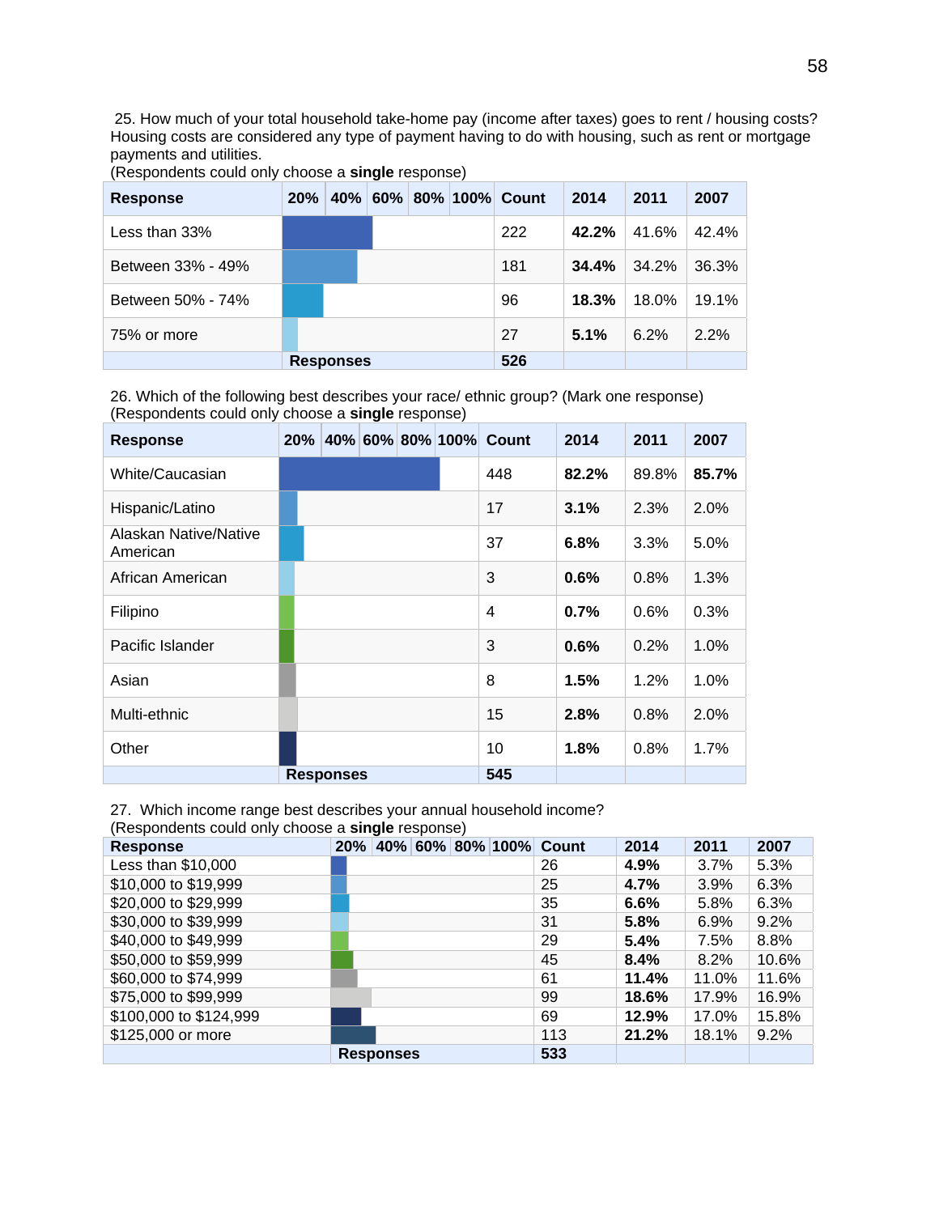25. How much of your total household take-home pay (income after taxes) goes to rent / housing costs? Housing costs are considered any type of payment having to do with housing, such as rent or mortgage payments and utilities.
(Respondents could only choose a **single** response)

| Response | 20% 40% 60% 80% 100% | Count | 2014 | 2011 | 2007 |
|---|---|---|---|---|---|
| Less than 33% | | 222 | **42.2%** | 41.6% | 42.4% |
| Between 33% - 49% | | 181 | **34.4%** | 34.2% | 36.3% |
| Between 50% - 74% | | 96 | **18.3%** | 18.0% | 19.1% |
| 75% or more | | 27 | **5.1%** | 6.2% | 2.2% |
| | **Responses** | **526** | | | |

26. Which of the following best describes your race/ ethnic group? (Mark one response)
(Respondents could only choose a **single** response)

| Response | 20% 40% 60% 80% 100% | Count | 2014 | 2011 | 2007 |
|---|---|---|---|---|---|
| White/Caucasian | | 448 | **82.2%** | 89.8% | **85.7%** |
| Hispanic/Latino | | 17 | **3.1%** | 2.3% | 2.0% |
| Alaskan Native/Native American | | 37 | **6.8%** | 3.3% | 5.0% |
| African American | | 3 | **0.6%** | 0.8% | 1.3% |
| Filipino | | 4 | **0.7%** | 0.6% | 0.3% |
| Pacific Islander | | 3 | **0.6%** | 0.2% | 1.0% |
| Asian | | 8 | **1.5%** | 1.2% | 1.0% |
| Multi-ethnic | | 15 | **2.8%** | 0.8% | 2.0% |
| Other | | 10 | **1.8%** | 0.8% | 1.7% |
| | **Responses** | **545** | | | |

27. Which income range best describes your annual household income?
(Respondents could only choose a **single** response)

| Response | 20% 40% 60% 80% 100% | Count | 2014 | 2011 | 2007 |
|---|---|---|---|---|---|
| Less than $10,000 | | 26 | **4.9%** | 3.7% | 5.3% |
| $10,000 to $19,999 | | 25 | **4.7%** | 3.9% | 6.3% |
| $20,000 to $29,999 | | 35 | **6.6%** | 5.8% | 6.3% |
| $30,000 to $39,999 | | 31 | **5.8%** | 6.9% | 9.2% |
| $40,000 to $49,999 | | 29 | **5.4%** | 7.5% | 8.8% |
| $50,000 to $59,999 | | 45 | **8.4%** | 8.2% | 10.6% |
| $60,000 to $74,999 | | 61 | **11.4%** | 11.0% | 11.6% |
| $75,000 to $99,999 | | 99 | **18.6%** | 17.9% | 16.9% |
| $100,000 to $124,999 | | 69 | **12.9%** | 17.0% | 15.8% |
| $125,000 or more | | 113 | **21.2%** | 18.1% | 9.2% |
| | **Responses** | **533** | | | |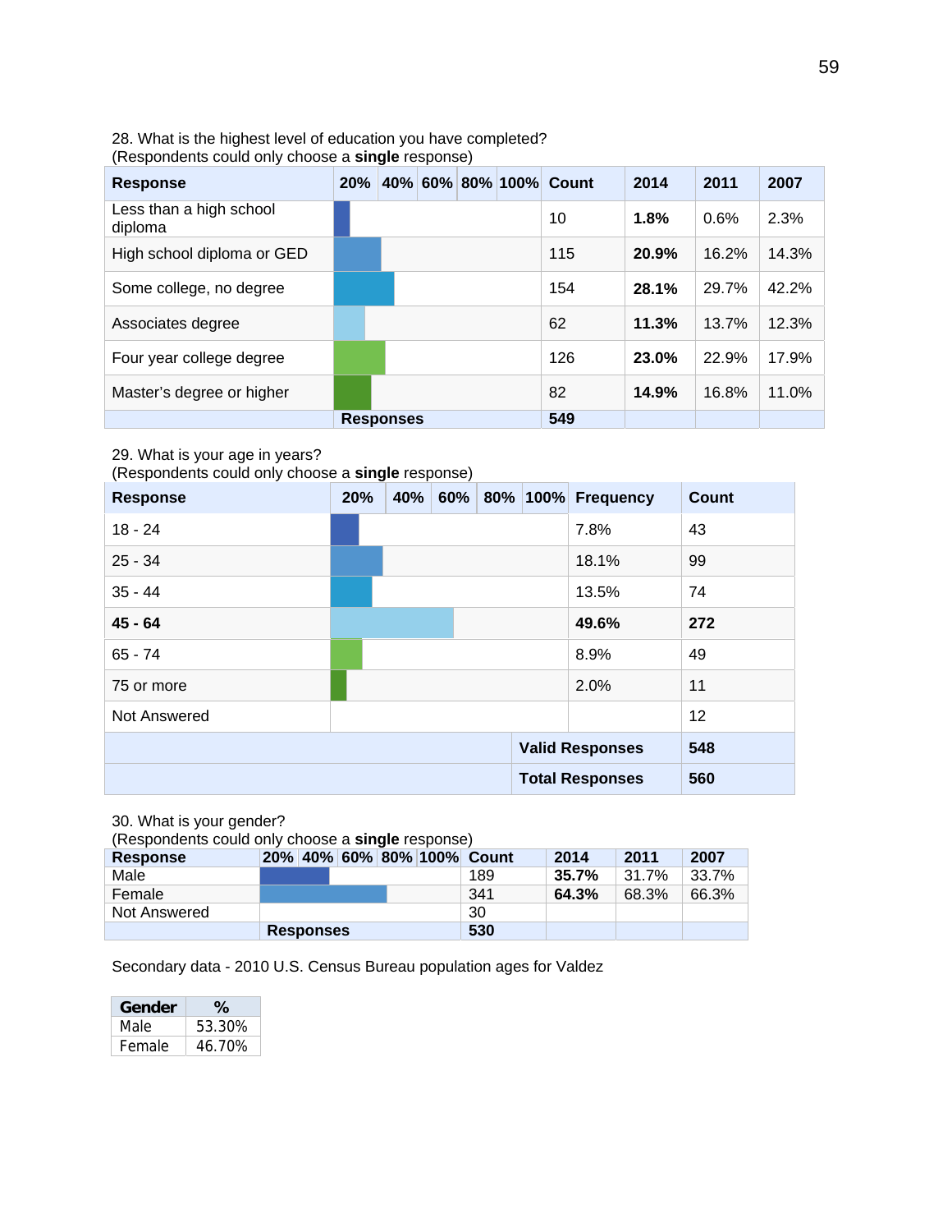28. What is the highest level of education you have completed?
(Respondents could only choose a **single** response)

| Response | 20% | 40% | 60% | 80% | 100% | Count | 2014 | 2011 | 2007 |
|---|---|---|---|---|---|---|---|---|---|
| Less than a high school diploma | | | | | | 10 | **1.8%** | 0.6% | 2.3% |
| High school diploma or GED | | | | | | 115 | **20.9%** | 16.2% | 14.3% |
| Some college, no degree | | | | | | 154 | **28.1%** | 29.7% | 42.2% |
| Associates degree | | | | | | 62 | **11.3%** | 13.7% | 12.3% |
| Four year college degree | | | | | | 126 | **23.0%** | 22.9% | 17.9% |
| Master's degree or higher | | | | | | 82 | **14.9%** | 16.8% | 11.0% |
| | **Responses** | | | | | **549** | | | |

29. What is your age in years?
(Respondents could only choose a **single** response)

| Response | 20% | 40% | 60% | 80% | 100% | Frequency | Count |
|---|---|---|---|---|---|---|---|
| 18 - 24 | | | | | | 7.8% | 43 |
| 25 - 34 | | | | | | 18.1% | 99 |
| 35 - 44 | | | | | | 13.5% | 74 |
| **45 - 64** | | | | | | **49.6%** | **272** |
| 65 - 74 | | | | | | 8.9% | 49 |
| 75 or more | | | | | | 2.0% | 11 |
| Not Answered | | | | | | | 12 |
| | | | | | | **Valid Responses** | **548** |
| | | | | | | **Total Responses** | **560** |

30. What is your gender?
(Respondents could only choose a **single** response)

| Response | 20% | 40% | 60% | 80% | 100% | Count | 2014 | 2011 | 2007 |
|---|---|---|---|---|---|---|---|---|---|
| Male | | | | | | 189 | **35.7%** | 31.7% | 33.7% |
| Female | | | | | | 341 | **64.3%** | 68.3% | 66.3% |
| Not Answered | | | | | | 30 | | | |
| | **Responses** | | | | | **530** | | | |

Secondary data - 2010 U.S. Census Bureau population ages for Valdez

| Gender | % |
|---|---|
| Male | 53.30% |
| Female | 46.70% |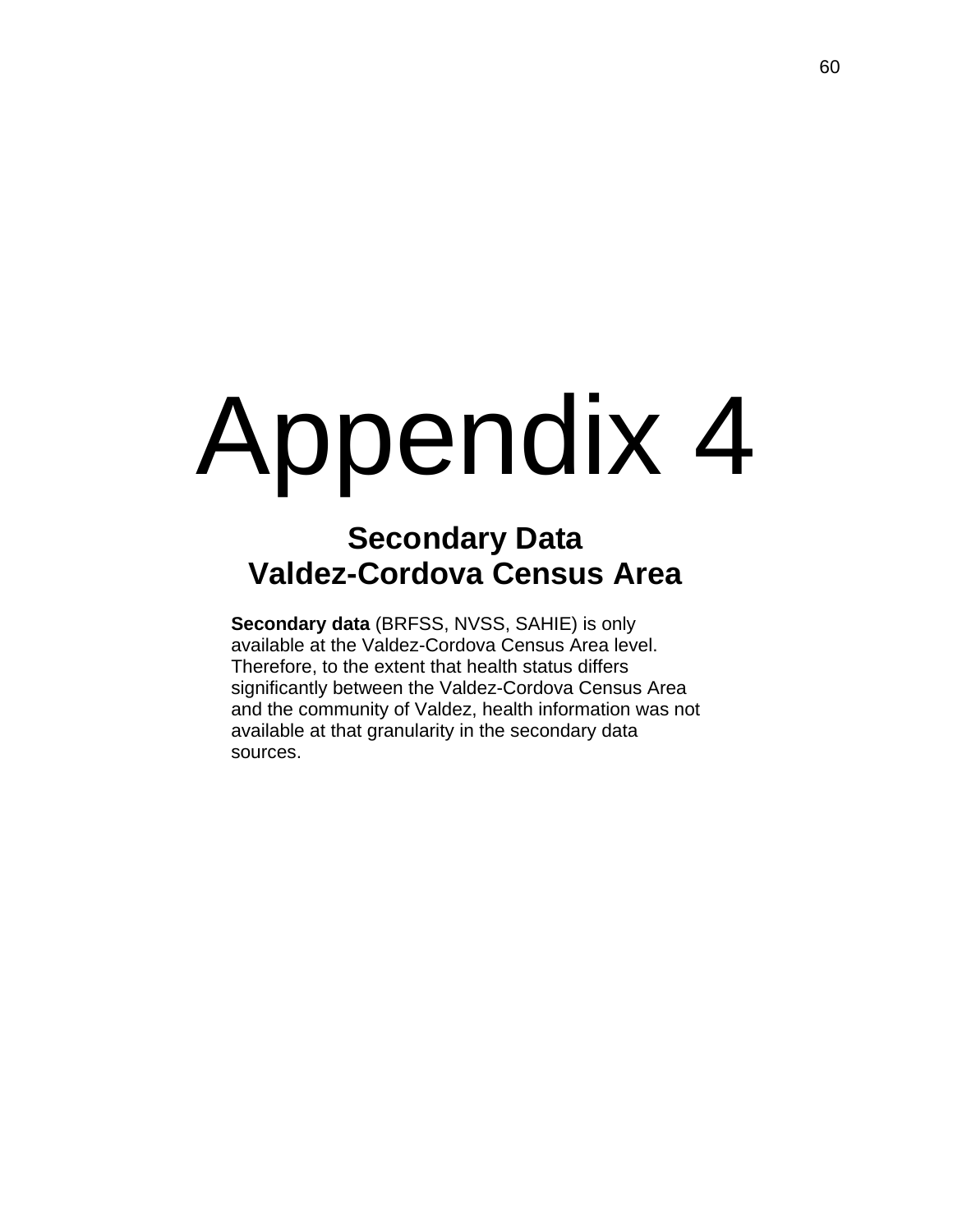# Appendix 4

## Secondary Data
## Valdez-Cordova Census Area

**Secondary data** (BRFSS, NVSS, SAHIE) is only available at the Valdez-Cordova Census Area level. Therefore, to the extent that health status differs significantly between the Valdez-Cordova Census Area and the community of Valdez, health information was not available at that granularity in the secondary data sources.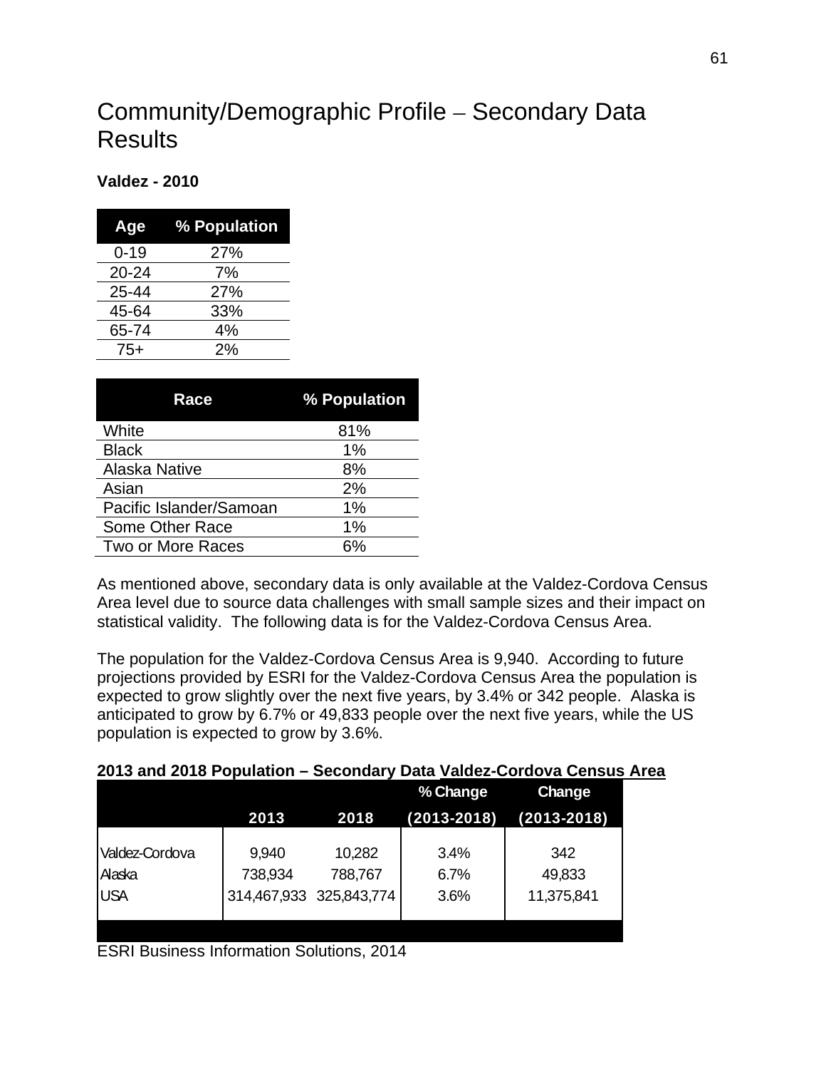# Community/Demographic Profile – Secondary Data Results

**Valdez - 2010**

| Age | % Population |
|---|---|
| 0-19 | 27% |
| 20-24 | 7% |
| 25-44 | 27% |
| 45-64 | 33% |
| 65-74 | 4% |
| 75+ | 2% |

| Race | % Population |
|---|---|
| White | 81% |
| Black | 1% |
| Alaska Native | 8% |
| Asian | 2% |
| Pacific Islander/Samoan | 1% |
| Some Other Race | 1% |
| Two or More Races | 6% |

As mentioned above, secondary data is only available at the Valdez-Cordova Census Area level due to source data challenges with small sample sizes and their impact on statistical validity. The following data is for the Valdez-Cordova Census Area.

The population for the Valdez-Cordova Census Area is 9,940. According to future projections provided by ESRI for the Valdez-Cordova Census Area the population is expected to grow slightly over the next five years, by 3.4% or 342 people. Alaska is anticipated to grow by 6.7% or 49,833 people over the next five years, while the US population is expected to grow by 3.6%.

**2013 and 2018 Population – Secondary Data Valdez-Cordova Census Area**

| | 2013 | 2018 | % Change (2013-2018) | Change (2013-2018) |
|---|---|---|---|---|
| Valdez-Cordova | 9,940 | 10,282 | 3.4% | 342 |
| Alaska | 738,934 | 788,767 | 6.7% | 49,833 |
| USA | 314,467,933 | 325,843,774 | 3.6% | 11,375,841 |

ESRI Business Information Solutions, 2014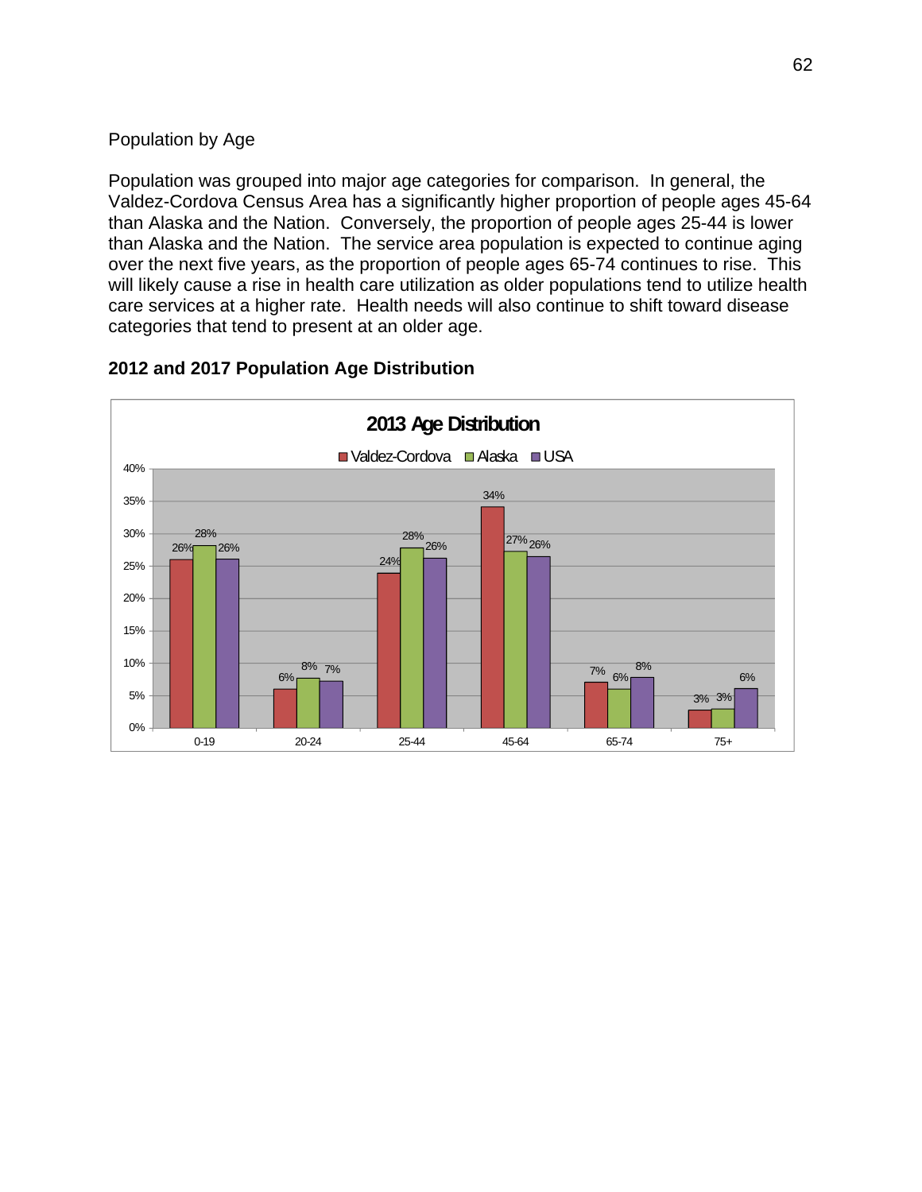Population by Age

Population was grouped into major age categories for comparison. In general, the Valdez-Cordova Census Area has a significantly higher proportion of people ages 45-64 than Alaska and the Nation. Conversely, the proportion of people ages 25-44 is lower than Alaska and the Nation. The service area population is expected to continue aging over the next five years, as the proportion of people ages 65-74 continues to rise. This will likely cause a rise in health care utilization as older populations tend to utilize health care services at a higher rate. Health needs will also continue to shift toward disease categories that tend to present at an older age.

**2012 and 2017 Population Age Distribution**

**2013 Age Distribution**

| Age | Valdez-Cordova | Alaska | USA |
|---|---|---|---|
| 0-19 | 26% | 28% | 26% |
| 20-24 | 6% | 8% | 7% |
| 25-44 | 24% | 28% | 26% |
| 45-64 | 34% | 27% | 26% |
| 65-74 | 7% | 6% | 8% |
| 75+ | 3% | 3% | 6% |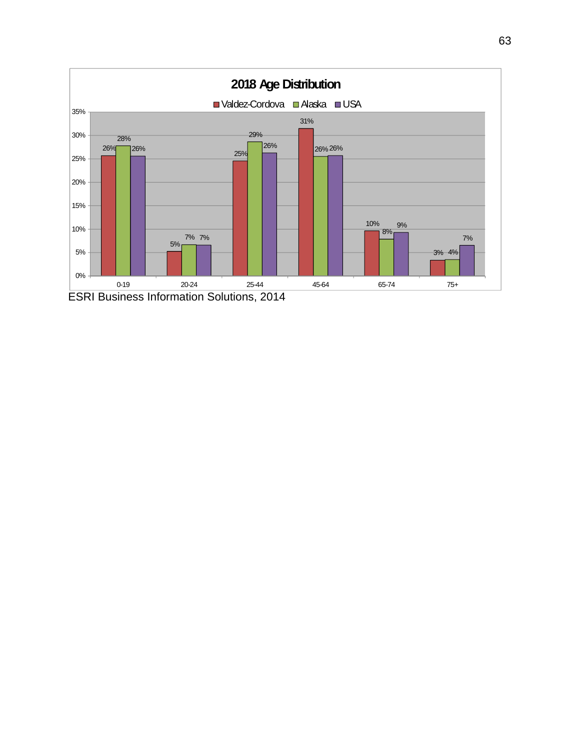**2018 Age Distribution**

| Age | Valdez-Cordova | Alaska | USA |
|---|---|---|---|
| 0-19 | 26% | 28% | 26% |
| 20-24 | 5% | 7% | 7% |
| 25-44 | 25% | 29% | 26% |
| 45-64 | 31% | 26% | 26% |
| 65-74 | 10% | 8% | 9% |
| 75+ | 3% | 4% | 7% |

ESRI Business Information Solutions, 2014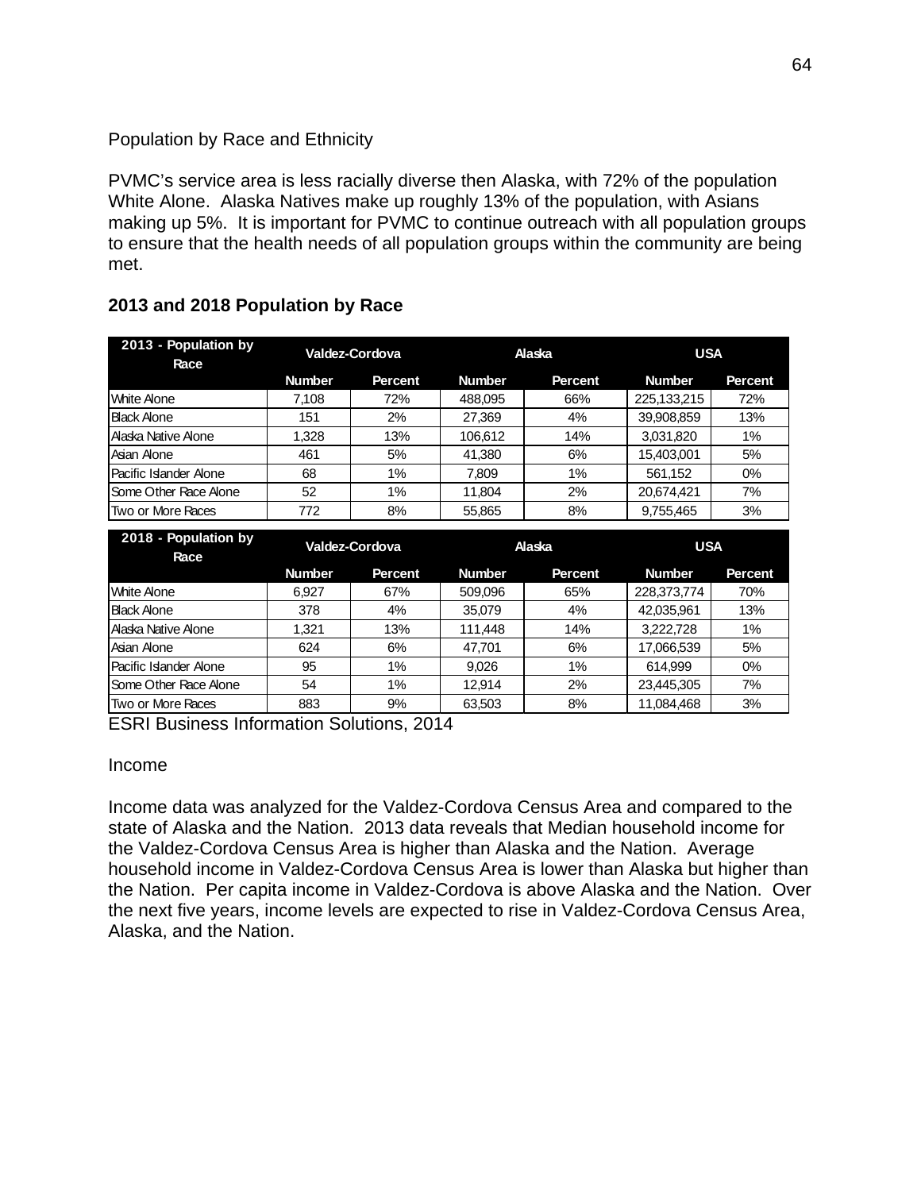Population by Race and Ethnicity

PVMC's service area is less racially diverse then Alaska, with 72% of the population White Alone. Alaska Natives make up roughly 13% of the population, with Asians making up 5%. It is important for PVMC to continue outreach with all population groups to ensure that the health needs of all population groups within the community are being met.

**2013 and 2018 Population by Race**

| 2013 - Population by Race | Valdez-Cordova | | Alaska | | USA | |
|---|---|---|---|---|---|---|
| | Number | Percent | Number | Percent | Number | Percent |
| White Alone | 7,108 | 72% | 488,095 | 66% | 225,133,215 | 72% |
| Black Alone | 151 | 2% | 27,369 | 4% | 39,908,859 | 13% |
| Alaska Native Alone | 1,328 | 13% | 106,612 | 14% | 3,031,820 | 1% |
| Asian Alone | 461 | 5% | 41,380 | 6% | 15,403,001 | 5% |
| Pacific Islander Alone | 68 | 1% | 7,809 | 1% | 561,152 | 0% |
| Some Other Race Alone | 52 | 1% | 11,804 | 2% | 20,674,421 | 7% |
| Two or More Races | 772 | 8% | 55,865 | 8% | 9,755,465 | 3% |

| 2018 - Population by Race | Valdez-Cordova | | Alaska | | USA | |
|---|---|---|---|---|---|---|
| | Number | Percent | Number | Percent | Number | Percent |
| White Alone | 6,927 | 67% | 509,096 | 65% | 228,373,774 | 70% |
| Black Alone | 378 | 4% | 35,079 | 4% | 42,035,961 | 13% |
| Alaska Native Alone | 1,321 | 13% | 111,448 | 14% | 3,222,728 | 1% |
| Asian Alone | 624 | 6% | 47,701 | 6% | 17,066,539 | 5% |
| Pacific Islander Alone | 95 | 1% | 9,026 | 1% | 614,999 | 0% |
| Some Other Race Alone | 54 | 1% | 12,914 | 2% | 23,445,305 | 7% |
| Two or More Races | 883 | 9% | 63,503 | 8% | 11,084,468 | 3% |

ESRI Business Information Solutions, 2014

Income

Income data was analyzed for the Valdez-Cordova Census Area and compared to the state of Alaska and the Nation. 2013 data reveals that Median household income for the Valdez-Cordova Census Area is higher than Alaska and the Nation. Average household income in Valdez-Cordova Census Area is lower than Alaska but higher than the Nation. Per capita income in Valdez-Cordova is above Alaska and the Nation. Over the next five years, income levels are expected to rise in Valdez-Cordova Census Area, Alaska, and the Nation.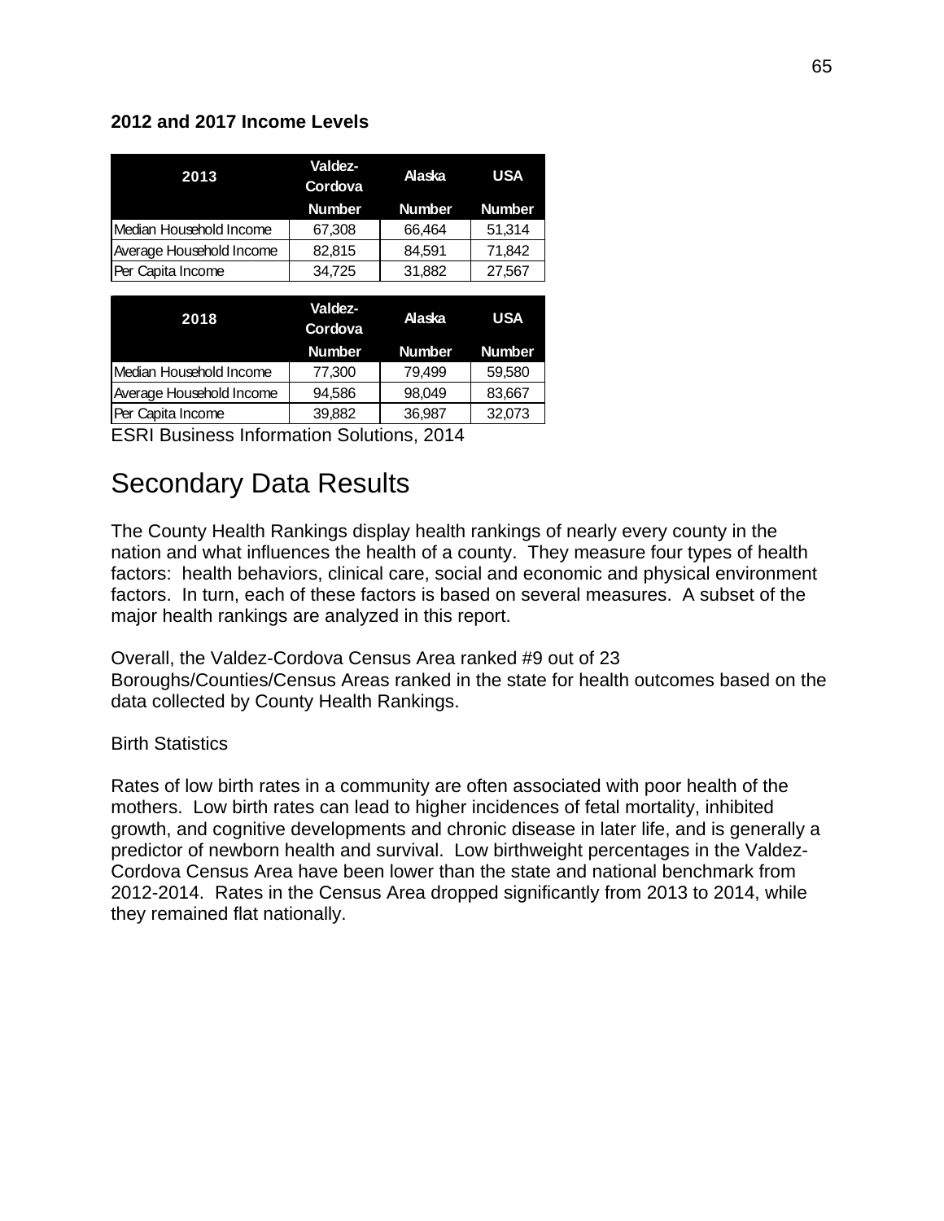**2012 and 2017 Income Levels**

| 2013 | Valdez-Cordova | Alaska | USA |
|---|---|---|---|
| | Number | Number | Number |
| Median Household Income | 67,308 | 66,464 | 51,314 |
| Average Household Income | 82,815 | 84,591 | 71,842 |
| Per Capita Income | 34,725 | 31,882 | 27,567 |

| 2018 | Valdez-Cordova | Alaska | USA |
|---|---|---|---|
| | Number | Number | Number |
| Median Household Income | 77,300 | 79,499 | 59,580 |
| Average Household Income | 94,586 | 98,049 | 83,667 |
| Per Capita Income | 39,882 | 36,987 | 32,073 |

ESRI Business Information Solutions, 2014

# Secondary Data Results

The County Health Rankings display health rankings of nearly every county in the nation and what influences the health of a county. They measure four types of health factors: health behaviors, clinical care, social and economic and physical environment factors. In turn, each of these factors is based on several measures. A subset of the major health rankings are analyzed in this report.

Overall, the Valdez-Cordova Census Area ranked #9 out of 23 Boroughs/Counties/Census Areas ranked in the state for health outcomes based on the data collected by County Health Rankings.

Birth Statistics

Rates of low birth rates in a community are often associated with poor health of the mothers. Low birth rates can lead to higher incidences of fetal mortality, inhibited growth, and cognitive developments and chronic disease in later life, and is generally a predictor of newborn health and survival. Low birthweight percentages in the Valdez-Cordova Census Area have been lower than the state and national benchmark from 2012-2014. Rates in the Census Area dropped significantly from 2013 to 2014, while they remained flat nationally.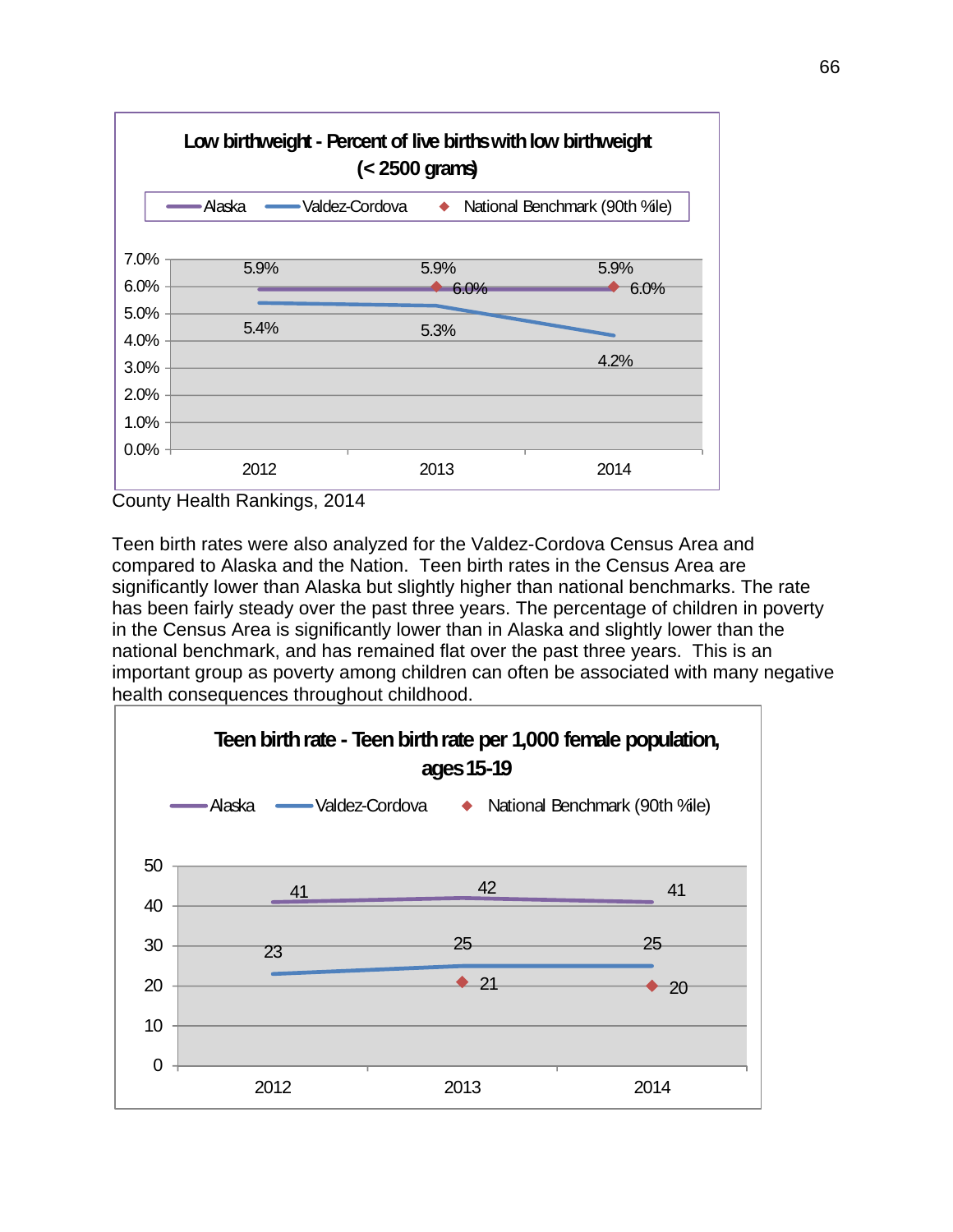**Low birthweight - Percent of live births with low birthweight (< 2500 grams)**

| | 2012 | 2013 | 2014 |
|---|---|---|---|
| Alaska | 5.9% | 5.9% | 5.9% |
| Valdez-Cordova | 5.4% | 5.3% | 4.2% |
| National Benchmark (90th %ile) | | 6.0% | 6.0% |

County Health Rankings, 2014

Teen birth rates were also analyzed for the Valdez-Cordova Census Area and compared to Alaska and the Nation. Teen birth rates in the Census Area are significantly lower than Alaska but slightly higher than national benchmarks. The rate has been fairly steady over the past three years. The percentage of children in poverty in the Census Area is significantly lower than in Alaska and slightly lower than the national benchmark, and has remained flat over the past three years. This is an important group as poverty among children can often be associated with many negative health consequences throughout childhood.

**Teen birth rate - Teen birth rate per 1,000 female population, ages 15-19**

| | 2012 | 2013 | 2014 |
|---|---|---|---|
| Alaska | 41 | 42 | 41 |
| Valdez-Cordova | 23 | 25 | 25 |
| National Benchmark (90th %ile) | | 21 | 20 |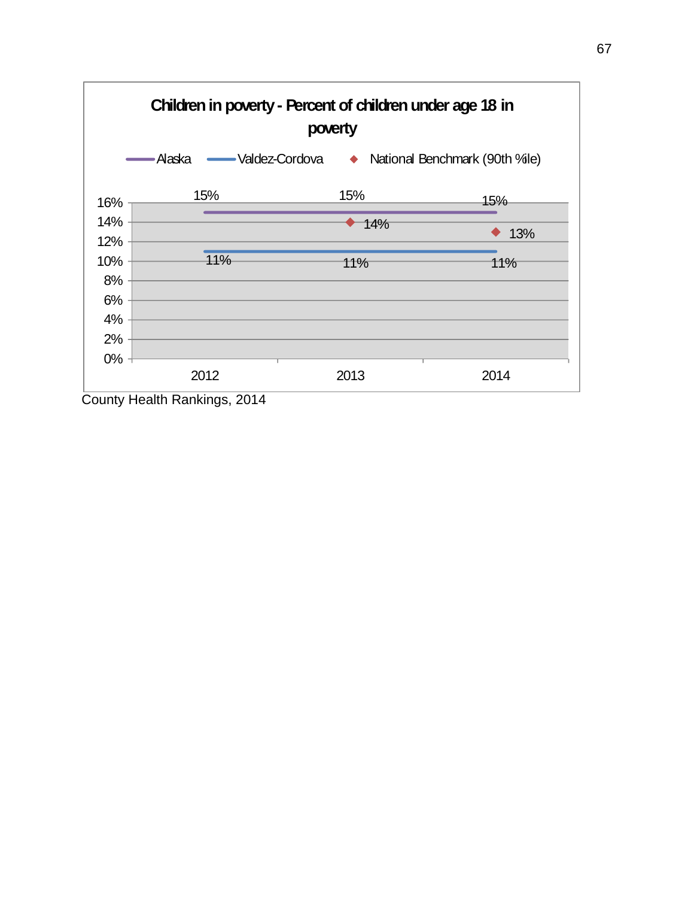**Children in poverty - Percent of children under age 18 in poverty**

| Year | Alaska | Valdez-Cordova | National Benchmark (90th %ile) |
|---|---|---|---|
| 2012 | 15% | 11% | |
| 2013 | 15% | 11% | 14% |
| 2014 | 15% | 11% | 13% |

County Health Rankings, 2014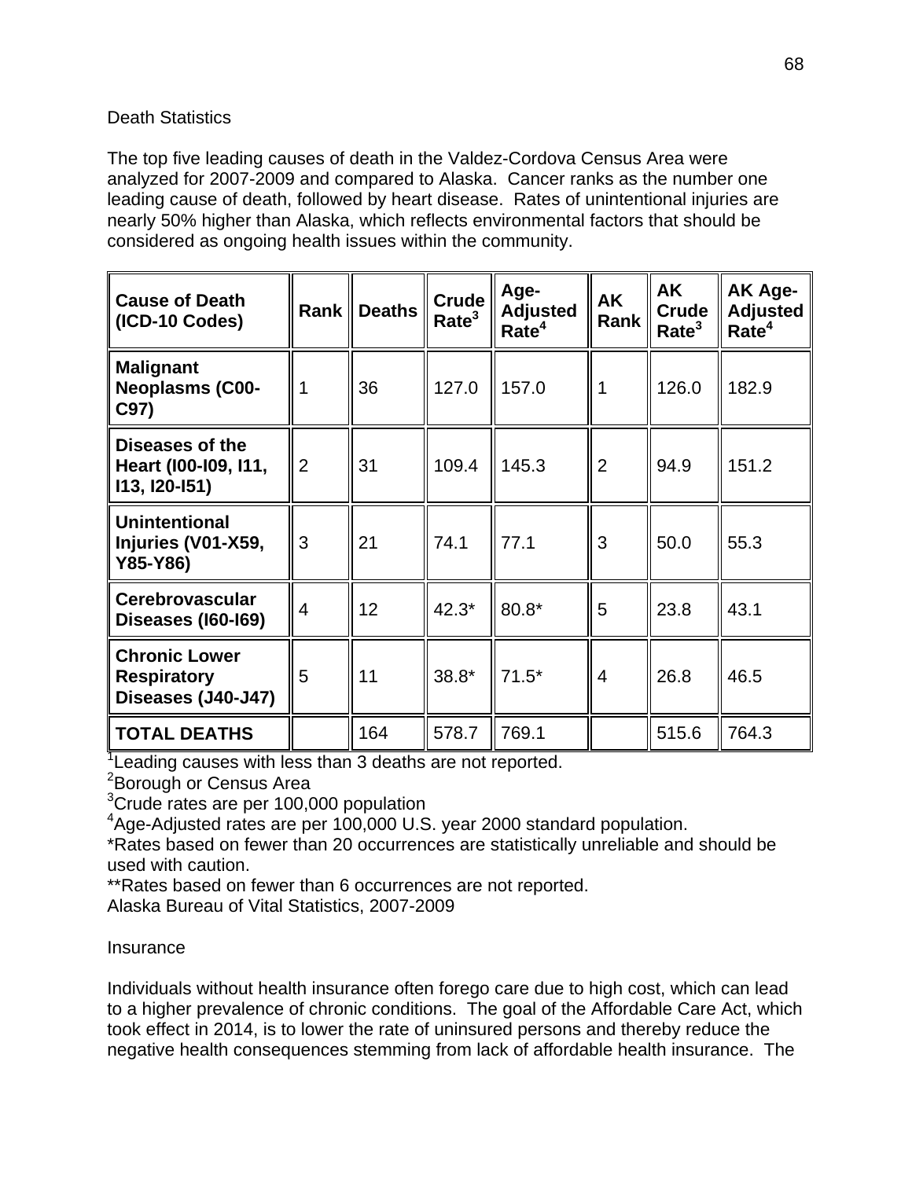Death Statistics

The top five leading causes of death in the Valdez-Cordova Census Area were analyzed for 2007-2009 and compared to Alaska. Cancer ranks as the number one leading cause of death, followed by heart disease. Rates of unintentional injuries are nearly 50% higher than Alaska, which reflects environmental factors that should be considered as ongoing health issues within the community.

| Cause of Death (ICD-10 Codes) | Rank | Deaths | Crude Rate[3] | Age-Adjusted Rate[4] | AK Rank | AK Crude Rate[3] | AK Age-Adjusted Rate[4] |
|---|---|---|---|---|---|---|---|
| **Malignant Neoplasms (C00-C97)** | 1 | 36 | 127.0 | 157.0 | 1 | 126.0 | 182.9 |
| **Diseases of the Heart (I00-I09, I11, I13, I20-I51)** | 2 | 31 | 109.4 | 145.3 | 2 | 94.9 | 151.2 |
| **Unintentional Injuries (V01-X59, Y85-Y86)** | 3 | 21 | 74.1 | 77.1 | 3 | 50.0 | 55.3 |
| **Cerebrovascular Diseases (I60-I69)** | 4 | 12 | 42.3* | 80.8* | 5 | 23.8 | 43.1 |
| **Chronic Lower Respiratory Diseases (J40-J47)** | 5 | 11 | 38.8* | 71.5* | 4 | 26.8 | 46.5 |
| **TOTAL DEATHS** | | 164 | 578.7 | 769.1 | | 515.6 | 764.3 |

[1]Leading causes with less than 3 deaths are not reported.
[2]Borough or Census Area
[3]Crude rates are per 100,000 population
[4]Age-Adjusted rates are per 100,000 U.S. year 2000 standard population.
*Rates based on fewer than 20 occurrences are statistically unreliable and should be used with caution.
**Rates based on fewer than 6 occurrences are not reported.
Alaska Bureau of Vital Statistics, 2007-2009

Insurance

Individuals without health insurance often forego care due to high cost, which can lead to a higher prevalence of chronic conditions. The goal of the Affordable Care Act, which took effect in 2014, is to lower the rate of uninsured persons and thereby reduce the negative health consequences stemming from lack of affordable health insurance. The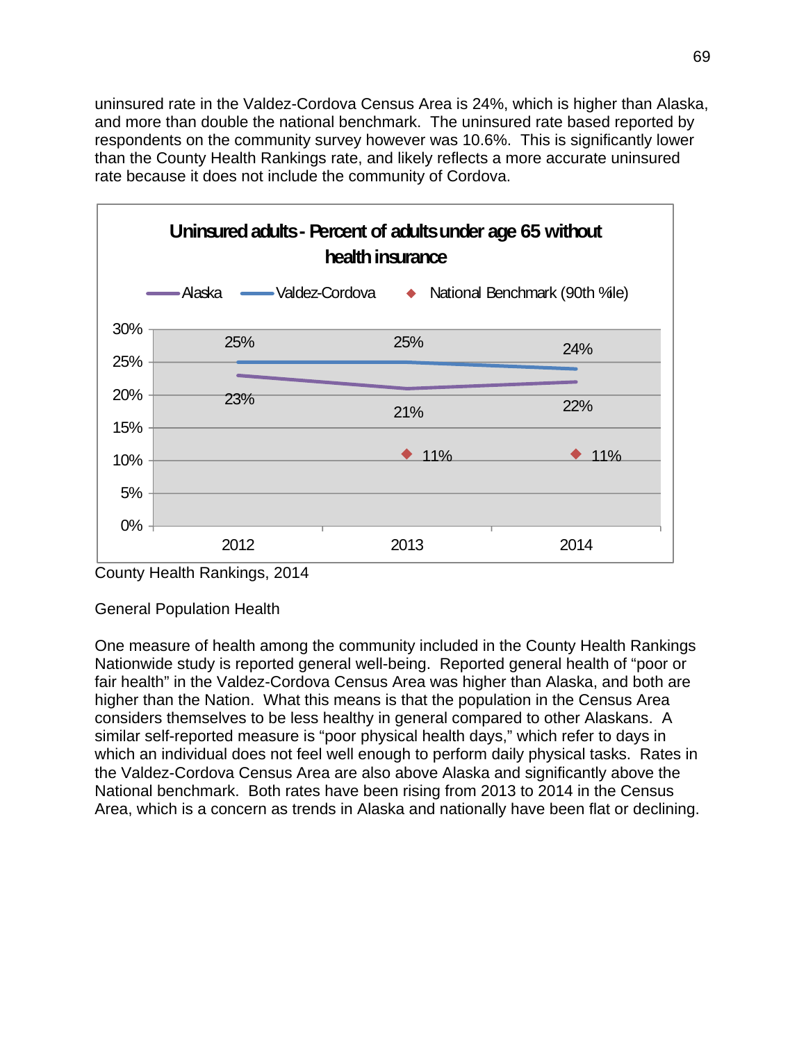uninsured rate in the Valdez-Cordova Census Area is 24%, which is higher than Alaska, and more than double the national benchmark. The uninsured rate based reported by respondents on the community survey however was 10.6%. This is significantly lower than the County Health Rankings rate, and likely reflects a more accurate uninsured rate because it does not include the community of Cordova.

**Uninsured adults - Percent of adults under age 65 without health insurance**

| | 2012 | 2013 | 2014 |
|---|---|---|---|
| Alaska | 23% | 21% | 22% |
| Valdez-Cordova | 25% | 25% | 24% |
| National Benchmark (90th %ile) | | 11% | 11% |

County Health Rankings, 2014

General Population Health

One measure of health among the community included in the County Health Rankings Nationwide study is reported general well-being. Reported general health of "poor or fair health" in the Valdez-Cordova Census Area was higher than Alaska, and both are higher than the Nation. What this means is that the population in the Census Area considers themselves to be less healthy in general compared to other Alaskans. A similar self-reported measure is "poor physical health days," which refer to days in which an individual does not feel well enough to perform daily physical tasks. Rates in the Valdez-Cordova Census Area are also above Alaska and significantly above the National benchmark. Both rates have been rising from 2013 to 2014 in the Census Area, which is a concern as trends in Alaska and nationally have been flat or declining.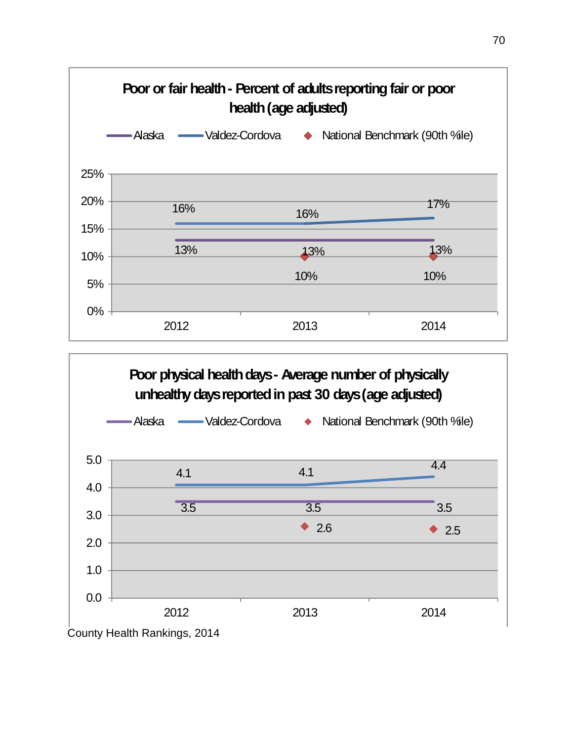**Poor or fair health - Percent of adults reporting fair or poor health (age adjusted)**

| | 2012 | 2013 | 2014 |
|---|---|---|---|
| Alaska | 13% | 13% | 13% |
| Valdez-Cordova | 16% | 16% | 17% |
| National Benchmark (90th %ile) | | 10% | 10% |

**Poor physical health days - Average number of physically unhealthy days reported in past 30 days (age adjusted)**

| | 2012 | 2013 | 2014 |
|---|---|---|---|
| Alaska | 3.5 | 3.5 | 3.5 |
| Valdez-Cordova | 4.1 | 4.1 | 4.4 |
| National Benchmark (90th %ile) | | 2.6 | 2.5 |

County Health Rankings, 2014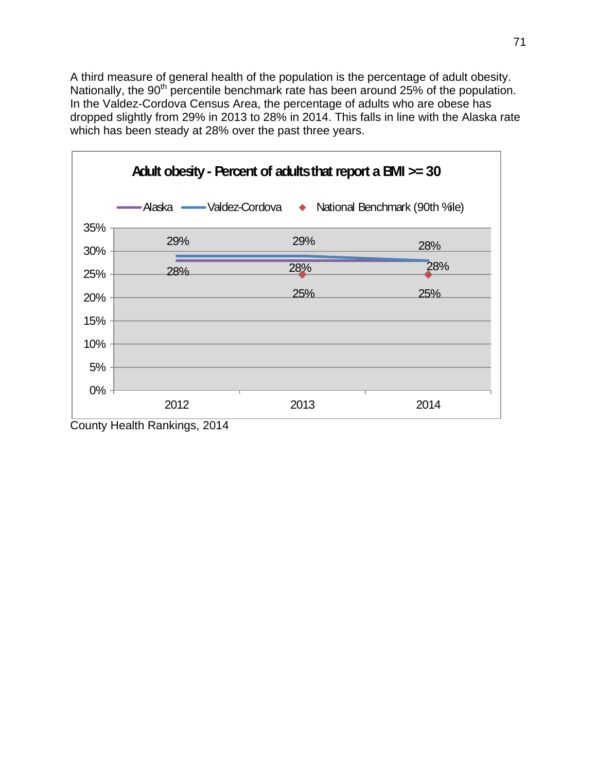A third measure of general health of the population is the percentage of adult obesity. Nationally, the 90th percentile benchmark rate has been around 25% of the population. In the Valdez-Cordova Census Area, the percentage of adults who are obese has dropped slightly from 29% in 2013 to 28% in 2014. This falls in line with the Alaska rate which has been steady at 28% over the past three years.

**Adult obesity - Percent of adults that report a BMI >= 30**

| | 2012 | 2013 | 2014 |
|---|---|---|---|
| Alaska | 28% | 28% | 28% |
| Valdez-Cordova | 29% | 29% | 28% |
| National Benchmark (90th %ile) | | 25% | 25% |

County Health Rankings, 2014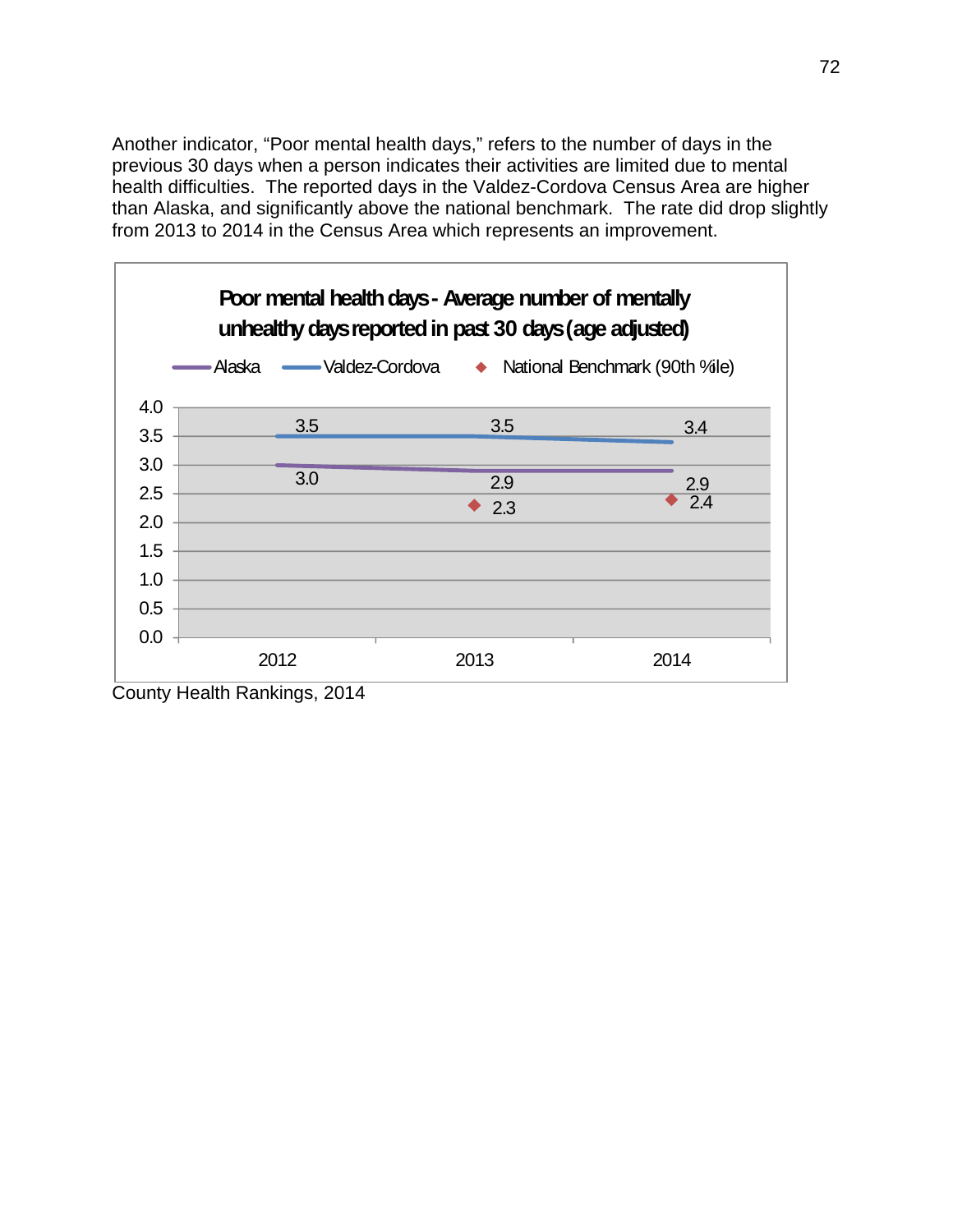Another indicator, “Poor mental health days,” refers to the number of days in the previous 30 days when a person indicates their activities are limited due to mental health difficulties. The reported days in the Valdez-Cordova Census Area are higher than Alaska, and significantly above the national benchmark. The rate did drop slightly from 2013 to 2014 in the Census Area which represents an improvement.

**Poor mental health days - Average number of mentally unhealthy days reported in past 30 days (age adjusted)**

| | 2012 | 2013 | 2014 |
|---|---|---|---|
| Alaska | 3.0 | 2.9 | 2.9 |
| Valdez-Cordova | 3.5 | 3.5 | 3.4 |
| National Benchmark (90th %ile) | | 2.3 | 2.4 |

County Health Rankings, 2014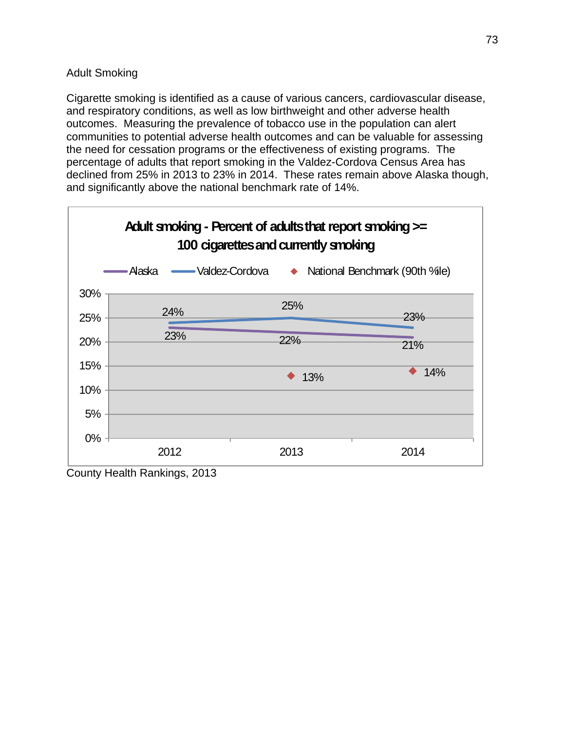Adult Smoking

Cigarette smoking is identified as a cause of various cancers, cardiovascular disease, and respiratory conditions, as well as low birthweight and other adverse health outcomes. Measuring the prevalence of tobacco use in the population can alert communities to potential adverse health outcomes and can be valuable for assessing the need for cessation programs or the effectiveness of existing programs. The percentage of adults that report smoking in the Valdez-Cordova Census Area has declined from 25% in 2013 to 23% in 2014. These rates remain above Alaska though, and significantly above the national benchmark rate of 14%.

**Adult smoking - Percent of adults that report smoking >= 100 cigarettes and currently smoking**

| | 2012 | 2013 | 2014 |
|---|---|---|---|
| Alaska | 23% | 22% | 21% |
| Valdez-Cordova | 24% | 25% | 23% |
| National Benchmark (90th %ile) | | 13% | 14% |

County Health Rankings, 2013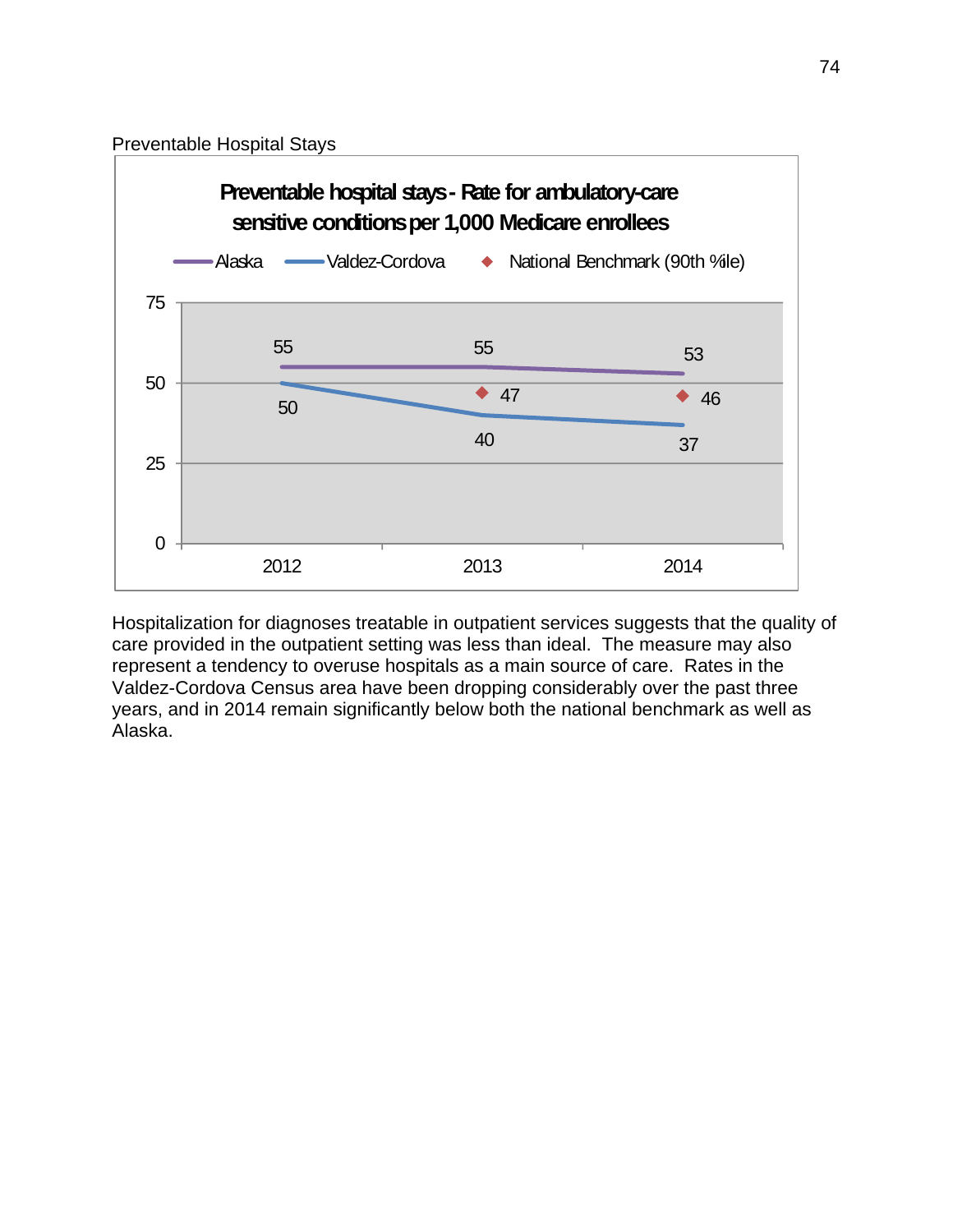Preventable Hospital Stays

**Preventable hospital stays - Rate for ambulatory-care sensitive conditions per 1,000 Medicare enrollees**

| Year | Alaska | Valdez-Cordova | National Benchmark (90th %ile) |
|---|---|---|---|
| 2012 | 55 | 50 | |
| 2013 | 55 | 40 | 47 |
| 2014 | 53 | 37 | 46 |

Hospitalization for diagnoses treatable in outpatient services suggests that the quality of care provided in the outpatient setting was less than ideal. The measure may also represent a tendency to overuse hospitals as a main source of care. Rates in the Valdez-Cordova Census area have been dropping considerably over the past three years, and in 2014 remain significantly below both the national benchmark as well as Alaska.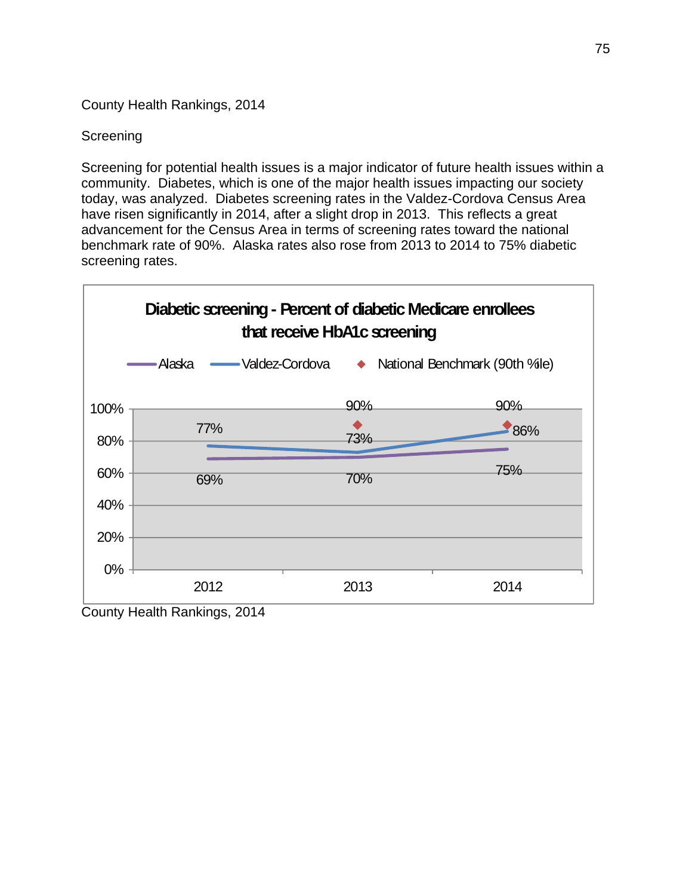County Health Rankings, 2014

Screening

Screening for potential health issues is a major indicator of future health issues within a community. Diabetes, which is one of the major health issues impacting our society today, was analyzed. Diabetes screening rates in the Valdez-Cordova Census Area have risen significantly in 2014, after a slight drop in 2013. This reflects a great advancement for the Census Area in terms of screening rates toward the national benchmark rate of 90%. Alaska rates also rose from 2013 to 2014 to 75% diabetic screening rates.

**Diabetic screening - Percent of diabetic Medicare enrollees that receive HbA1c screening**

| | 2012 | 2013 | 2014 |
|---|---|---|---|
| Alaska | 69% | 70% | 75% |
| Valdez-Cordova | 77% | 73% | 86% |
| National Benchmark (90th %ile) | | 90% | 90% |

County Health Rankings, 2014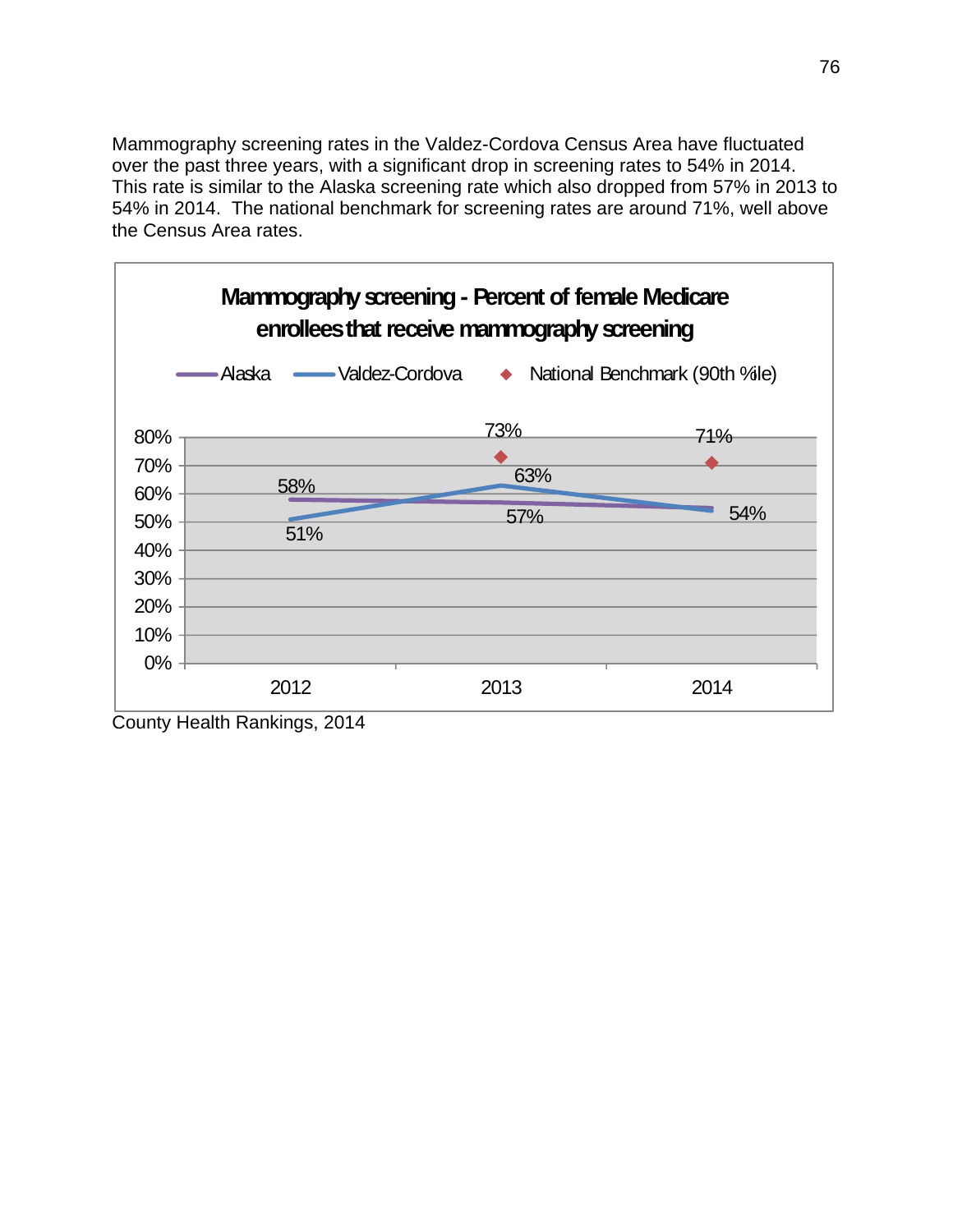Mammography screening rates in the Valdez-Cordova Census Area have fluctuated over the past three years, with a significant drop in screening rates to 54% in 2014. This rate is similar to the Alaska screening rate which also dropped from 57% in 2013 to 54% in 2014. The national benchmark for screening rates are around 71%, well above the Census Area rates.

**Mammography screening - Percent of female Medicare enrollees that receive mammography screening**

| Year | Alaska | Valdez-Cordova | National Benchmark (90th %ile) |
|---|---|---|---|
| 2012 | 58% | 51% | |
| 2013 | 57% | 63% | 73% |
| 2014 | | 54% | 71% |

County Health Rankings, 2014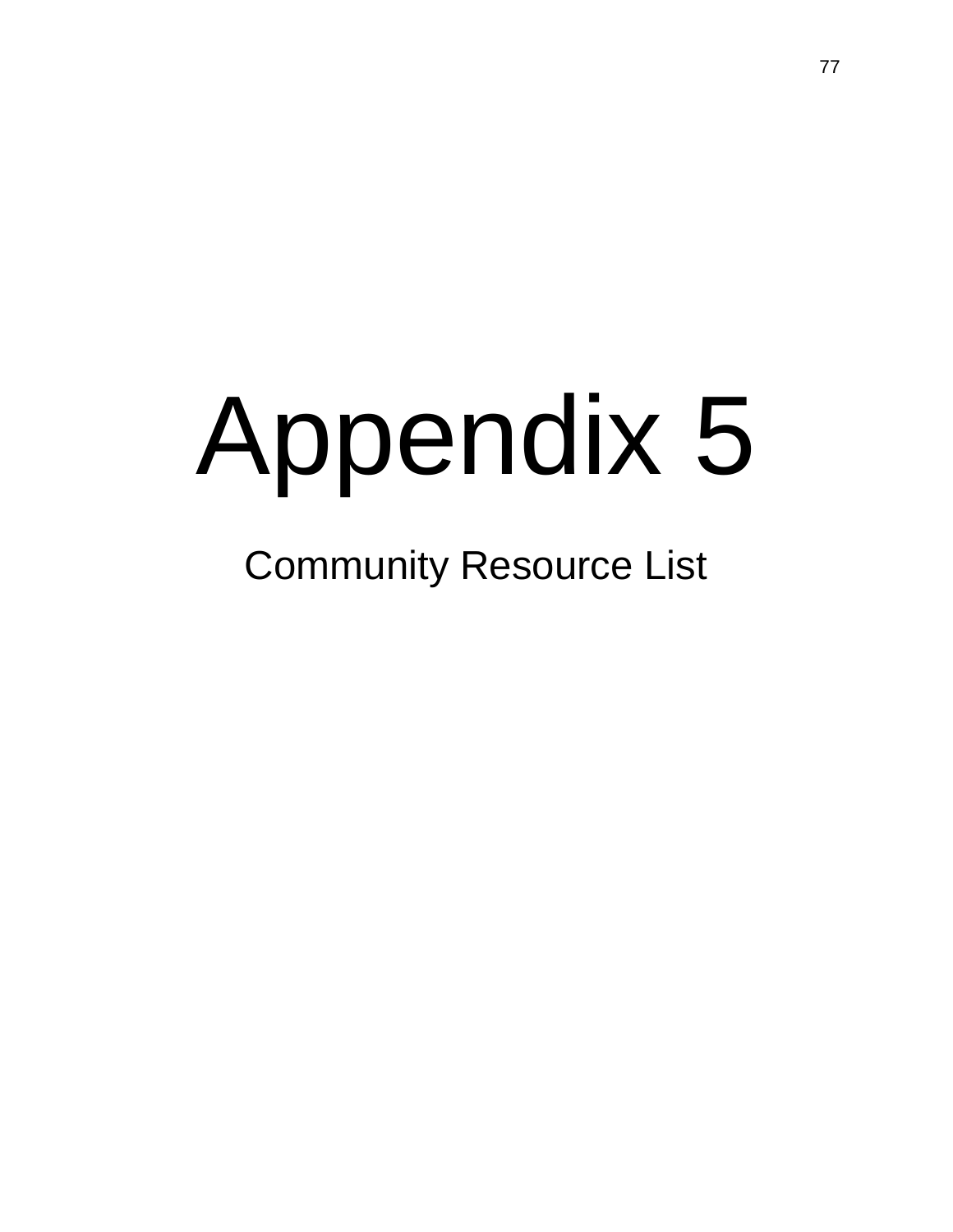# Appendix 5

Community Resource List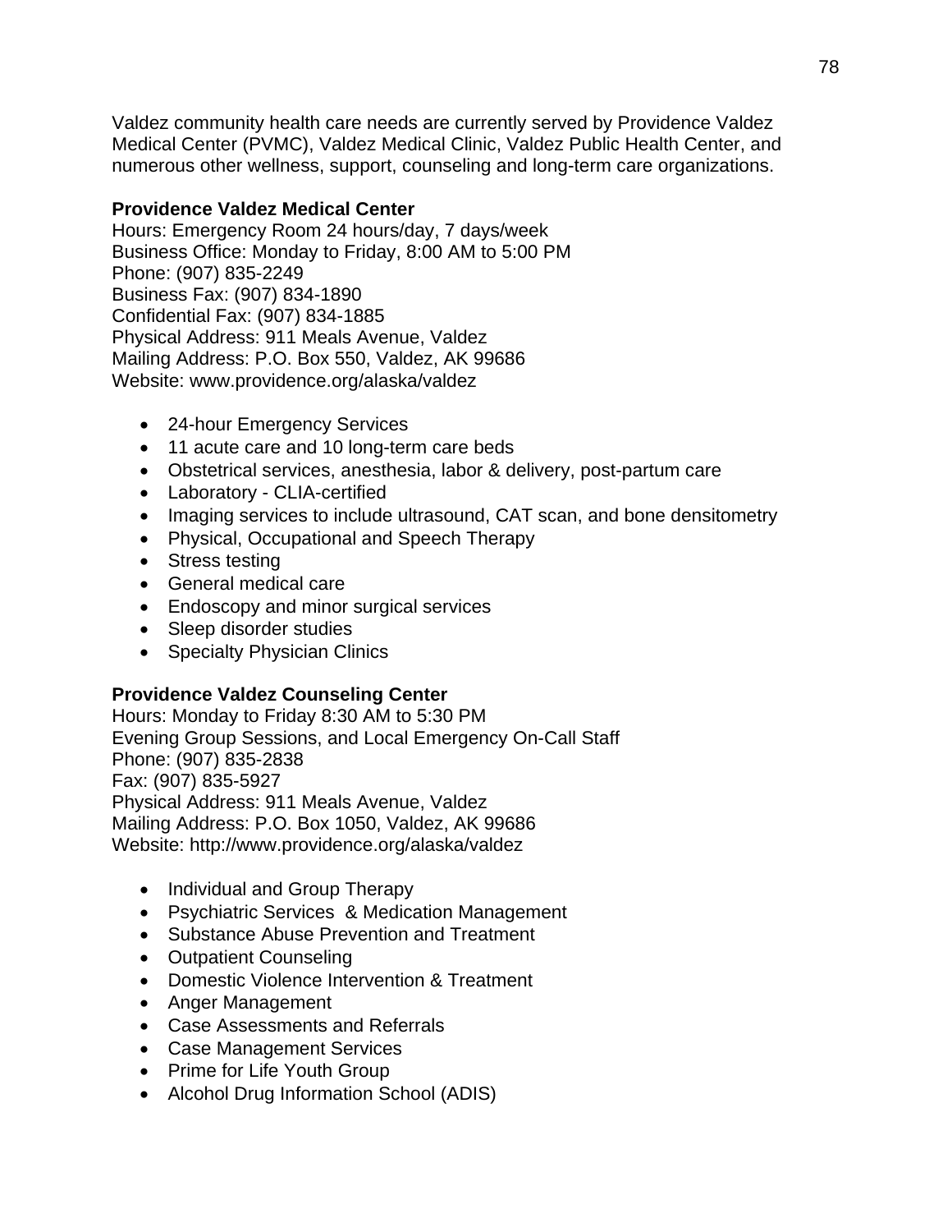Valdez community health care needs are currently served by Providence Valdez Medical Center (PVMC), Valdez Medical Clinic, Valdez Public Health Center, and numerous other wellness, support, counseling and long-term care organizations.

**Providence Valdez Medical Center**
Hours: Emergency Room 24 hours/day, 7 days/week
Business Office: Monday to Friday, 8:00 AM to 5:00 PM
Phone: (907) 835-2249
Business Fax: (907) 834-1890
Confidential Fax: (907) 834-1885
Physical Address: 911 Meals Avenue, Valdez
Mailing Address: P.O. Box 550, Valdez, AK 99686
Website: www.providence.org/alaska/valdez

- 24-hour Emergency Services
- 11 acute care and 10 long-term care beds
- Obstetrical services, anesthesia, labor & delivery, post-partum care
- Laboratory - CLIA-certified
- Imaging services to include ultrasound, CAT scan, and bone densitometry
- Physical, Occupational and Speech Therapy
- Stress testing
- General medical care
- Endoscopy and minor surgical services
- Sleep disorder studies
- Specialty Physician Clinics

**Providence Valdez Counseling Center**
Hours: Monday to Friday 8:30 AM to 5:30 PM
Evening Group Sessions, and Local Emergency On-Call Staff
Phone: (907) 835-2838
Fax: (907) 835-5927
Physical Address: 911 Meals Avenue, Valdez
Mailing Address: P.O. Box 1050, Valdez, AK 99686
Website: http://www.providence.org/alaska/valdez

- Individual and Group Therapy
- Psychiatric Services & Medication Management
- Substance Abuse Prevention and Treatment
- Outpatient Counseling
- Domestic Violence Intervention & Treatment
- Anger Management
- Case Assessments and Referrals
- Case Management Services
- Prime for Life Youth Group
- Alcohol Drug Information School (ADIS)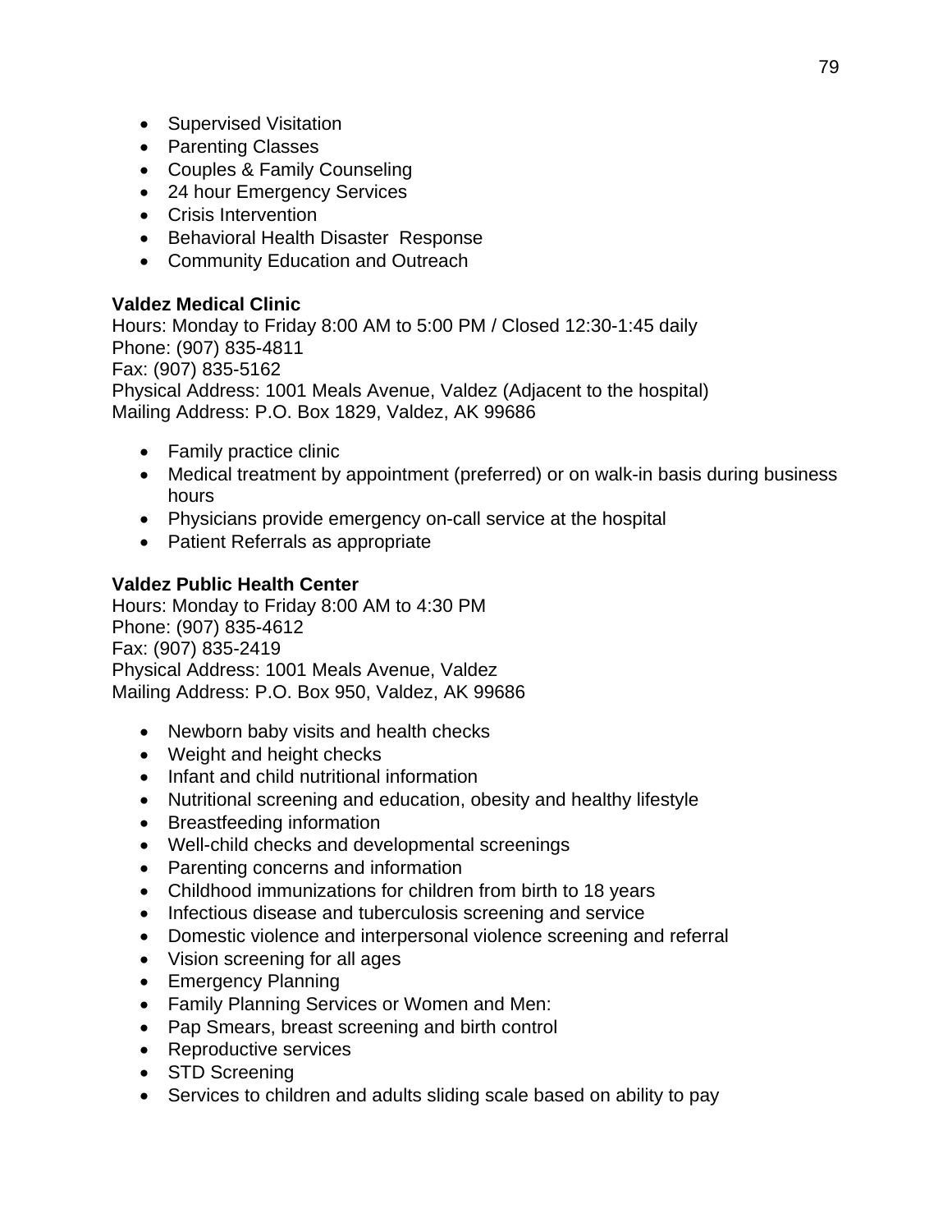- Supervised Visitation
- Parenting Classes
- Couples & Family Counseling
- 24 hour Emergency Services
- Crisis Intervention
- Behavioral Health Disaster  Response
- Community Education and Outreach

**Valdez Medical Clinic**
Hours: Monday to Friday 8:00 AM to 5:00 PM / Closed 12:30-1:45 daily
Phone: (907) 835-4811
Fax: (907) 835-5162
Physical Address: 1001 Meals Avenue, Valdez (Adjacent to the hospital)
Mailing Address: P.O. Box 1829, Valdez, AK 99686

- Family practice clinic
- Medical treatment by appointment (preferred) or on walk-in basis during business hours
- Physicians provide emergency on-call service at the hospital
- Patient Referrals as appropriate

**Valdez Public Health Center**
Hours: Monday to Friday 8:00 AM to 4:30 PM
Phone: (907) 835-4612
Fax: (907) 835-2419
Physical Address: 1001 Meals Avenue, Valdez
Mailing Address: P.O. Box 950, Valdez, AK 99686

- Newborn baby visits and health checks
- Weight and height checks
- Infant and child nutritional information
- Nutritional screening and education, obesity and healthy lifestyle
- Breastfeeding information
- Well-child checks and developmental screenings
- Parenting concerns and information
- Childhood immunizations for children from birth to 18 years
- Infectious disease and tuberculosis screening and service
- Domestic violence and interpersonal violence screening and referral
- Vision screening for all ages
- Emergency Planning
- Family Planning Services or Women and Men:
- Pap Smears, breast screening and birth control
- Reproductive services
- STD Screening
- Services to children and adults sliding scale based on ability to pay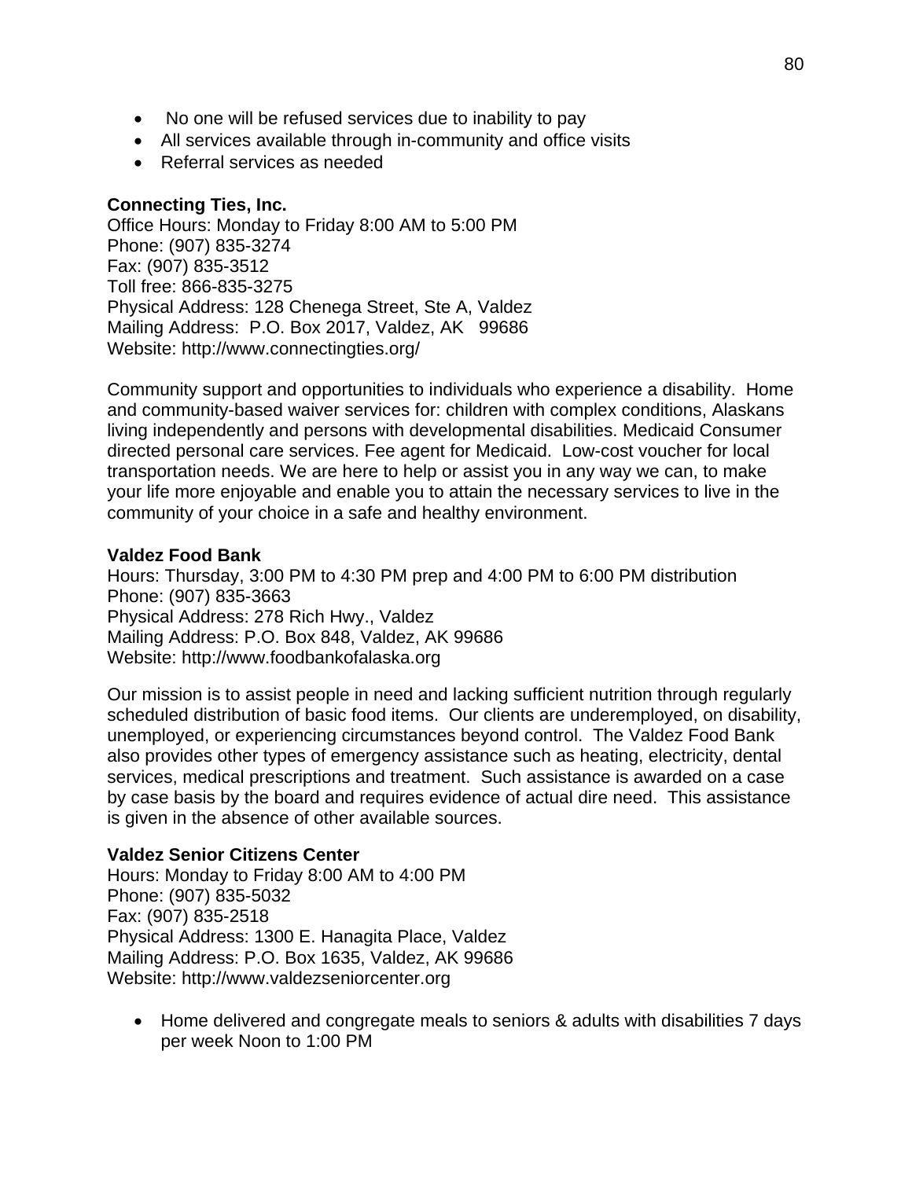- No one will be refused services due to inability to pay
- All services available through in-community and office visits
- Referral services as needed

**Connecting Ties, Inc.**
Office Hours: Monday to Friday 8:00 AM to 5:00 PM
Phone: (907) 835-3274
Fax: (907) 835-3512
Toll free: 866-835-3275
Physical Address: 128 Chenega Street, Ste A, Valdez
Mailing Address: P.O. Box 2017, Valdez, AK 99686
Website: http://www.connectingties.org/

Community support and opportunities to individuals who experience a disability. Home and community-based waiver services for: children with complex conditions, Alaskans living independently and persons with developmental disabilities. Medicaid Consumer directed personal care services. Fee agent for Medicaid. Low-cost voucher for local transportation needs. We are here to help or assist you in any way we can, to make your life more enjoyable and enable you to attain the necessary services to live in the community of your choice in a safe and healthy environment.

**Valdez Food Bank**
Hours: Thursday, 3:00 PM to 4:30 PM prep and 4:00 PM to 6:00 PM distribution
Phone: (907) 835-3663
Physical Address: 278 Rich Hwy., Valdez
Mailing Address: P.O. Box 848, Valdez, AK 99686
Website: http://www.foodbankofalaska.org

Our mission is to assist people in need and lacking sufficient nutrition through regularly scheduled distribution of basic food items. Our clients are underemployed, on disability, unemployed, or experiencing circumstances beyond control. The Valdez Food Bank also provides other types of emergency assistance such as heating, electricity, dental services, medical prescriptions and treatment. Such assistance is awarded on a case by case basis by the board and requires evidence of actual dire need. This assistance is given in the absence of other available sources.

**Valdez Senior Citizens Center**
Hours: Monday to Friday 8:00 AM to 4:00 PM
Phone: (907) 835-5032
Fax: (907) 835-2518
Physical Address: 1300 E. Hanagita Place, Valdez
Mailing Address: P.O. Box 1635, Valdez, AK 99686
Website: http://www.valdezseniorcenter.org

- Home delivered and congregate meals to seniors & adults with disabilities 7 days per week Noon to 1:00 PM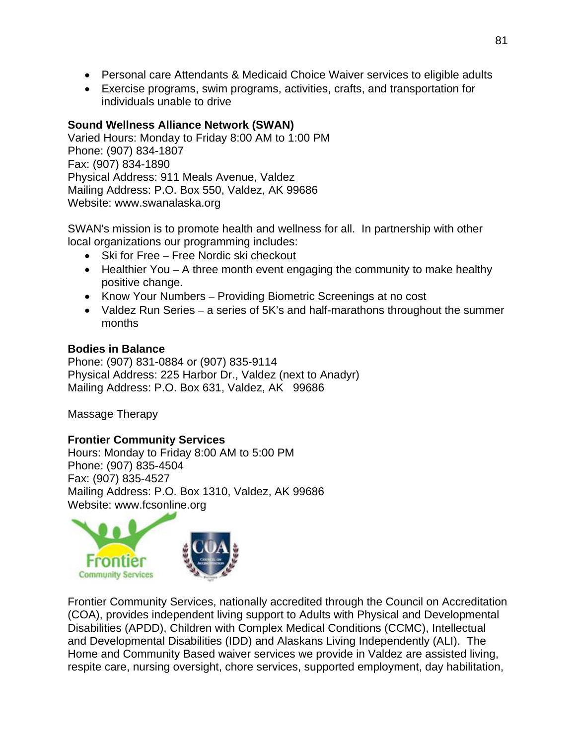- Personal care Attendants & Medicaid Choice Waiver services to eligible adults
- Exercise programs, swim programs, activities, crafts, and transportation for individuals unable to drive

**Sound Wellness Alliance Network (SWAN)**
Varied Hours: Monday to Friday 8:00 AM to 1:00 PM
Phone: (907) 834-1807
Fax: (907) 834-1890
Physical Address: 911 Meals Avenue, Valdez
Mailing Address: P.O. Box 550, Valdez, AK 99686
Website: www.swanalaska.org

SWAN's mission is to promote health and wellness for all. In partnership with other local organizations our programming includes:

- Ski for Free – Free Nordic ski checkout
- Healthier You – A three month event engaging the community to make healthy positive change.
- Know Your Numbers – Providing Biometric Screenings at no cost
- Valdez Run Series – a series of 5K's and half-marathons throughout the summer months

**Bodies in Balance**
Phone: (907) 831-0884 or (907) 835-9114
Physical Address: 225 Harbor Dr., Valdez (next to Anadyr)
Mailing Address: P.O. Box 631, Valdez, AK 99686

Massage Therapy

**Frontier Community Services**
Hours: Monday to Friday 8:00 AM to 5:00 PM
Phone: (907) 835-4504
Fax: (907) 835-4527
Mailing Address: P.O. Box 1310, Valdez, AK 99686
Website: www.fcsonline.org

Frontier Community Services, nationally accredited through the Council on Accreditation (COA), provides independent living support to Adults with Physical and Developmental Disabilities (APDD), Children with Complex Medical Conditions (CCMC), Intellectual and Developmental Disabilities (IDD) and Alaskans Living Independently (ALI). The Home and Community Based waiver services we provide in Valdez are assisted living, respite care, nursing oversight, chore services, supported employment, day habilitation,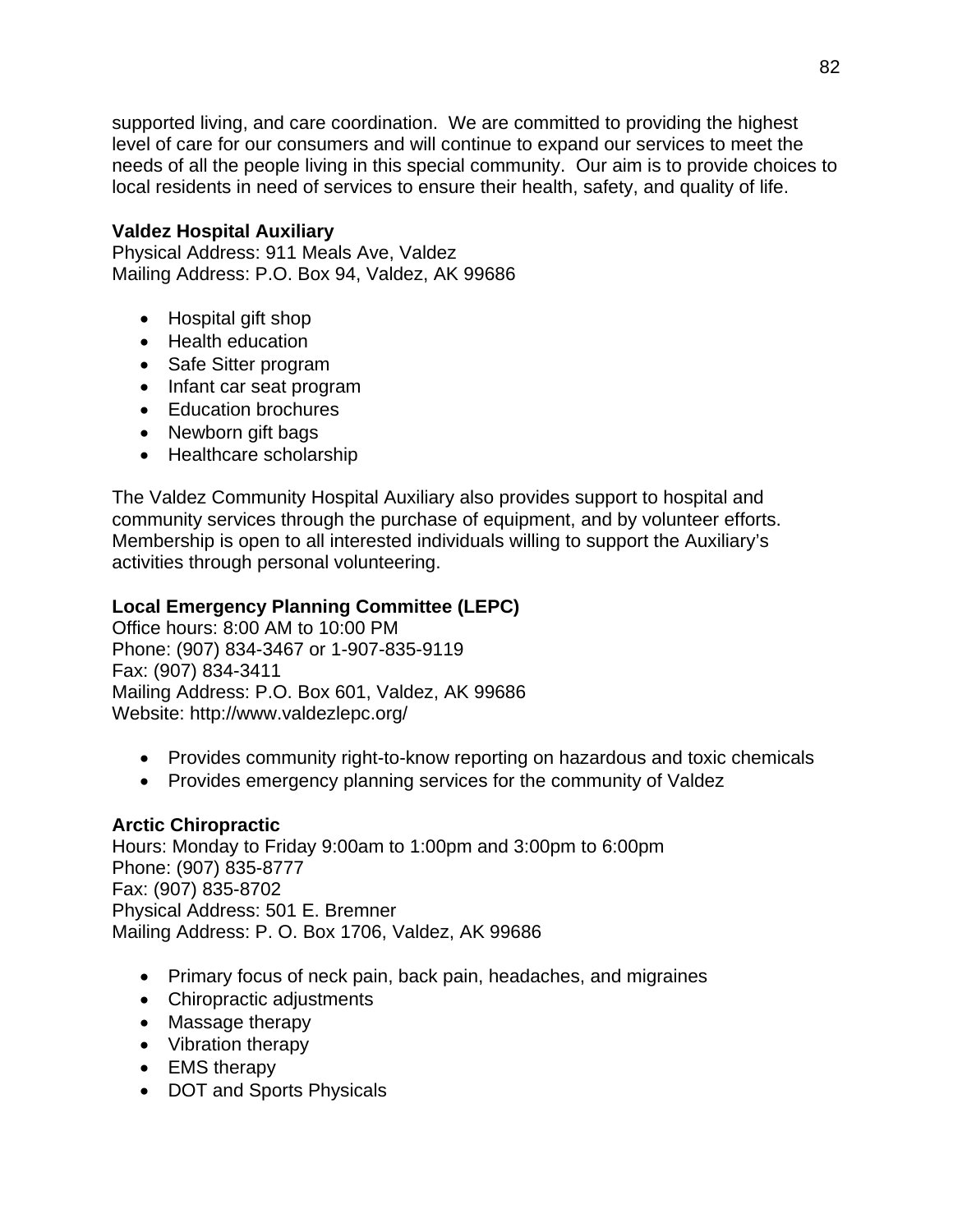supported living, and care coordination. We are committed to providing the highest level of care for our consumers and will continue to expand our services to meet the needs of all the people living in this special community. Our aim is to provide choices to local residents in need of services to ensure their health, safety, and quality of life.

**Valdez Hospital Auxiliary**
Physical Address: 911 Meals Ave, Valdez
Mailing Address: P.O. Box 94, Valdez, AK 99686

- Hospital gift shop
- Health education
- Safe Sitter program
- Infant car seat program
- Education brochures
- Newborn gift bags
- Healthcare scholarship

The Valdez Community Hospital Auxiliary also provides support to hospital and community services through the purchase of equipment, and by volunteer efforts. Membership is open to all interested individuals willing to support the Auxiliary's activities through personal volunteering.

**Local Emergency Planning Committee (LEPC)**
Office hours: 8:00 AM to 10:00 PM
Phone: (907) 834-3467 or 1-907-835-9119
Fax: (907) 834-3411
Mailing Address: P.O. Box 601, Valdez, AK 99686
Website: http://www.valdezlepc.org/

- Provides community right-to-know reporting on hazardous and toxic chemicals
- Provides emergency planning services for the community of Valdez

**Arctic Chiropractic**
Hours: Monday to Friday 9:00am to 1:00pm and 3:00pm to 6:00pm
Phone: (907) 835-8777
Fax: (907) 835-8702
Physical Address: 501 E. Bremner
Mailing Address: P. O. Box 1706, Valdez, AK 99686

- Primary focus of neck pain, back pain, headaches, and migraines
- Chiropractic adjustments
- Massage therapy
- Vibration therapy
- EMS therapy
- DOT and Sports Physicals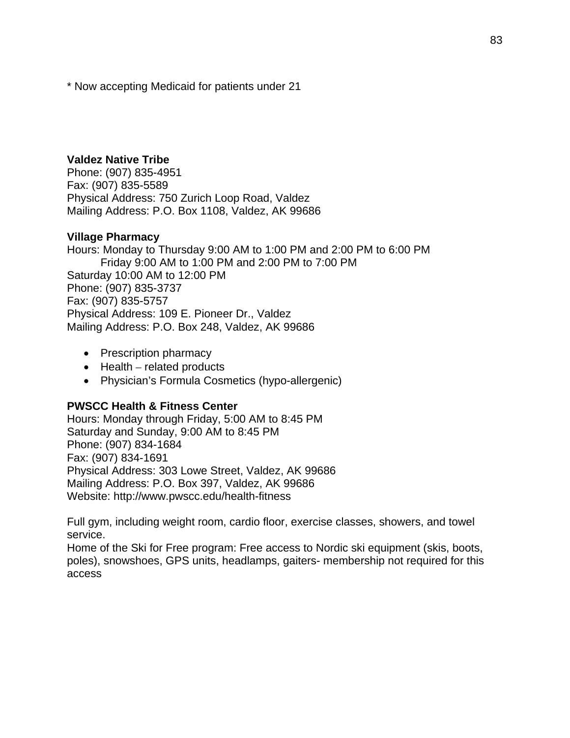* Now accepting Medicaid for patients under 21

**Valdez Native Tribe**
Phone: (907) 835-4951
Fax: (907) 835-5589
Physical Address: 750 Zurich Loop Road, Valdez
Mailing Address: P.O. Box 1108, Valdez, AK 99686

**Village Pharmacy**
Hours: Monday to Thursday 9:00 AM to 1:00 PM and 2:00 PM to 6:00 PM
Friday 9:00 AM to 1:00 PM and 2:00 PM to 7:00 PM
Saturday 10:00 AM to 12:00 PM
Phone: (907) 835-3737
Fax: (907) 835-5757
Physical Address: 109 E. Pioneer Dr., Valdez
Mailing Address: P.O. Box 248, Valdez, AK 99686

- Prescription pharmacy
- Health – related products
- Physician's Formula Cosmetics (hypo-allergenic)

**PWSCC Health & Fitness Center**
Hours: Monday through Friday, 5:00 AM to 8:45 PM
Saturday and Sunday, 9:00 AM to 8:45 PM
Phone: (907) 834-1684
Fax: (907) 834-1691
Physical Address: 303 Lowe Street, Valdez, AK 99686
Mailing Address: P.O. Box 397, Valdez, AK 99686
Website: http://www.pwscc.edu/health-fitness

Full gym, including weight room, cardio floor, exercise classes, showers, and towel service.
Home of the Ski for Free program: Free access to Nordic ski equipment (skis, boots, poles), snowshoes, GPS units, headlamps, gaiters- membership not required for this access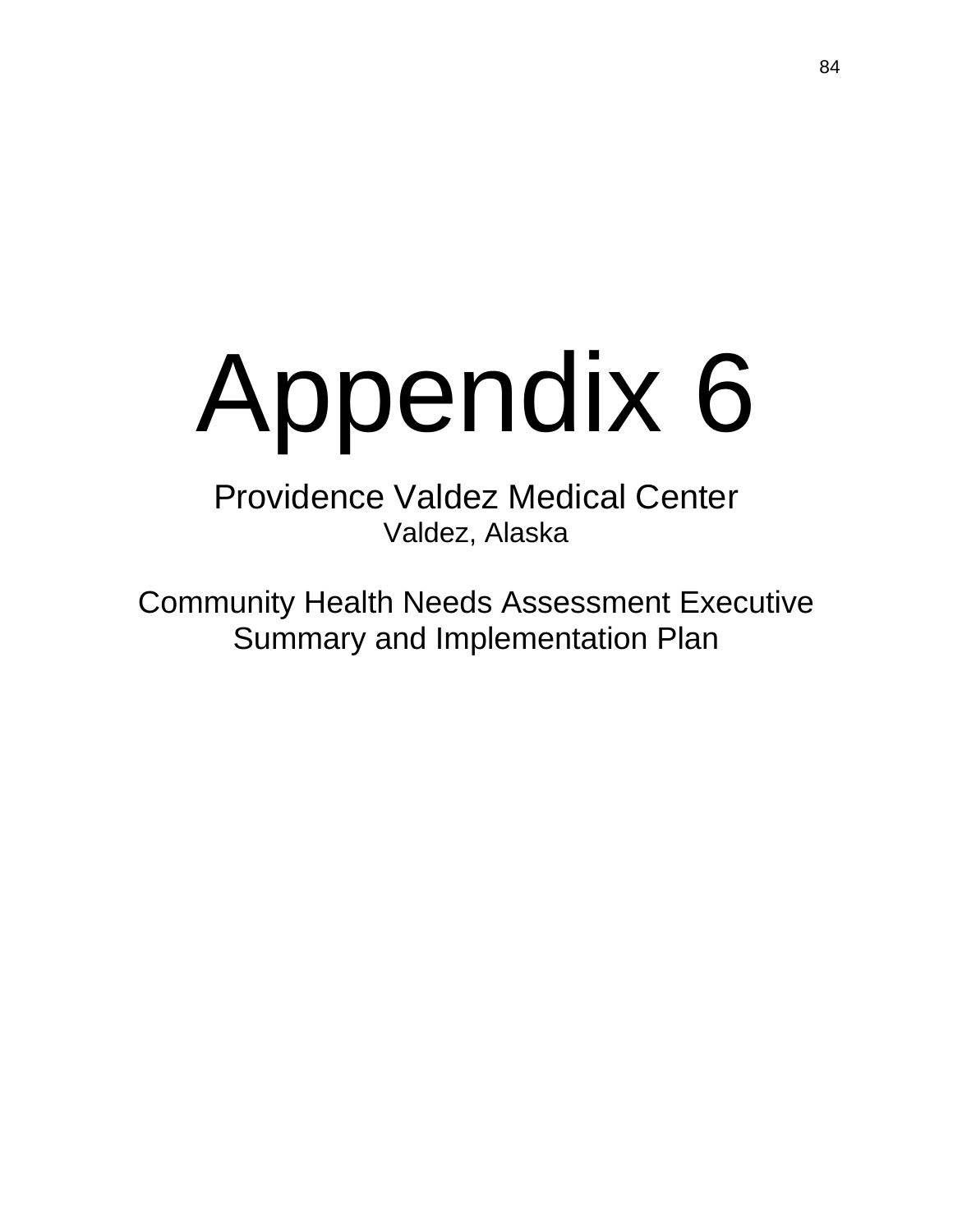# Appendix 6

## Providence Valdez Medical Center

Valdez, Alaska

## Community Health Needs Assessment Executive Summary and Implementation Plan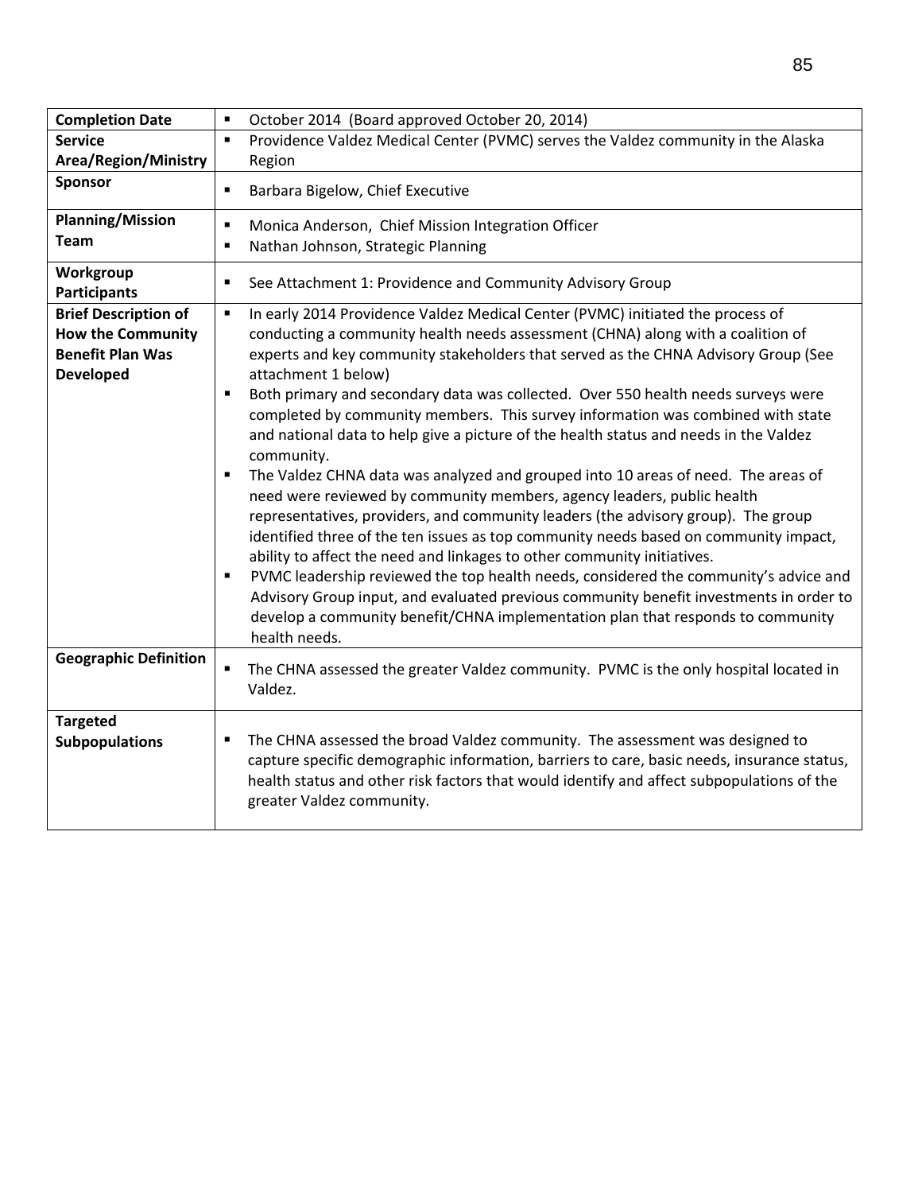| | |
|---|---|
| **Completion Date** | ▪ October 2014 (Board approved October 20, 2014) |
| **Service Area/Region/Ministry** | ▪ Providence Valdez Medical Center (PVMC) serves the Valdez community in the Alaska Region |
| **Sponsor** | ▪ Barbara Bigelow, Chief Executive |
| **Planning/Mission Team** | ▪ Monica Anderson, Chief Mission Integration Officer<br>▪ Nathan Johnson, Strategic Planning |
| **Workgroup Participants** | ▪ See Attachment 1: Providence and Community Advisory Group |
| **Brief Description of How the Community Benefit Plan Was Developed** | ▪ In early 2014 Providence Valdez Medical Center (PVMC) initiated the process of conducting a community health needs assessment (CHNA) along with a coalition of experts and key community stakeholders that served as the CHNA Advisory Group (See attachment 1 below)<br>▪ Both primary and secondary data was collected. Over 550 health needs surveys were completed by community members. This survey information was combined with state and national data to help give a picture of the health status and needs in the Valdez community.<br>▪ The Valdez CHNA data was analyzed and grouped into 10 areas of need. The areas of need were reviewed by community members, agency leaders, public health representatives, providers, and community leaders (the advisory group). The group identified three of the ten issues as top community needs based on community impact, ability to affect the need and linkages to other community initiatives.<br>▪ PVMC leadership reviewed the top health needs, considered the community's advice and Advisory Group input, and evaluated previous community benefit investments in order to develop a community benefit/CHNA implementation plan that responds to community health needs. |
| **Geographic Definition** | ▪ The CHNA assessed the greater Valdez community. PVMC is the only hospital located in Valdez. |
| **Targeted Subpopulations** | ▪ The CHNA assessed the broad Valdez community. The assessment was designed to capture specific demographic information, barriers to care, basic needs, insurance status, health status and other risk factors that would identify and affect subpopulations of the greater Valdez community. |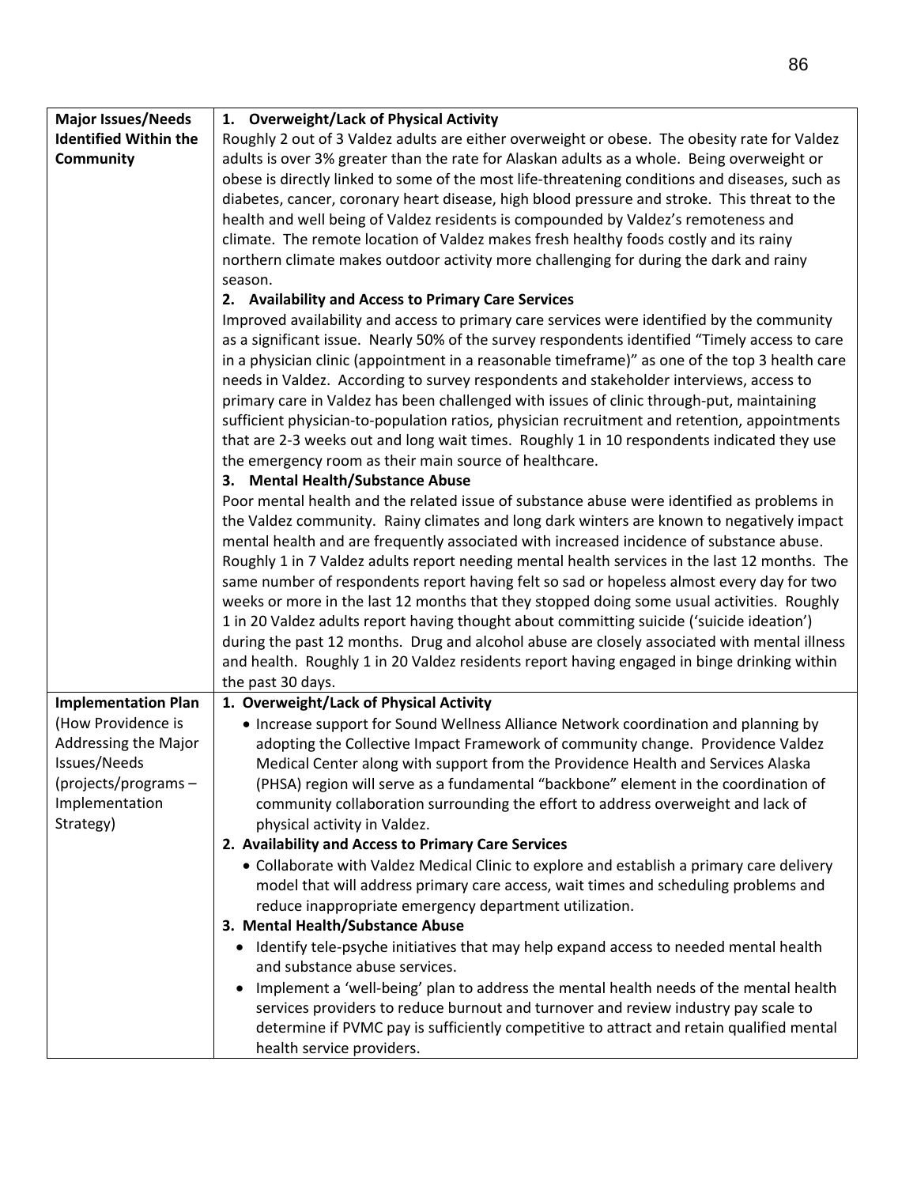| Major Issues/Needs Identified Within the Community | **1. Overweight/Lack of Physical Activity**<br>Roughly 2 out of 3 Valdez adults are either overweight or obese. The obesity rate for Valdez adults is over 3% greater than the rate for Alaskan adults as a whole. Being overweight or obese is directly linked to some of the most life-threatening conditions and diseases, such as diabetes, cancer, coronary heart disease, high blood pressure and stroke. This threat to the health and well being of Valdez residents is compounded by Valdez's remoteness and climate. The remote location of Valdez makes fresh healthy foods costly and its rainy northern climate makes outdoor activity more challenging for during the dark and rainy season.<br>**2. Availability and Access to Primary Care Services**<br>Improved availability and access to primary care services were identified by the community as a significant issue. Nearly 50% of the survey respondents identified "Timely access to care in a physician clinic (appointment in a reasonable timeframe)" as one of the top 3 health care needs in Valdez. According to survey respondents and stakeholder interviews, access to primary care in Valdez has been challenged with issues of clinic through-put, maintaining sufficient physician-to-population ratios, physician recruitment and retention, appointments that are 2-3 weeks out and long wait times. Roughly 1 in 10 respondents indicated they use the emergency room as their main source of healthcare.<br>**3. Mental Health/Substance Abuse**<br>Poor mental health and the related issue of substance abuse were identified as problems in the Valdez community. Rainy climates and long dark winters are known to negatively impact mental health and are frequently associated with increased incidence of substance abuse. Roughly 1 in 7 Valdez adults report needing mental health services in the last 12 months. The same number of respondents report having felt so sad or hopeless almost every day for two weeks or more in the last 12 months that they stopped doing some usual activities. Roughly 1 in 20 Valdez adults report having thought about committing suicide ('suicide ideation') during the past 12 months. Drug and alcohol abuse are closely associated with mental illness and health. Roughly 1 in 20 Valdez residents report having engaged in binge drinking within the past 30 days. |
|---|---|
| **Implementation Plan** (How Providence is Addressing the Major Issues/Needs (projects/programs – Implementation Strategy) | **1. Overweight/Lack of Physical Activity**<br>• Increase support for Sound Wellness Alliance Network coordination and planning by adopting the Collective Impact Framework of community change. Providence Valdez Medical Center along with support from the Providence Health and Services Alaska (PHSA) region will serve as a fundamental "backbone" element in the coordination of community collaboration surrounding the effort to address overweight and lack of physical activity in Valdez.<br>**2. Availability and Access to Primary Care Services**<br>• Collaborate with Valdez Medical Clinic to explore and establish a primary care delivery model that will address primary care access, wait times and scheduling problems and reduce inappropriate emergency department utilization.<br>**3. Mental Health/Substance Abuse**<br>• Identify tele-psyche initiatives that may help expand access to needed mental health and substance abuse services.<br>• Implement a 'well-being' plan to address the mental health needs of the mental health services providers to reduce burnout and turnover and review industry pay scale to determine if PVMC pay is sufficiently competitive to attract and retain qualified mental health service providers. |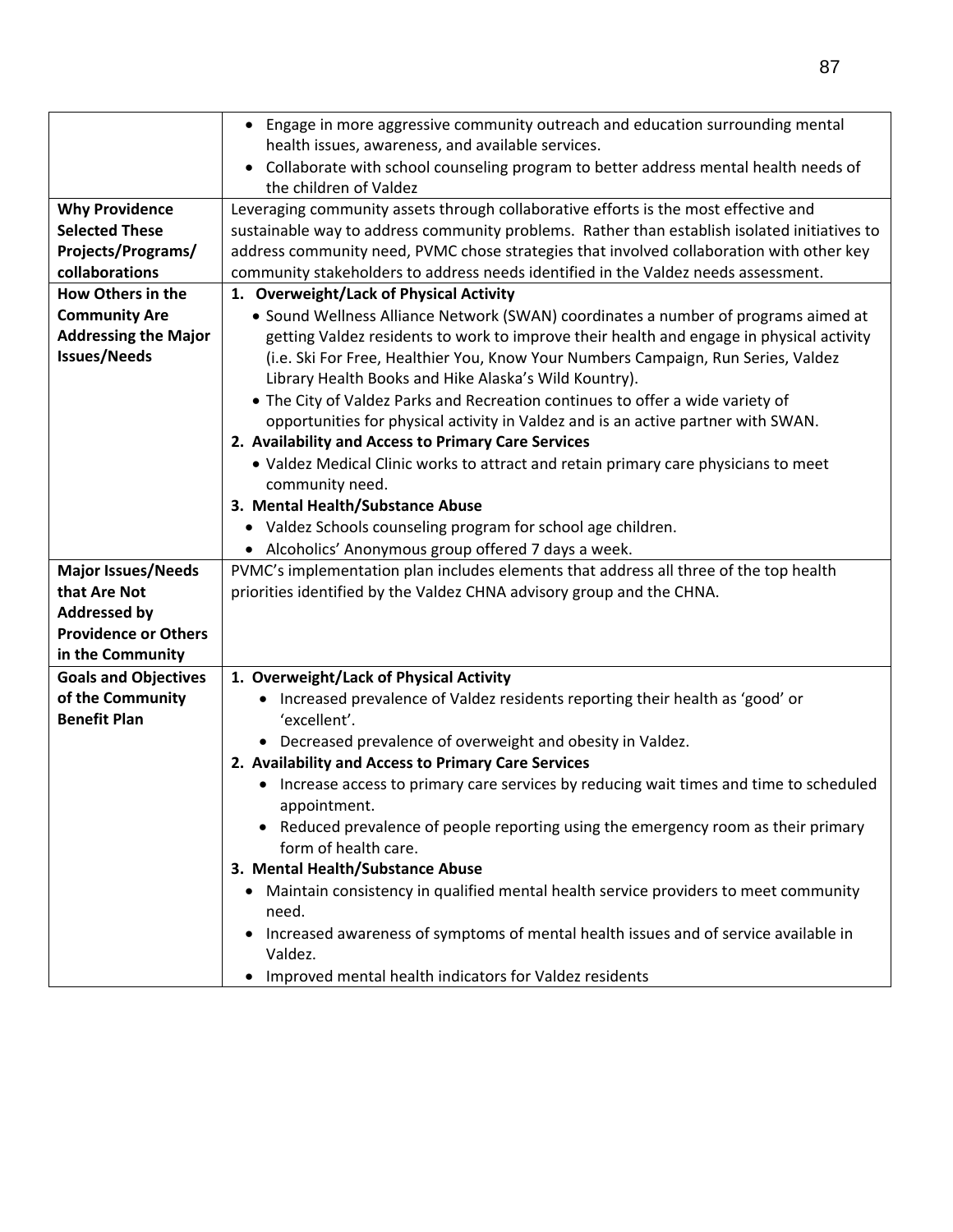| | |
|---|---|
| | • Engage in more aggressive community outreach and education surrounding mental health issues, awareness, and available services.<br>• Collaborate with school counseling program to better address mental health needs of the children of Valdez |
| **Why Providence Selected These Projects/Programs/ collaborations** | Leveraging community assets through collaborative efforts is the most effective and sustainable way to address community problems. Rather than establish isolated initiatives to address community need, PVMC chose strategies that involved collaboration with other key community stakeholders to address needs identified in the Valdez needs assessment. |
| **How Others in the Community Are Addressing the Major Issues/Needs** | **1. Overweight/Lack of Physical Activity**<br>• Sound Wellness Alliance Network (SWAN) coordinates a number of programs aimed at getting Valdez residents to work to improve their health and engage in physical activity (i.e. Ski For Free, Healthier You, Know Your Numbers Campaign, Run Series, Valdez Library Health Books and Hike Alaska's Wild Kountry).<br>• The City of Valdez Parks and Recreation continues to offer a wide variety of opportunities for physical activity in Valdez and is an active partner with SWAN.<br>**2. Availability and Access to Primary Care Services**<br>• Valdez Medical Clinic works to attract and retain primary care physicians to meet community need.<br>**3. Mental Health/Substance Abuse**<br>• Valdez Schools counseling program for school age children.<br>• Alcoholics' Anonymous group offered 7 days a week. |
| **Major Issues/Needs that Are Not Addressed by Providence or Others in the Community** | PVMC's implementation plan includes elements that address all three of the top health priorities identified by the Valdez CHNA advisory group and the CHNA. |
| **Goals and Objectives of the Community Benefit Plan** | **1. Overweight/Lack of Physical Activity**<br>• Increased prevalence of Valdez residents reporting their health as 'good' or 'excellent'.<br>• Decreased prevalence of overweight and obesity in Valdez.<br>**2. Availability and Access to Primary Care Services**<br>• Increase access to primary care services by reducing wait times and time to scheduled appointment.<br>• Reduced prevalence of people reporting using the emergency room as their primary form of health care.<br>**3. Mental Health/Substance Abuse**<br>• Maintain consistency in qualified mental health service providers to meet community need.<br>• Increased awareness of symptoms of mental health issues and of service available in Valdez.<br>• Improved mental health indicators for Valdez residents |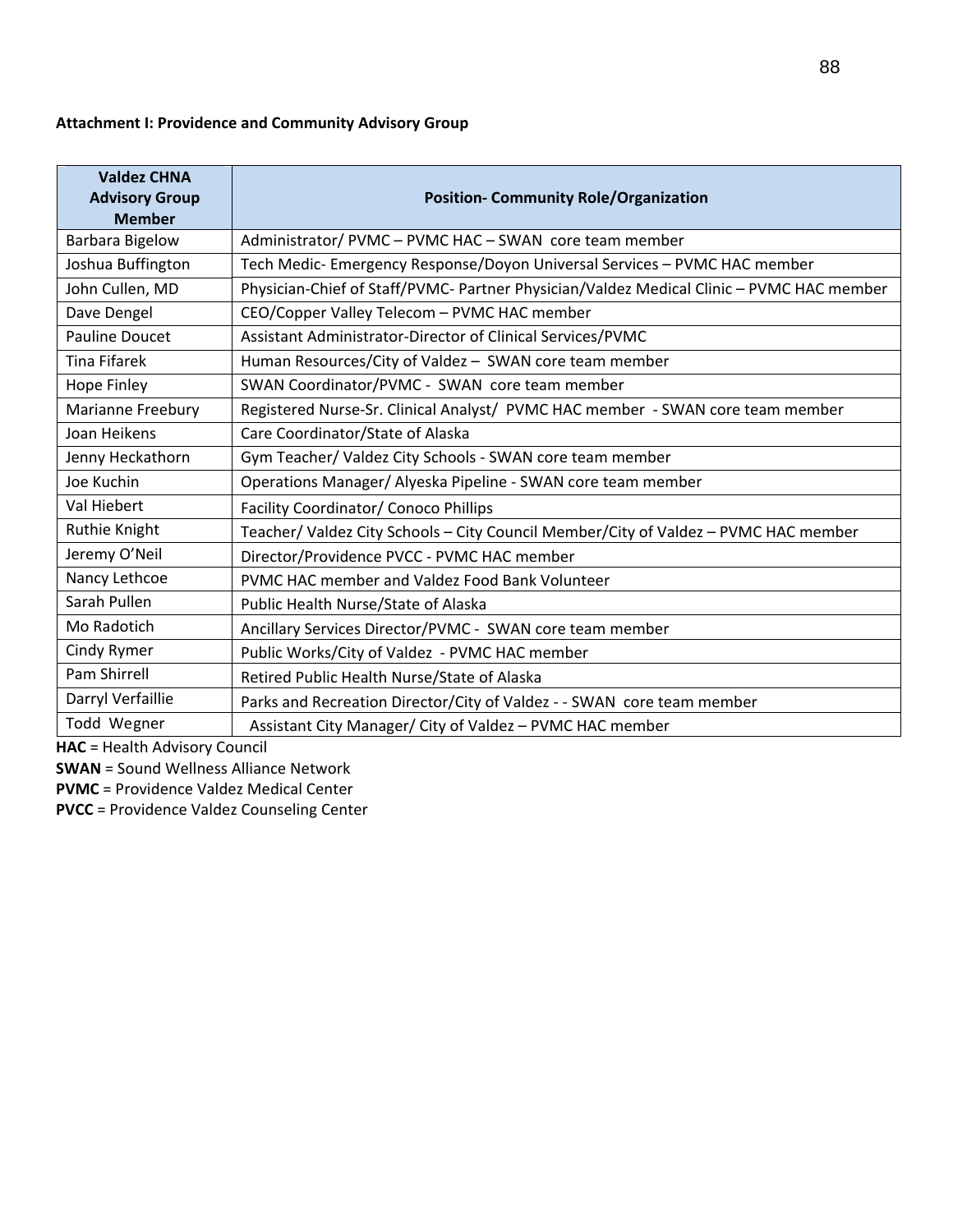**Attachment I: Providence and Community Advisory Group**

| Valdez CHNA Advisory Group Member | Position- Community Role/Organization |
|---|---|
| Barbara Bigelow | Administrator/ PVMC – PVMC HAC – SWAN core team member |
| Joshua Buffington | Tech Medic- Emergency Response/Doyon Universal Services – PVMC HAC member |
| John Cullen, MD | Physician-Chief of Staff/PVMC- Partner Physician/Valdez Medical Clinic – PVMC HAC member |
| Dave Dengel | CEO/Copper Valley Telecom – PVMC HAC member |
| Pauline Doucet | Assistant Administrator-Director of Clinical Services/PVMC |
| Tina Fifarek | Human Resources/City of Valdez – SWAN core team member |
| Hope Finley | SWAN Coordinator/PVMC - SWAN core team member |
| Marianne Freebury | Registered Nurse-Sr. Clinical Analyst/ PVMC HAC member - SWAN core team member |
| Joan Heikens | Care Coordinator/State of Alaska |
| Jenny Heckathorn | Gym Teacher/ Valdez City Schools - SWAN core team member |
| Joe Kuchin | Operations Manager/ Alyeska Pipeline - SWAN core team member |
| Val Hiebert | Facility Coordinator/ Conoco Phillips |
| Ruthie Knight | Teacher/ Valdez City Schools – City Council Member/City of Valdez – PVMC HAC member |
| Jeremy O'Neil | Director/Providence PVCC - PVMC HAC member |
| Nancy Lethcoe | PVMC HAC member and Valdez Food Bank Volunteer |
| Sarah Pullen | Public Health Nurse/State of Alaska |
| Mo Radotich | Ancillary Services Director/PVMC - SWAN core team member |
| Cindy Rymer | Public Works/City of Valdez - PVMC HAC member |
| Pam Shirrell | Retired Public Health Nurse/State of Alaska |
| Darryl Verfaillie | Parks and Recreation Director/City of Valdez - - SWAN core team member |
| Todd Wegner | Assistant City Manager/ City of Valdez – PVMC HAC member |

**HAC** = Health Advisory Council

**SWAN** = Sound Wellness Alliance Network

**PVMC** = Providence Valdez Medical Center

**PVCC** = Providence Valdez Counseling Center